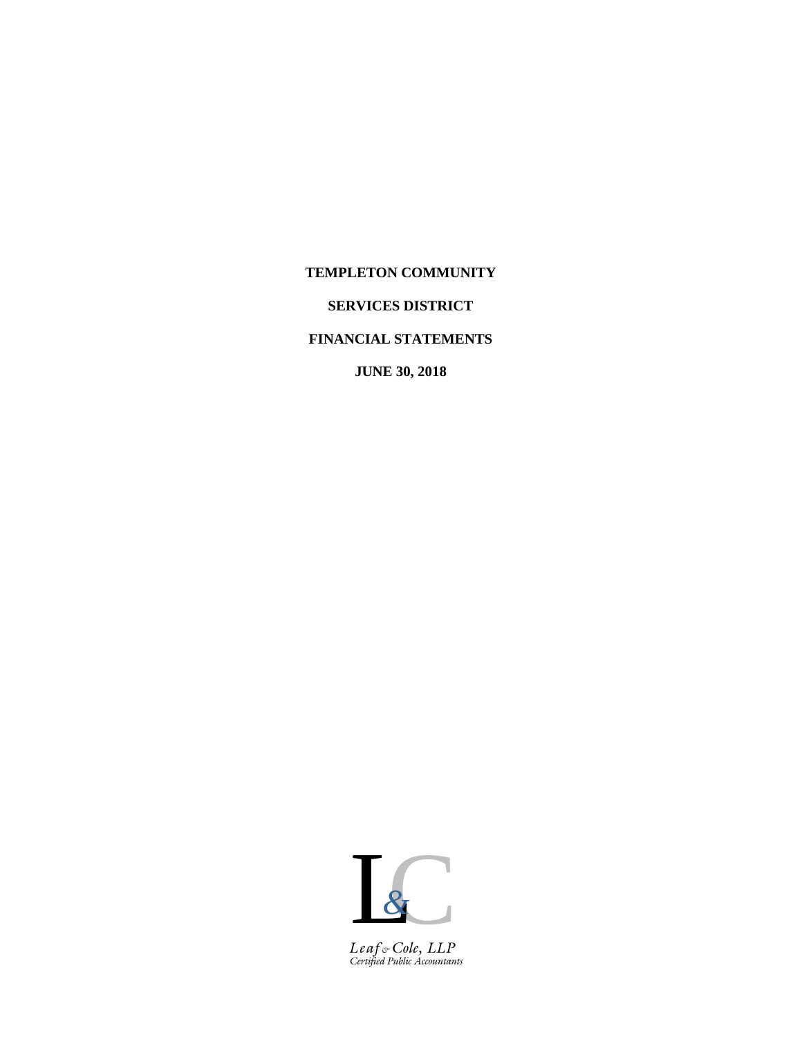# TEMPLETON COMMUNITY

# SERVICES DISTRICT

# FINANCIAL STATEMENTS

# JUNE 30, 2018

*Leaf & Cole, LLP*
*Certified Public Accountants*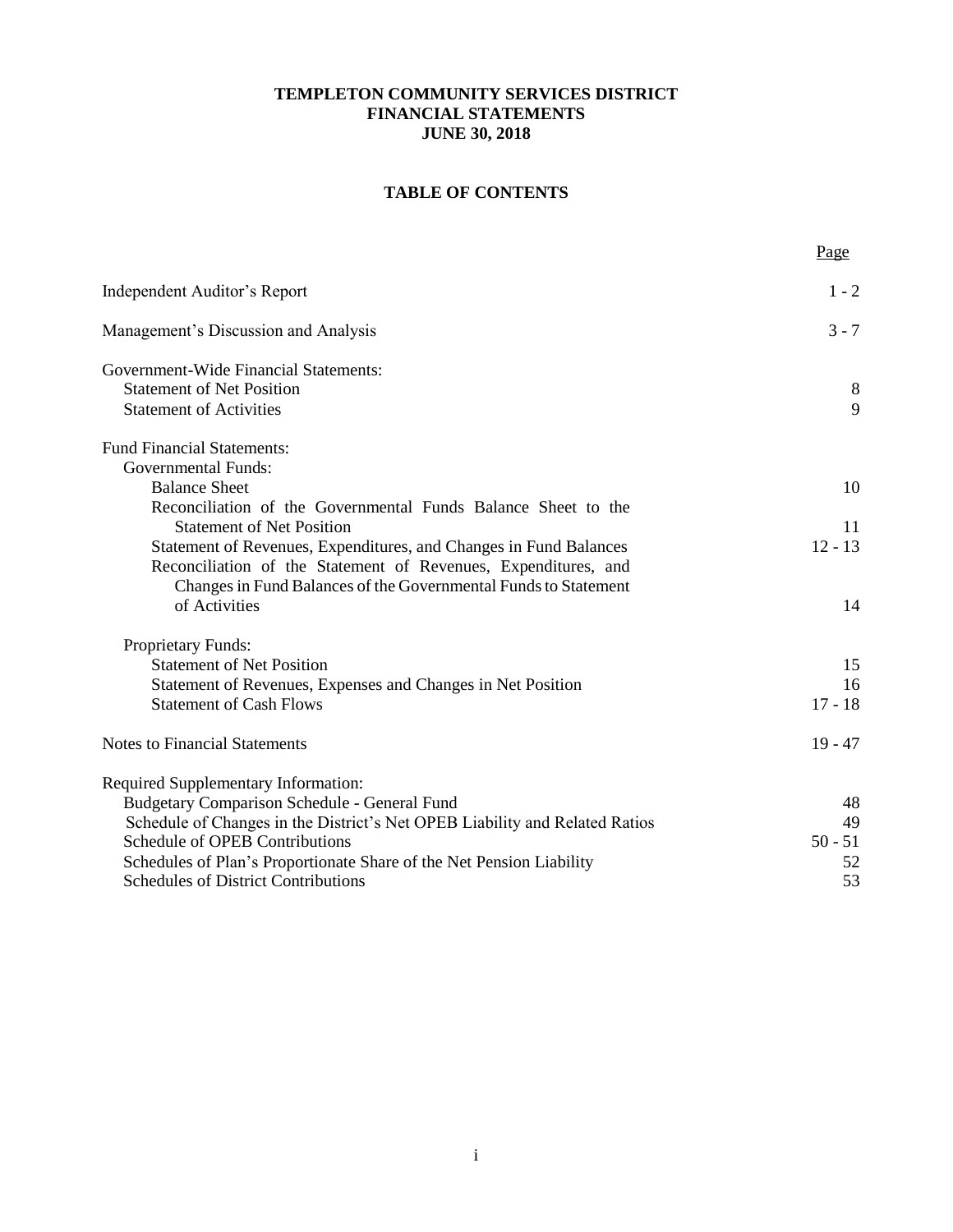# TEMPLETON COMMUNITY SERVICES DISTRICT
# FINANCIAL STATEMENTS
# JUNE 30, 2018

## TABLE OF CONTENTS

| | Page |
|---|---|
| Independent Auditor's Report | 1 - 2 |
| Management's Discussion and Analysis | 3 - 7 |
| Government-Wide Financial Statements: | |
| Statement of Net Position | 8 |
| Statement of Activities | 9 |
| Fund Financial Statements: | |
| Governmental Funds: | |
| Balance Sheet | 10 |
| Reconciliation of the Governmental Funds Balance Sheet to the Statement of Net Position | 11 |
| Statement of Revenues, Expenditures, and Changes in Fund Balances | 12 - 13 |
| Reconciliation of the Statement of Revenues, Expenditures, and Changes in Fund Balances of the Governmental Funds to Statement of Activities | 14 |
| Proprietary Funds: | |
| Statement of Net Position | 15 |
| Statement of Revenues, Expenses and Changes in Net Position | 16 |
| Statement of Cash Flows | 17 - 18 |
| Notes to Financial Statements | 19 - 47 |
| Required Supplementary Information: | |
| Budgetary Comparison Schedule - General Fund | 48 |
| Schedule of Changes in the District's Net OPEB Liability and Related Ratios | 49 |
| Schedule of OPEB Contributions | 50 - 51 |
| Schedules of Plan's Proportionate Share of the Net Pension Liability | 52 |
| Schedules of District Contributions | 53 |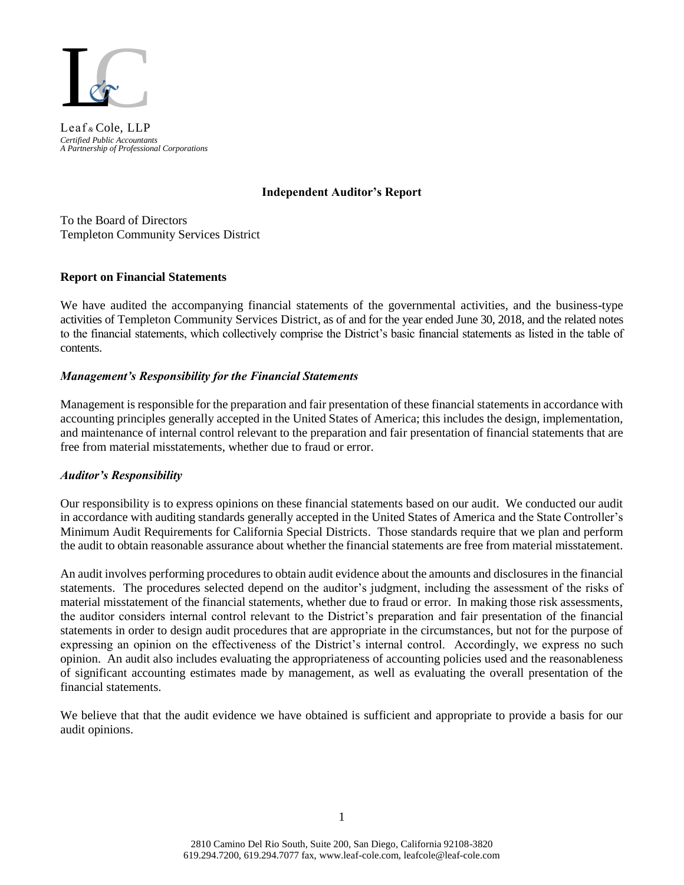Leaf & Cole, LLP
*Certified Public Accountants*
*A Partnership of Professional Corporations*

**Independent Auditor's Report**

To the Board of Directors
Templeton Community Services District

**Report on Financial Statements**

We have audited the accompanying financial statements of the governmental activities, and the business-type activities of Templeton Community Services District, as of and for the year ended June 30, 2018, and the related notes to the financial statements, which collectively comprise the District's basic financial statements as listed in the table of contents.

***Management's Responsibility for the Financial Statements***

Management is responsible for the preparation and fair presentation of these financial statements in accordance with accounting principles generally accepted in the United States of America; this includes the design, implementation, and maintenance of internal control relevant to the preparation and fair presentation of financial statements that are free from material misstatements, whether due to fraud or error.

***Auditor's Responsibility***

Our responsibility is to express opinions on these financial statements based on our audit. We conducted our audit in accordance with auditing standards generally accepted in the United States of America and the State Controller's Minimum Audit Requirements for California Special Districts. Those standards require that we plan and perform the audit to obtain reasonable assurance about whether the financial statements are free from material misstatement.

An audit involves performing procedures to obtain audit evidence about the amounts and disclosures in the financial statements. The procedures selected depend on the auditor's judgment, including the assessment of the risks of material misstatement of the financial statements, whether due to fraud or error. In making those risk assessments, the auditor considers internal control relevant to the District's preparation and fair presentation of the financial statements in order to design audit procedures that are appropriate in the circumstances, but not for the purpose of expressing an opinion on the effectiveness of the District's internal control. Accordingly, we express no such opinion. An audit also includes evaluating the appropriateness of accounting policies used and the reasonableness of significant accounting estimates made by management, as well as evaluating the overall presentation of the financial statements.

We believe that that the audit evidence we have obtained is sufficient and appropriate to provide a basis for our audit opinions.

2810 Camino Del Rio South, Suite 200, San Diego, California 92108-3820
619.294.7200, 619.294.7077 fax, www.leaf-cole.com, leafcole@leaf-cole.com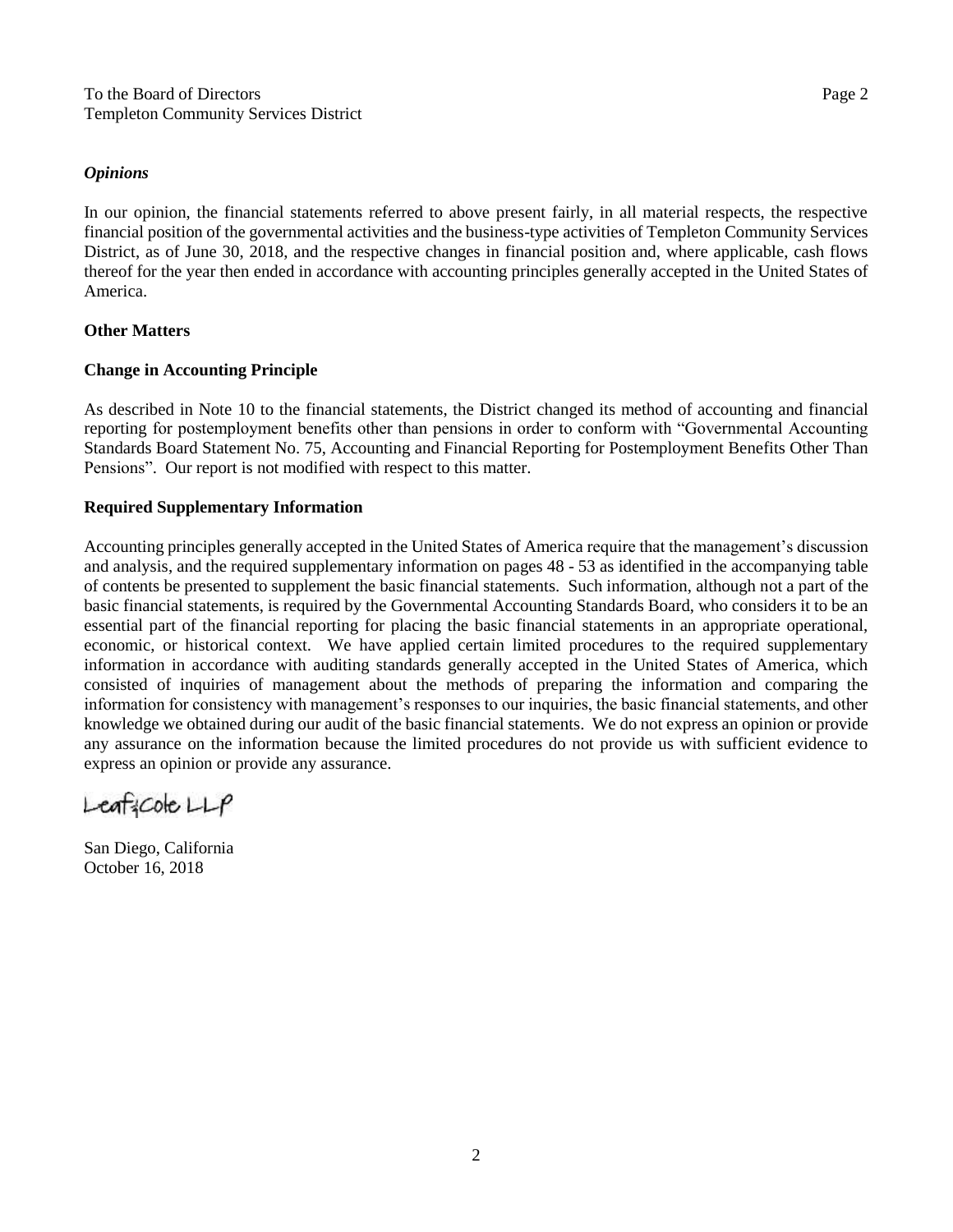To the Board of Directors
Templeton Community Services District

### *Opinions*

In our opinion, the financial statements referred to above present fairly, in all material respects, the respective financial position of the governmental activities and the business-type activities of Templeton Community Services District, as of June 30, 2018, and the respective changes in financial position and, where applicable, cash flows thereof for the year then ended in accordance with accounting principles generally accepted in the United States of America.

### Other Matters

### Change in Accounting Principle

As described in Note 10 to the financial statements, the District changed its method of accounting and financial reporting for postemployment benefits other than pensions in order to conform with "Governmental Accounting Standards Board Statement No. 75, Accounting and Financial Reporting for Postemployment Benefits Other Than Pensions". Our report is not modified with respect to this matter.

### Required Supplementary Information

Accounting principles generally accepted in the United States of America require that the management's discussion and analysis, and the required supplementary information on pages 48 - 53 as identified in the accompanying table of contents be presented to supplement the basic financial statements. Such information, although not a part of the basic financial statements, is required by the Governmental Accounting Standards Board, who considers it to be an essential part of the financial reporting for placing the basic financial statements in an appropriate operational, economic, or historical context. We have applied certain limited procedures to the required supplementary information in accordance with auditing standards generally accepted in the United States of America, which consisted of inquiries of management about the methods of preparing the information and comparing the information for consistency with management's responses to our inquiries, the basic financial statements, and other knowledge we obtained during our audit of the basic financial statements. We do not express an opinion or provide any assurance on the information because the limited procedures do not provide us with sufficient evidence to express an opinion or provide any assurance.

Leaf & Cole LLP

San Diego, California
October 16, 2018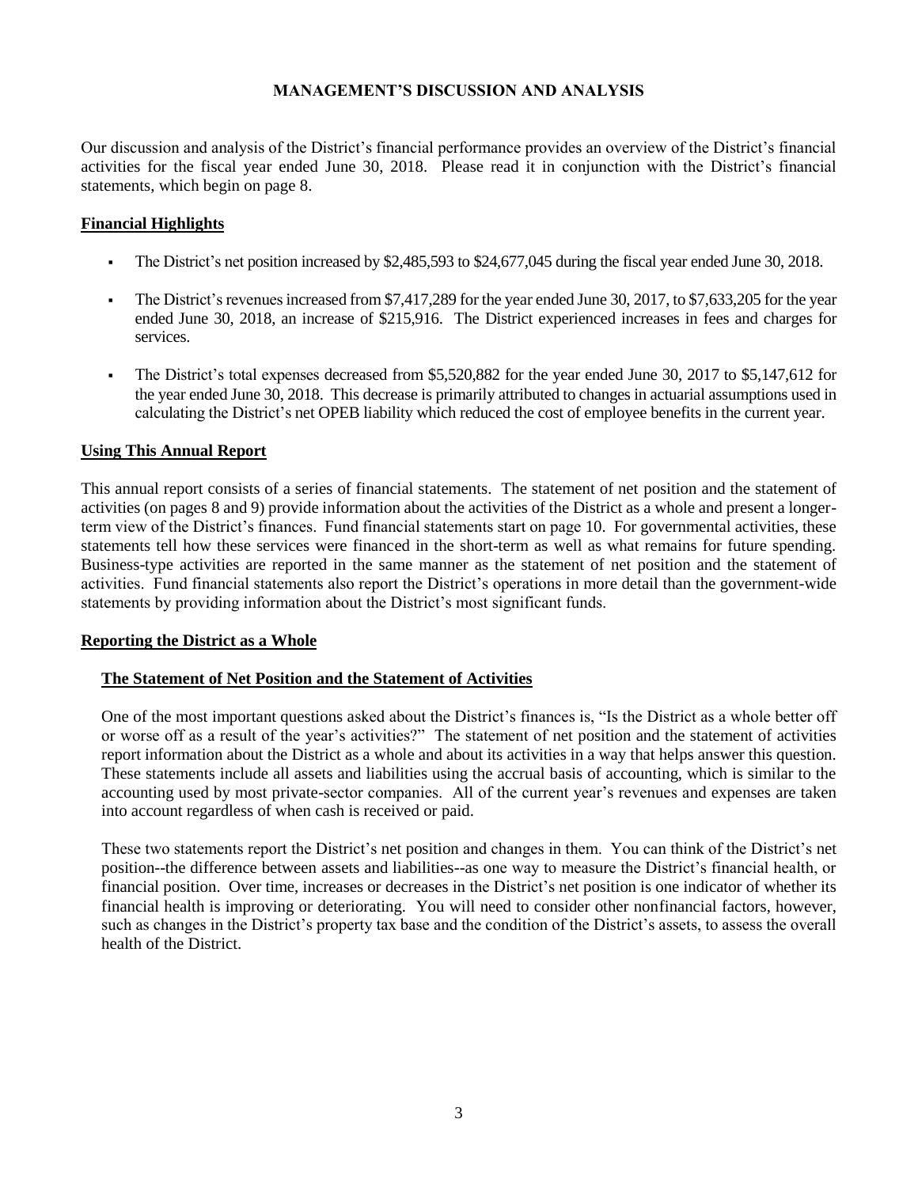# MANAGEMENT'S DISCUSSION AND ANALYSIS

Our discussion and analysis of the District's financial performance provides an overview of the District's financial activities for the fiscal year ended June 30, 2018. Please read it in conjunction with the District's financial statements, which begin on page 8.

## Financial Highlights

- The District's net position increased by $2,485,593 to $24,677,045 during the fiscal year ended June 30, 2018.
- The District's revenues increased from $7,417,289 for the year ended June 30, 2017, to $7,633,205 for the year ended June 30, 2018, an increase of $215,916. The District experienced increases in fees and charges for services.
- The District's total expenses decreased from $5,520,882 for the year ended June 30, 2017 to $5,147,612 for the year ended June 30, 2018. This decrease is primarily attributed to changes in actuarial assumptions used in calculating the District's net OPEB liability which reduced the cost of employee benefits in the current year.

## Using This Annual Report

This annual report consists of a series of financial statements. The statement of net position and the statement of activities (on pages 8 and 9) provide information about the activities of the District as a whole and present a longer-term view of the District's finances. Fund financial statements start on page 10. For governmental activities, these statements tell how these services were financed in the short-term as well as what remains for future spending. Business-type activities are reported in the same manner as the statement of net position and the statement of activities. Fund financial statements also report the District's operations in more detail than the government-wide statements by providing information about the District's most significant funds.

## Reporting the District as a Whole

### The Statement of Net Position and the Statement of Activities

One of the most important questions asked about the District's finances is, "Is the District as a whole better off or worse off as a result of the year's activities?" The statement of net position and the statement of activities report information about the District as a whole and about its activities in a way that helps answer this question. These statements include all assets and liabilities using the accrual basis of accounting, which is similar to the accounting used by most private-sector companies. All of the current year's revenues and expenses are taken into account regardless of when cash is received or paid.

These two statements report the District's net position and changes in them. You can think of the District's net position--the difference between assets and liabilities--as one way to measure the District's financial health, or financial position. Over time, increases or decreases in the District's net position is one indicator of whether its financial health is improving or deteriorating. You will need to consider other nonfinancial factors, however, such as changes in the District's property tax base and the condition of the District's assets, to assess the overall health of the District.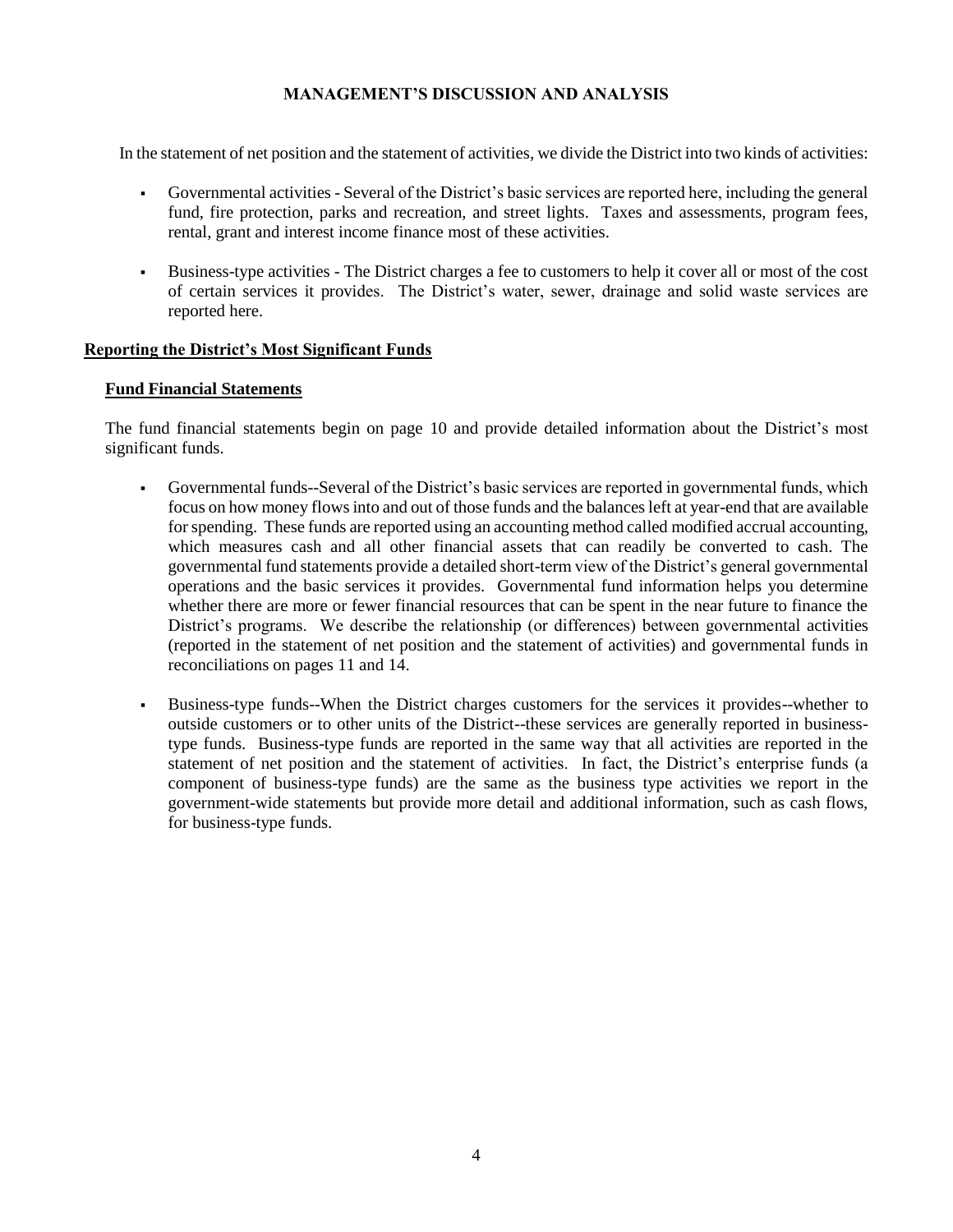# MANAGEMENT'S DISCUSSION AND ANALYSIS

In the statement of net position and the statement of activities, we divide the District into two kinds of activities:

- Governmental activities - Several of the District's basic services are reported here, including the general fund, fire protection, parks and recreation, and street lights. Taxes and assessments, program fees, rental, grant and interest income finance most of these activities.
- Business-type activities - The District charges a fee to customers to help it cover all or most of the cost of certain services it provides. The District's water, sewer, drainage and solid waste services are reported here.

## Reporting the District's Most Significant Funds

### Fund Financial Statements

The fund financial statements begin on page 10 and provide detailed information about the District's most significant funds.

- Governmental funds--Several of the District's basic services are reported in governmental funds, which focus on how money flows into and out of those funds and the balances left at year-end that are available for spending. These funds are reported using an accounting method called modified accrual accounting, which measures cash and all other financial assets that can readily be converted to cash. The governmental fund statements provide a detailed short-term view of the District's general governmental operations and the basic services it provides. Governmental fund information helps you determine whether there are more or fewer financial resources that can be spent in the near future to finance the District's programs. We describe the relationship (or differences) between governmental activities (reported in the statement of net position and the statement of activities) and governmental funds in reconciliations on pages 11 and 14.
- Business-type funds--When the District charges customers for the services it provides--whether to outside customers or to other units of the District--these services are generally reported in business-type funds. Business-type funds are reported in the same way that all activities are reported in the statement of net position and the statement of activities. In fact, the District's enterprise funds (a component of business-type funds) are the same as the business type activities we report in the government-wide statements but provide more detail and additional information, such as cash flows, for business-type funds.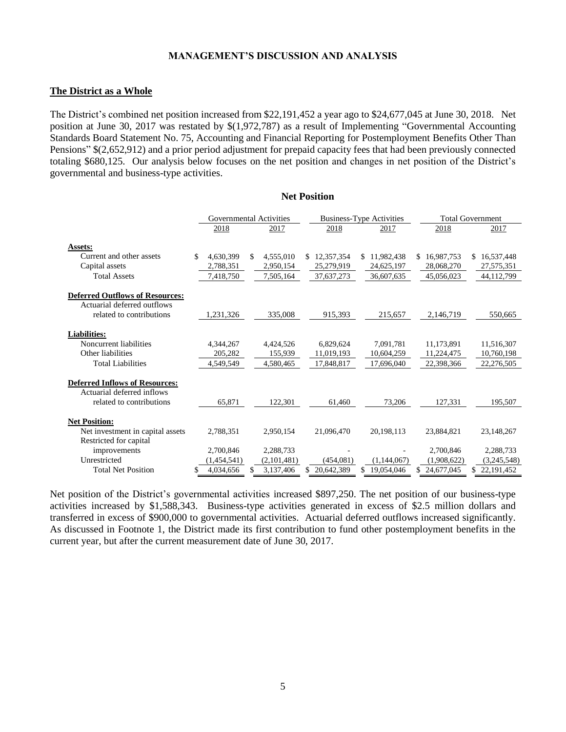## MANAGEMENT'S DISCUSSION AND ANALYSIS

**The District as a Whole**

The District's combined net position increased from $22,191,452 a year ago to $24,677,045 at June 30, 2018. Net position at June 30, 2017 was restated by $(1,972,787) as a result of Implementing "Governmental Accounting Standards Board Statement No. 75, Accounting and Financial Reporting for Postemployment Benefits Other Than Pensions" $(2,652,912) and a prior period adjustment for prepaid capacity fees that had been previously connected totaling $680,125. Our analysis below focuses on the net position and changes in net position of the District's governmental and business-type activities.

**Net Position**

| | Governmental Activities | | Business-Type Activities | | Total Government | |
|---|---|---|---|---|---|---|
| | 2018 | 2017 | 2018 | 2017 | 2018 | 2017 |
| **Assets:** | | | | | | |
| Current and other assets | $ 4,630,399 | $ 4,555,010 | $ 12,357,354 | $ 11,982,438 | $ 16,987,753 | $ 16,537,448 |
| Capital assets | 2,788,351 | 2,950,154 | 25,279,919 | 24,625,197 | 28,068,270 | 27,575,351 |
| Total Assets | 7,418,750 | 7,505,164 | 37,637,273 | 36,607,635 | 45,056,023 | 44,112,799 |
| **Deferred Outflows of Resources:** | | | | | | |
| Actuarial deferred outflows related to contributions | 1,231,326 | 335,008 | 915,393 | 215,657 | 2,146,719 | 550,665 |
| **Liabilities:** | | | | | | |
| Noncurrent liabilities | 4,344,267 | 4,424,526 | 6,829,624 | 7,091,781 | 11,173,891 | 11,516,307 |
| Other liabilities | 205,282 | 155,939 | 11,019,193 | 10,604,259 | 11,224,475 | 10,760,198 |
| Total Liabilities | 4,549,549 | 4,580,465 | 17,848,817 | 17,696,040 | 22,398,366 | 22,276,505 |
| **Deferred Inflows of Resources:** | | | | | | |
| Actuarial deferred inflows related to contributions | 65,871 | 122,301 | 61,460 | 73,206 | 127,331 | 195,507 |
| **Net Position:** | | | | | | |
| Net investment in capital assets | 2,788,351 | 2,950,154 | 21,096,470 | 20,198,113 | 23,884,821 | 23,148,267 |
| Restricted for capital improvements | 2,700,846 | 2,288,733 | - | - | 2,700,846 | 2,288,733 |
| Unrestricted | (1,454,541) | (2,101,481) | (454,081) | (1,144,067) | (1,908,622) | (3,245,548) |
| Total Net Position | $ 4,034,656 | $ 3,137,406 | $ 20,642,389 | $ 19,054,046 | $ 24,677,045 | $ 22,191,452 |

Net position of the District's governmental activities increased $897,250. The net position of our business-type activities increased by $1,588,343. Business-type activities generated in excess of $2.5 million dollars and transferred in excess of $900,000 to governmental activities. Actuarial deferred outflows increased significantly. As discussed in Footnote 1, the District made its first contribution to fund other postemployment benefits in the current year, but after the current measurement date of June 30, 2017.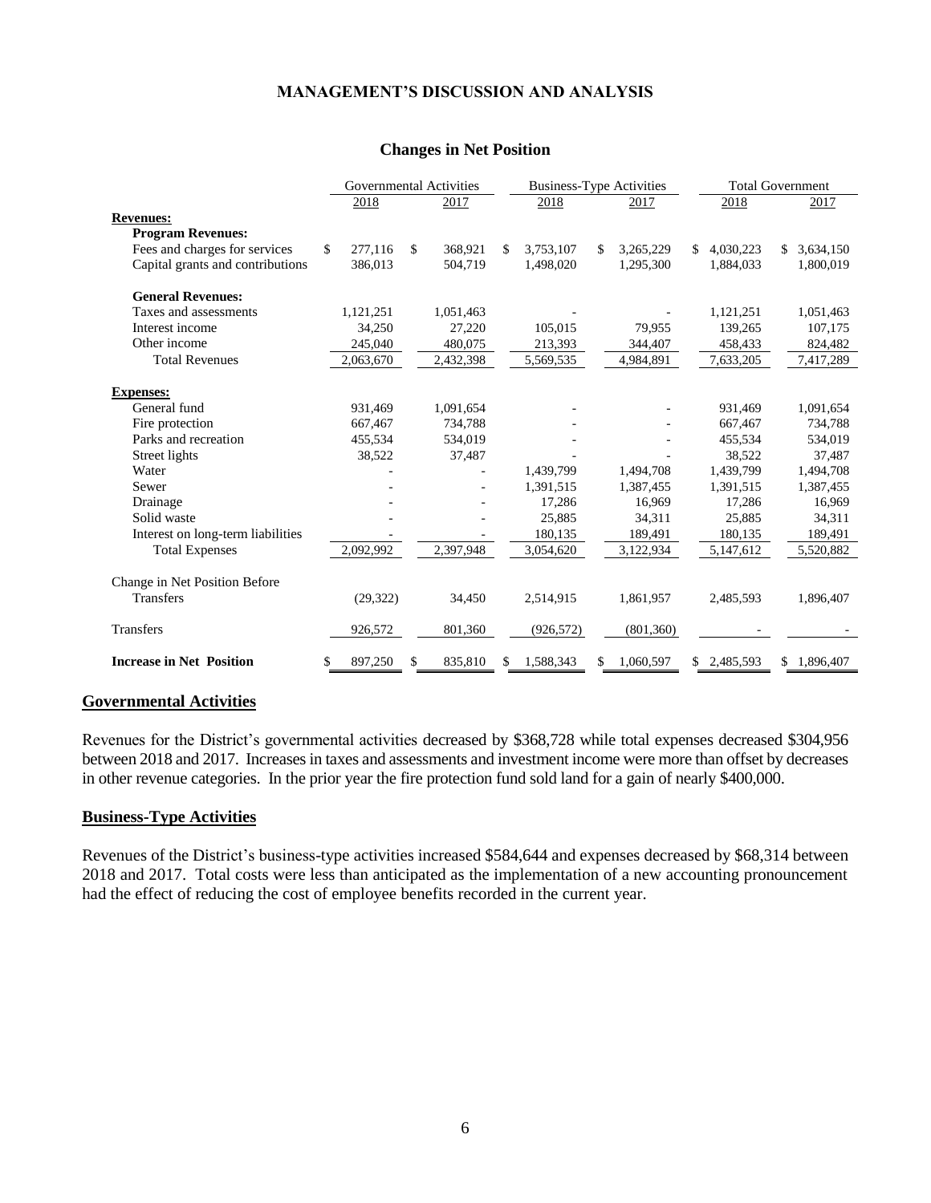## MANAGEMENT'S DISCUSSION AND ANALYSIS

### Changes in Net Position

| | Governmental Activities | | Business-Type Activities | | Total Government | |
|---|---|---|---|---|---|---|
| | 2018 | 2017 | 2018 | 2017 | 2018 | 2017 |
| **Revenues:** | | | | | | |
| **Program Revenues:** | | | | | | |
| Fees and charges for services | $ 277,116 | $ 368,921 | $ 3,753,107 | $ 3,265,229 | $ 4,030,223 | $ 3,634,150 |
| Capital grants and contributions | 386,013 | 504,719 | 1,498,020 | 1,295,300 | 1,884,033 | 1,800,019 |
| **General Revenues:** | | | | | | |
| Taxes and assessments | 1,121,251 | 1,051,463 | - | - | 1,121,251 | 1,051,463 |
| Interest income | 34,250 | 27,220 | 105,015 | 79,955 | 139,265 | 107,175 |
| Other income | 245,040 | 480,075 | 213,393 | 344,407 | 458,433 | 824,482 |
| Total Revenues | 2,063,670 | 2,432,398 | 5,569,535 | 4,984,891 | 7,633,205 | 7,417,289 |
| **Expenses:** | | | | | | |
| General fund | 931,469 | 1,091,654 | - | - | 931,469 | 1,091,654 |
| Fire protection | 667,467 | 734,788 | - | - | 667,467 | 734,788 |
| Parks and recreation | 455,534 | 534,019 | - | - | 455,534 | 534,019 |
| Street lights | 38,522 | 37,487 | - | - | 38,522 | 37,487 |
| Water | - | - | 1,439,799 | 1,494,708 | 1,439,799 | 1,494,708 |
| Sewer | - | - | 1,391,515 | 1,387,455 | 1,391,515 | 1,387,455 |
| Drainage | - | - | 17,286 | 16,969 | 17,286 | 16,969 |
| Solid waste | - | - | 25,885 | 34,311 | 25,885 | 34,311 |
| Interest on long-term liabilities | - | - | 180,135 | 189,491 | 180,135 | 189,491 |
| Total Expenses | 2,092,992 | 2,397,948 | 3,054,620 | 3,122,934 | 5,147,612 | 5,520,882 |
| Change in Net Position Before Transfers | (29,322) | 34,450 | 2,514,915 | 1,861,957 | 2,485,593 | 1,896,407 |
| Transfers | 926,572 | 801,360 | (926,572) | (801,360) | - | - |
| **Increase in Net Position** | $ 897,250 | $ 835,810 | $ 1,588,343 | $ 1,060,597 | $ 2,485,593 | $ 1,896,407 |

### Governmental Activities

Revenues for the District's governmental activities decreased by $368,728 while total expenses decreased $304,956 between 2018 and 2017. Increases in taxes and assessments and investment income were more than offset by decreases in other revenue categories. In the prior year the fire protection fund sold land for a gain of nearly $400,000.

### Business-Type Activities

Revenues of the District's business-type activities increased $584,644 and expenses decreased by $68,314 between 2018 and 2017. Total costs were less than anticipated as the implementation of a new accounting pronouncement had the effect of reducing the cost of employee benefits recorded in the current year.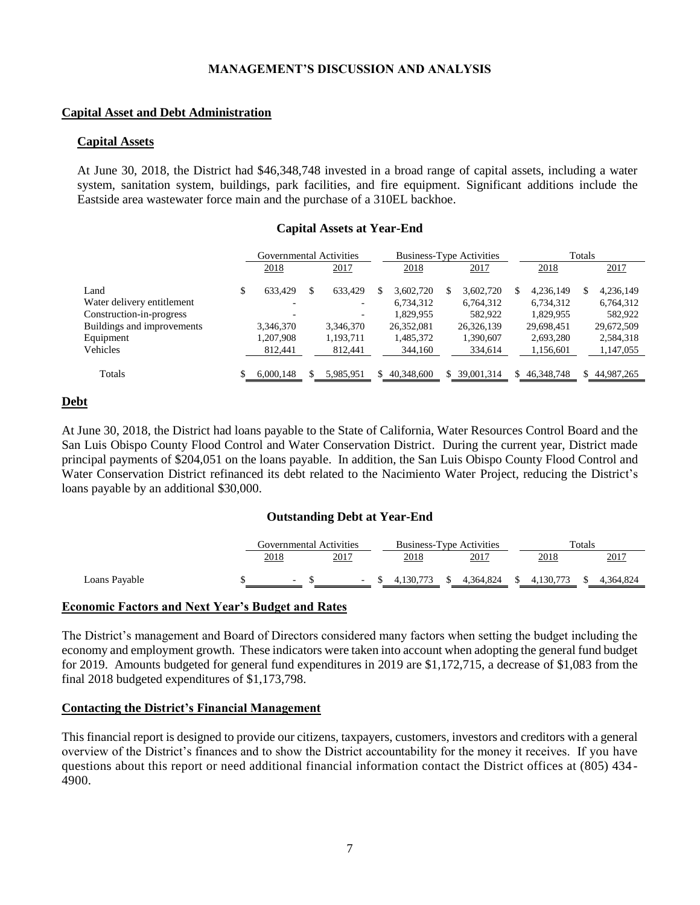## MANAGEMENT'S DISCUSSION AND ANALYSIS

### Capital Asset and Debt Administration

#### Capital Assets

At June 30, 2018, the District had $46,348,748 invested in a broad range of capital assets, including a water system, sanitation system, buildings, park facilities, and fire equipment. Significant additions include the Eastside area wastewater force main and the purchase of a 310EL backhoe.

**Capital Assets at Year-End**

| | Governmental Activities | | Business-Type Activities | | Totals | |
|---|---|---|---|---|---|---|
| | 2018 | 2017 | 2018 | 2017 | 2018 | 2017 |
| Land | $ 633,429 | $ 633,429 | $ 3,602,720 | $ 3,602,720 | $ 4,236,149 | $ 4,236,149 |
| Water delivery entitlement | - | - | 6,734,312 | 6,764,312 | 6,734,312 | 6,764,312 |
| Construction-in-progress | - | - | 1,829,955 | 582,922 | 1,829,955 | 582,922 |
| Buildings and improvements | 3,346,370 | 3,346,370 | 26,352,081 | 26,326,139 | 29,698,451 | 29,672,509 |
| Equipment | 1,207,908 | 1,193,711 | 1,485,372 | 1,390,607 | 2,693,280 | 2,584,318 |
| Vehicles | 812,441 | 812,441 | 344,160 | 334,614 | 1,156,601 | 1,147,055 |
| Totals | $ 6,000,148 | $ 5,985,951 | $ 40,348,600 | $ 39,001,314 | $ 46,348,748 | $ 44,987,265 |

### Debt

At June 30, 2018, the District had loans payable to the State of California, Water Resources Control Board and the San Luis Obispo County Flood Control and Water Conservation District. During the current year, District made principal payments of $204,051 on the loans payable. In addition, the San Luis Obispo County Flood Control and Water Conservation District refinanced its debt related to the Nacimiento Water Project, reducing the District's loans payable by an additional $30,000.

**Outstanding Debt at Year-End**

| | Governmental Activities | | Business-Type Activities | | Totals | |
|---|---|---|---|---|---|---|
| | 2018 | 2017 | 2018 | 2017 | 2018 | 2017 |
| Loans Payable | $ - | $ - | $ 4,130,773 | $ 4,364,824 | $ 4,130,773 | $ 4,364,824 |

### Economic Factors and Next Year's Budget and Rates

The District's management and Board of Directors considered many factors when setting the budget including the economy and employment growth. These indicators were taken into account when adopting the general fund budget for 2019. Amounts budgeted for general fund expenditures in 2019 are $1,172,715, a decrease of $1,083 from the final 2018 budgeted expenditures of $1,173,798.

### Contacting the District's Financial Management

This financial report is designed to provide our citizens, taxpayers, customers, investors and creditors with a general overview of the District's finances and to show the District accountability for the money it receives. If you have questions about this report or need additional financial information contact the District offices at (805) 434-4900.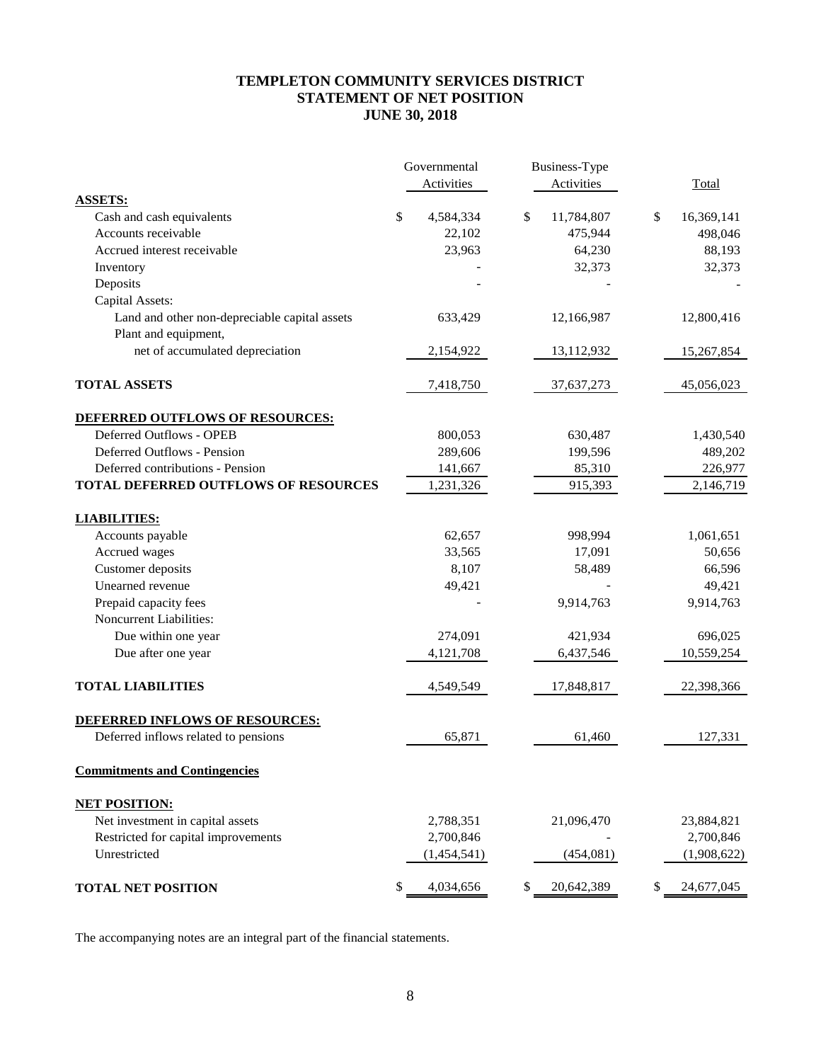# TEMPLETON COMMUNITY SERVICES DISTRICT
## STATEMENT OF NET POSITION
## JUNE 30, 2018

| | Governmental Activities | Business-Type Activities | Total |
|---|---|---|---|
| **ASSETS:** | | | |
| Cash and cash equivalents | $ 4,584,334 | $ 11,784,807 | $ 16,369,141 |
| Accounts receivable | 22,102 | 475,944 | 498,046 |
| Accrued interest receivable | 23,963 | 64,230 | 88,193 |
| Inventory | - | 32,373 | 32,373 |
| Deposits | - | - | - |
| Capital Assets: | | | |
| Land and other non-depreciable capital assets | 633,429 | 12,166,987 | 12,800,416 |
| Plant and equipment, net of accumulated depreciation | 2,154,922 | 13,112,932 | 15,267,854 |
| **TOTAL ASSETS** | 7,418,750 | 37,637,273 | 45,056,023 |
| **DEFERRED OUTFLOWS OF RESOURCES:** | | | |
| Deferred Outflows - OPEB | 800,053 | 630,487 | 1,430,540 |
| Deferred Outflows - Pension | 289,606 | 199,596 | 489,202 |
| Deferred contributions - Pension | 141,667 | 85,310 | 226,977 |
| **TOTAL DEFERRED OUTFLOWS OF RESOURCES** | 1,231,326 | 915,393 | 2,146,719 |
| **LIABILITIES:** | | | |
| Accounts payable | 62,657 | 998,994 | 1,061,651 |
| Accrued wages | 33,565 | 17,091 | 50,656 |
| Customer deposits | 8,107 | 58,489 | 66,596 |
| Unearned revenue | 49,421 | - | 49,421 |
| Prepaid capacity fees | - | 9,914,763 | 9,914,763 |
| Noncurrent Liabilities: | | | |
| Due within one year | 274,091 | 421,934 | 696,025 |
| Due after one year | 4,121,708 | 6,437,546 | 10,559,254 |
| **TOTAL LIABILITIES** | 4,549,549 | 17,848,817 | 22,398,366 |
| **DEFERRED INFLOWS OF RESOURCES:** | | | |
| Deferred inflows related to pensions | 65,871 | 61,460 | 127,331 |
| **Commitments and Contingencies** | | | |
| **NET POSITION:** | | | |
| Net investment in capital assets | 2,788,351 | 21,096,470 | 23,884,821 |
| Restricted for capital improvements | 2,700,846 | - | 2,700,846 |
| Unrestricted | (1,454,541) | (454,081) | (1,908,622) |
| **TOTAL NET POSITION** | $ 4,034,656 | $ 20,642,389 | $ 24,677,045 |

The accompanying notes are an integral part of the financial statements.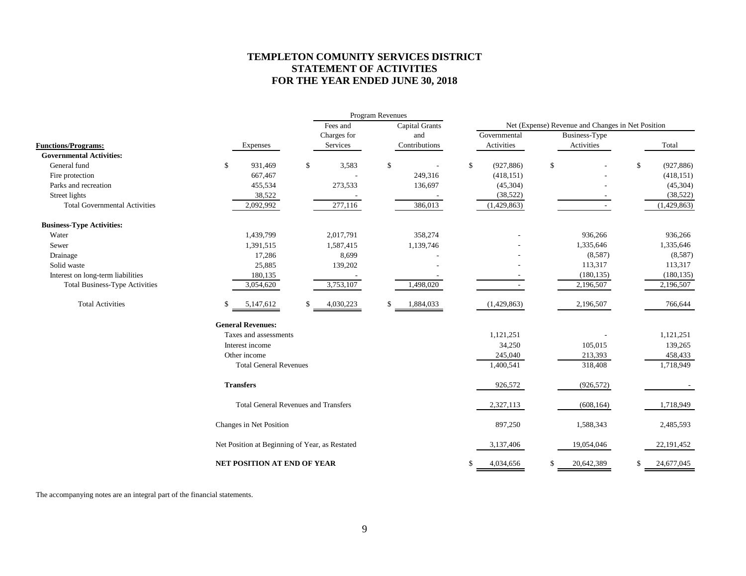# TEMPLETON COMUNITY SERVICES DISTRICT
## STATEMENT OF ACTIVITIES
## FOR THE YEAR ENDED JUNE 30, 2018

| | | Program Revenues | | Net (Expense) Revenue and Changes in Net Position | | |
|---|---|---|---|---|---|---|
| **Functions/Programs:** | Expenses | Fees and Charges for Services | Capital Grants and Contributions | Governmental Activities | Business-Type Activities | Total |
| **Governmental Activities:** | | | | | | |
| General fund | $ 931,469 | $ 3,583 | $ - | $ (927,886) | $ - | $ (927,886) |
| Fire protection | 667,467 | - | 249,316 | (418,151) | - | (418,151) |
| Parks and recreation | 455,534 | 273,533 | 136,697 | (45,304) | - | (45,304) |
| Street lights | 38,522 | - | - | (38,522) | - | (38,522) |
| Total Governmental Activities | 2,092,992 | 277,116 | 386,013 | (1,429,863) | - | (1,429,863) |
| **Business-Type Activities:** | | | | | | |
| Water | 1,439,799 | 2,017,791 | 358,274 | - | 936,266 | 936,266 |
| Sewer | 1,391,515 | 1,587,415 | 1,139,746 | - | 1,335,646 | 1,335,646 |
| Drainage | 17,286 | 8,699 | - | - | (8,587) | (8,587) |
| Solid waste | 25,885 | 139,202 | - | - | 113,317 | 113,317 |
| Interest on long-term liabilities | 180,135 | - | - | - | (180,135) | (180,135) |
| Total Business-Type Activities | 3,054,620 | 3,753,107 | 1,498,020 | - | 2,196,507 | 2,196,507 |
| Total Activities | $ 5,147,612 | $ 4,030,223 | $ 1,884,033 | (1,429,863) | 2,196,507 | 766,644 |
| **General Revenues:** | | | | | | |
| Taxes and assessments | | | | 1,121,251 | - | 1,121,251 |
| Interest income | | | | 34,250 | 105,015 | 139,265 |
| Other income | | | | 245,040 | 213,393 | 458,433 |
| Total General Revenues | | | | 1,400,541 | 318,408 | 1,718,949 |
| **Transfers** | | | | 926,572 | (926,572) | - |
| Total General Revenues and Transfers | | | | 2,327,113 | (608,164) | 1,718,949 |
| Changes in Net Position | | | | 897,250 | 1,588,343 | 2,485,593 |
| Net Position at Beginning of Year, as Restated | | | | 3,137,406 | 19,054,046 | 22,191,452 |
| **NET POSITION AT END OF YEAR** | | | | $ 4,034,656 | $ 20,642,389 | $ 24,677,045 |

The accompanying notes are an integral part of the financial statements.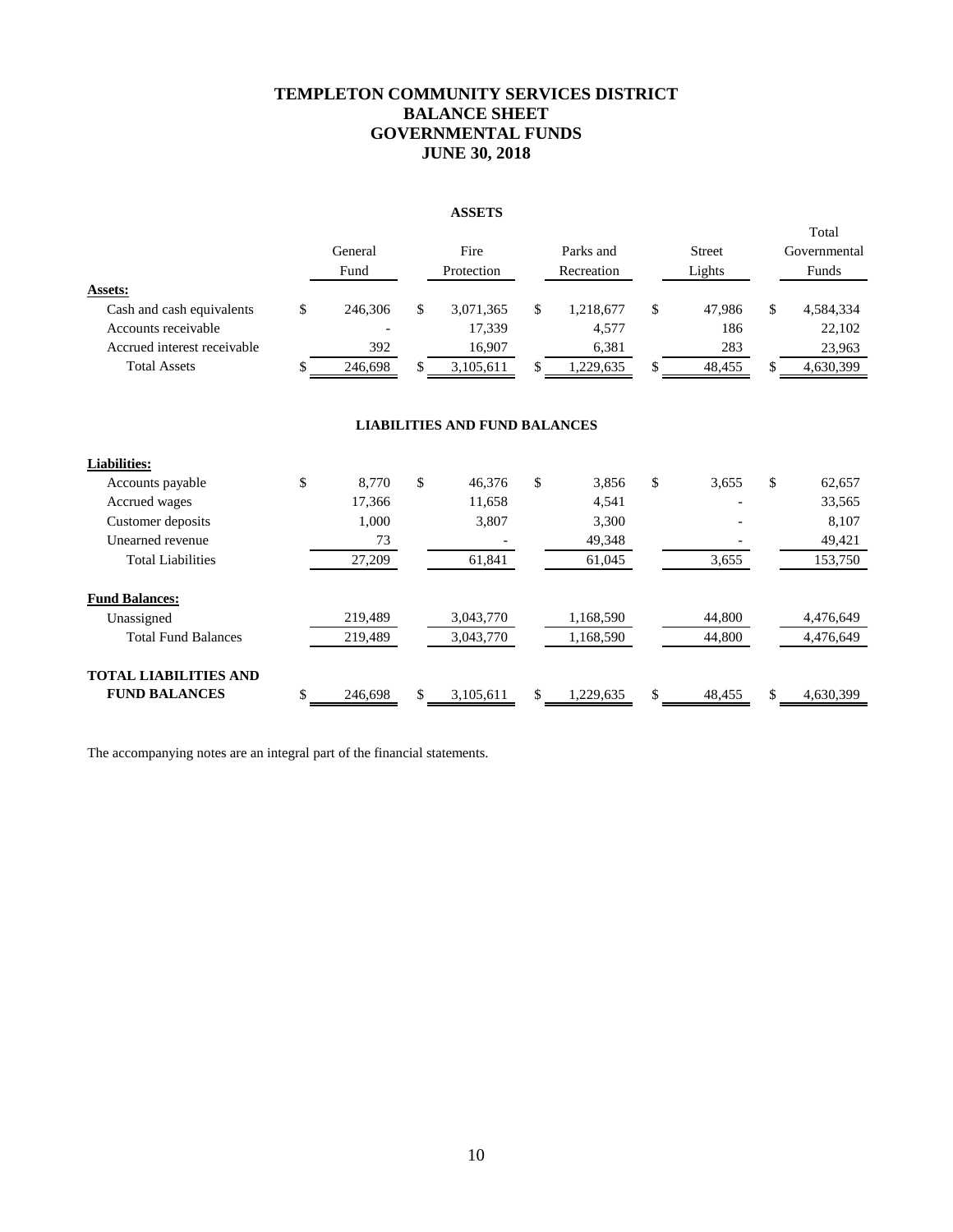# TEMPLETON COMMUNITY SERVICES DISTRICT
# BALANCE SHEET
# GOVERNMENTAL FUNDS
# JUNE 30, 2018

### ASSETS

| | General Fund | Fire Protection | Parks and Recreation | Street Lights | Total Governmental Funds |
|---|---|---|---|---|---|
| **Assets:** | | | | | |
| Cash and cash equivalents | $ 246,306 | $ 3,071,365 | $ 1,218,677 | $ 47,986 | $ 4,584,334 |
| Accounts receivable | - | 17,339 | 4,577 | 186 | 22,102 |
| Accrued interest receivable | 392 | 16,907 | 6,381 | 283 | 23,963 |
| Total Assets | $ 246,698 | $ 3,105,611 | $ 1,229,635 | $ 48,455 | $ 4,630,399 |

### LIABILITIES AND FUND BALANCES

| | General Fund | Fire Protection | Parks and Recreation | Street Lights | Total Governmental Funds |
|---|---|---|---|---|---|
| **Liabilities:** | | | | | |
| Accounts payable | $ 8,770 | $ 46,376 | $ 3,856 | $ 3,655 | $ 62,657 |
| Accrued wages | 17,366 | 11,658 | 4,541 | - | 33,565 |
| Customer deposits | 1,000 | 3,807 | 3,300 | - | 8,107 |
| Unearned revenue | 73 | - | 49,348 | - | 49,421 |
| Total Liabilities | 27,209 | 61,841 | 61,045 | 3,655 | 153,750 |
| **Fund Balances:** | | | | | |
| Unassigned | 219,489 | 3,043,770 | 1,168,590 | 44,800 | 4,476,649 |
| Total Fund Balances | 219,489 | 3,043,770 | 1,168,590 | 44,800 | 4,476,649 |
| **TOTAL LIABILITIES AND FUND BALANCES** | $ 246,698 | $ 3,105,611 | $ 1,229,635 | $ 48,455 | $ 4,630,399 |

The accompanying notes are an integral part of the financial statements.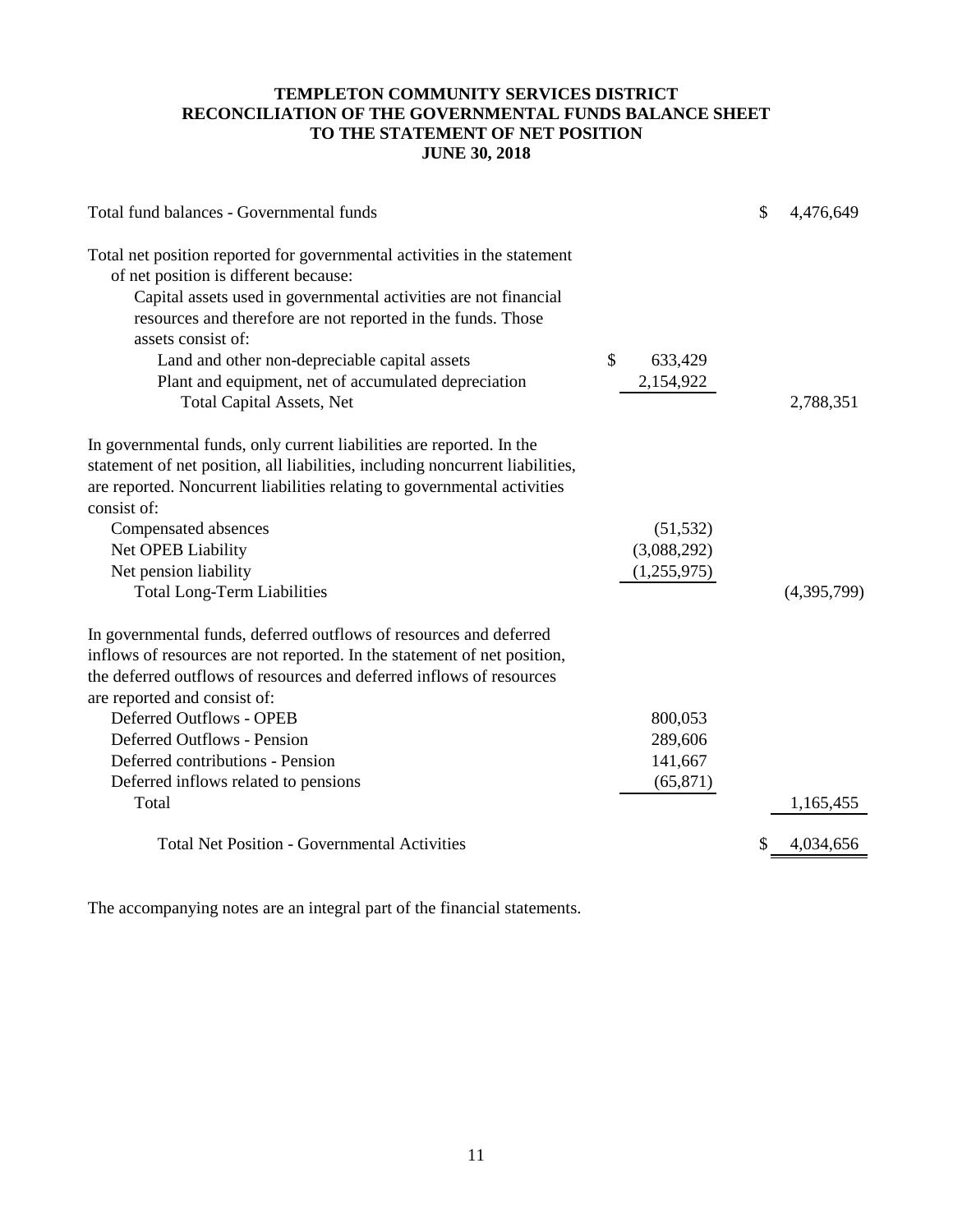# TEMPLETON COMMUNITY SERVICES DISTRICT
## RECONCILIATION OF THE GOVERNMENTAL FUNDS BALANCE SHEET TO THE STATEMENT OF NET POSITION
### JUNE 30, 2018

| | | |
|---|---|---|
| Total fund balances - Governmental funds | | $ 4,476,649 |
| Total net position reported for governmental activities in the statement of net position is different because: | | |
| Capital assets used in governmental activities are not financial resources and therefore are not reported in the funds. Those assets consist of: | | |
| Land and other non-depreciable capital assets | $ 633,429 | |
| Plant and equipment, net of accumulated depreciation | 2,154,922 | |
| Total Capital Assets, Net | | 2,788,351 |
| In governmental funds, only current liabilities are reported. In the statement of net position, all liabilities, including noncurrent liabilities, are reported. Noncurrent liabilities relating to governmental activities consist of: | | |
| Compensated absences | (51,532) | |
| Net OPEB Liability | (3,088,292) | |
| Net pension liability | (1,255,975) | |
| Total Long-Term Liabilities | | (4,395,799) |
| In governmental funds, deferred outflows of resources and deferred inflows of resources are not reported. In the statement of net position, the deferred outflows of resources and deferred inflows of resources are reported and consist of: | | |
| Deferred Outflows - OPEB | 800,053 | |
| Deferred Outflows - Pension | 289,606 | |
| Deferred contributions - Pension | 141,667 | |
| Deferred inflows related to pensions | (65,871) | |
| Total | | 1,165,455 |
| Total Net Position - Governmental Activities | | $ 4,034,656 |

The accompanying notes are an integral part of the financial statements.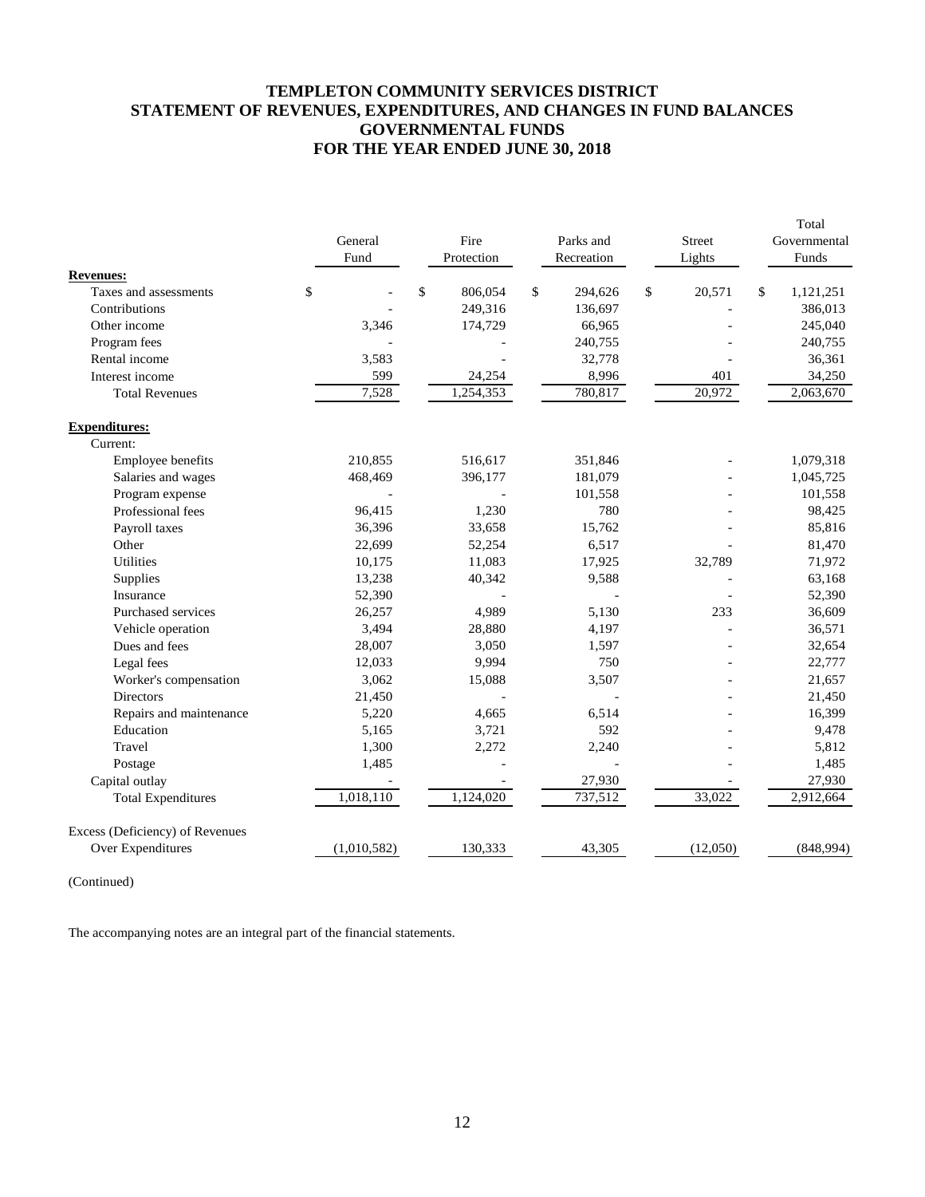# TEMPLETON COMMUNITY SERVICES DISTRICT
## STATEMENT OF REVENUES, EXPENDITURES, AND CHANGES IN FUND BALANCES
## GOVERNMENTAL FUNDS
## FOR THE YEAR ENDED JUNE 30, 2018

| | General Fund | Fire Protection | Parks and Recreation | Street Lights | Total Governmental Funds |
|---|---|---|---|---|---|
| **Revenues:** | | | | | |
| Taxes and assessments | $ - | $ 806,054 | $ 294,626 | $ 20,571 | $ 1,121,251 |
| Contributions | - | 249,316 | 136,697 | - | 386,013 |
| Other income | 3,346 | 174,729 | 66,965 | - | 245,040 |
| Program fees | - | - | 240,755 | - | 240,755 |
| Rental income | 3,583 | - | 32,778 | - | 36,361 |
| Interest income | 599 | 24,254 | 8,996 | 401 | 34,250 |
| Total Revenues | 7,528 | 1,254,353 | 780,817 | 20,972 | 2,063,670 |
| **Expenditures:** | | | | | |
| Current: | | | | | |
| Employee benefits | 210,855 | 516,617 | 351,846 | - | 1,079,318 |
| Salaries and wages | 468,469 | 396,177 | 181,079 | - | 1,045,725 |
| Program expense | - | - | 101,558 | - | 101,558 |
| Professional fees | 96,415 | 1,230 | 780 | - | 98,425 |
| Payroll taxes | 36,396 | 33,658 | 15,762 | - | 85,816 |
| Other | 22,699 | 52,254 | 6,517 | - | 81,470 |
| Utilities | 10,175 | 11,083 | 17,925 | 32,789 | 71,972 |
| Supplies | 13,238 | 40,342 | 9,588 | - | 63,168 |
| Insurance | 52,390 | - | - | - | 52,390 |
| Purchased services | 26,257 | 4,989 | 5,130 | 233 | 36,609 |
| Vehicle operation | 3,494 | 28,880 | 4,197 | - | 36,571 |
| Dues and fees | 28,007 | 3,050 | 1,597 | - | 32,654 |
| Legal fees | 12,033 | 9,994 | 750 | - | 22,777 |
| Worker's compensation | 3,062 | 15,088 | 3,507 | - | 21,657 |
| Directors | 21,450 | - | - | - | 21,450 |
| Repairs and maintenance | 5,220 | 4,665 | 6,514 | - | 16,399 |
| Education | 5,165 | 3,721 | 592 | - | 9,478 |
| Travel | 1,300 | 2,272 | 2,240 | - | 5,812 |
| Postage | 1,485 | - | - | - | 1,485 |
| Capital outlay | - | - | 27,930 | - | 27,930 |
| Total Expenditures | 1,018,110 | 1,124,020 | 737,512 | 33,022 | 2,912,664 |
| Excess (Deficiency) of Revenues Over Expenditures | (1,010,582) | 130,333 | 43,305 | (12,050) | (848,994) |

(Continued)

The accompanying notes are an integral part of the financial statements.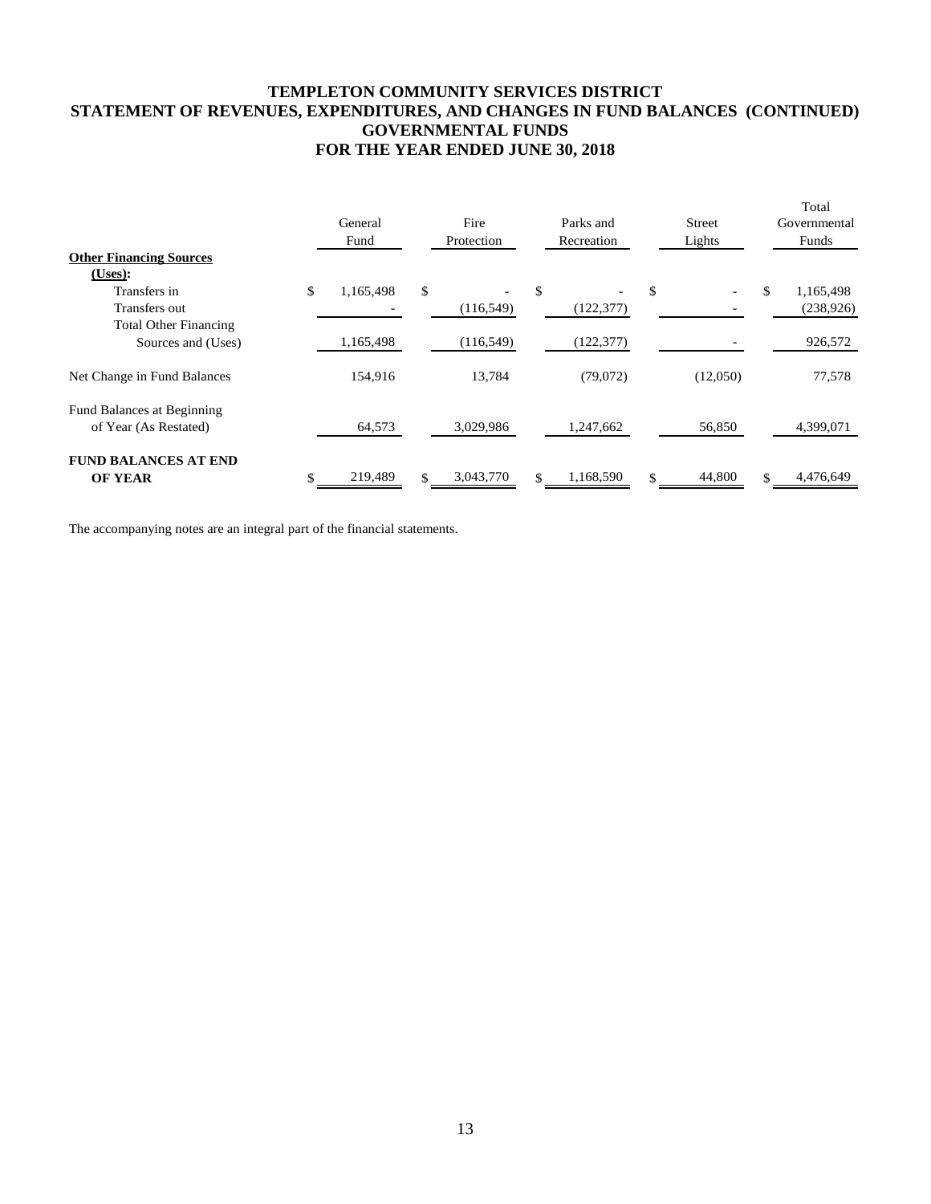# TEMPLETON COMMUNITY SERVICES DISTRICT
## STATEMENT OF REVENUES, EXPENDITURES, AND CHANGES IN FUND BALANCES (CONTINUED)
## GOVERNMENTAL FUNDS
## FOR THE YEAR ENDED JUNE 30, 2018

| | General Fund | Fire Protection | Parks and Recreation | Street Lights | Total Governmental Funds |
|---|---|---|---|---|---|
| **Other Financing Sources (Uses):** | | | | | |
| Transfers in | $ 1,165,498 | $ - | $ - | $ - | $ 1,165,498 |
| Transfers out | - | (116,549) | (122,377) | - | (238,926) |
| Total Other Financing Sources and (Uses) | 1,165,498 | (116,549) | (122,377) | - | 926,572 |
| Net Change in Fund Balances | 154,916 | 13,784 | (79,072) | (12,050) | 77,578 |
| Fund Balances at Beginning of Year (As Restated) | 64,573 | 3,029,986 | 1,247,662 | 56,850 | 4,399,071 |
| **FUND BALANCES AT END OF YEAR** | $ 219,489 | $ 3,043,770 | $ 1,168,590 | $ 44,800 | $ 4,476,649 |

The accompanying notes are an integral part of the financial statements.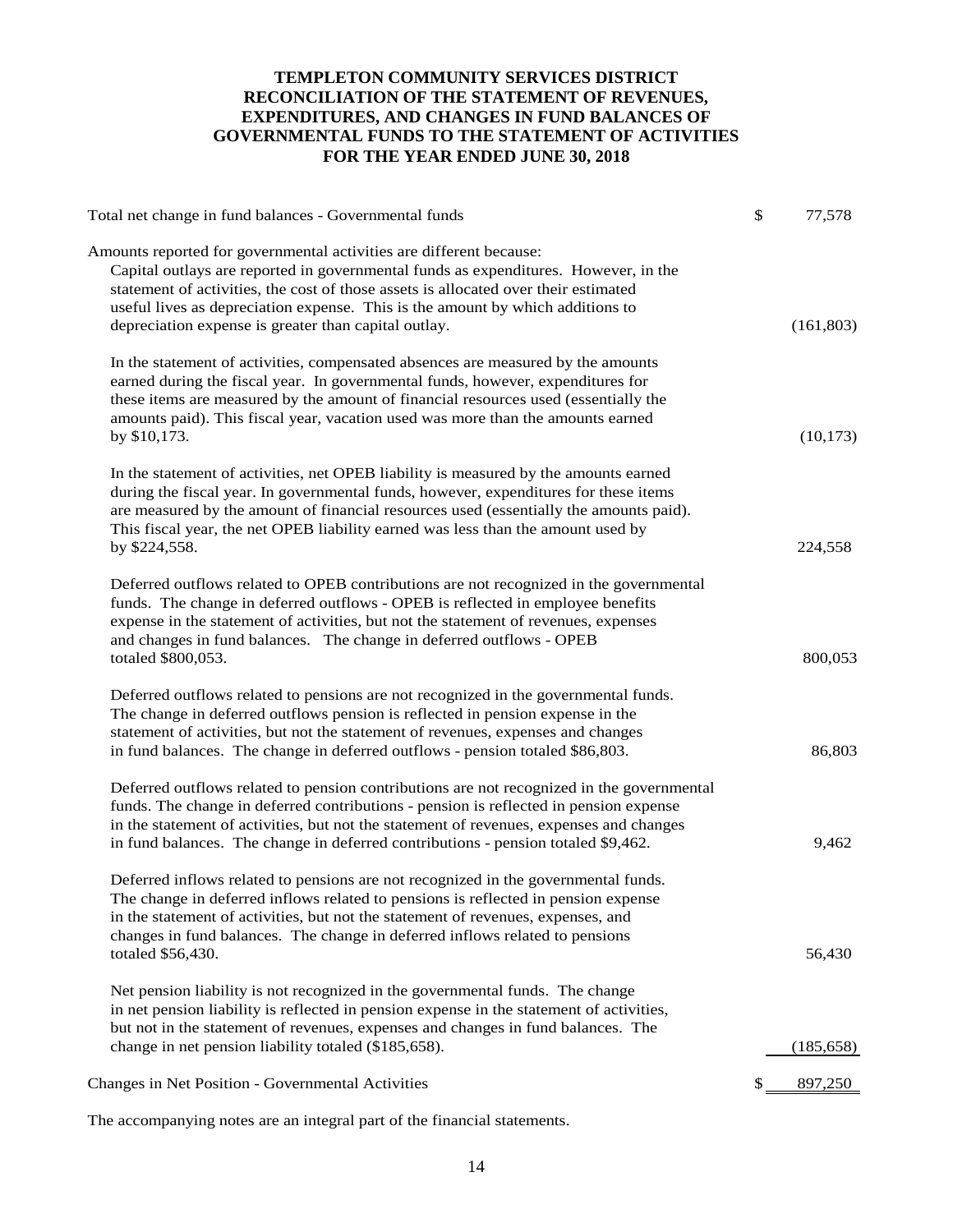# TEMPLETON COMMUNITY SERVICES DISTRICT
## RECONCILIATION OF THE STATEMENT OF REVENUES, EXPENDITURES, AND CHANGES IN FUND BALANCES OF GOVERNMENTAL FUNDS TO THE STATEMENT OF ACTIVITIES
### FOR THE YEAR ENDED JUNE 30, 2018

| | | |
|---|---|---|
| Total net change in fund balances - Governmental funds | $ | 77,578 |
| Amounts reported for governmental activities are different because: | | |
| Capital outlays are reported in governmental funds as expenditures. However, in the statement of activities, the cost of those assets is allocated over their estimated useful lives as depreciation expense. This is the amount by which additions to depreciation expense is greater than capital outlay. | | (161,803) |
| In the statement of activities, compensated absences are measured by the amounts earned during the fiscal year. In governmental funds, however, expenditures for these items are measured by the amount of financial resources used (essentially the amounts paid). This fiscal year, vacation used was more than the amounts earned by $10,173. | | (10,173) |
| In the statement of activities, net OPEB liability is measured by the amounts earned during the fiscal year. In governmental funds, however, expenditures for these items are measured by the amount of financial resources used (essentially the amounts paid). This fiscal year, the net OPEB liability earned was less than the amount used by by $224,558. | | 224,558 |
| Deferred outflows related to OPEB contributions are not recognized in the governmental funds. The change in deferred outflows - OPEB is reflected in employee benefits expense in the statement of activities, but not the statement of revenues, expenses and changes in fund balances. The change in deferred outflows - OPEB totaled $800,053. | | 800,053 |
| Deferred outflows related to pensions are not recognized in the governmental funds. The change in deferred outflows pension is reflected in pension expense in the statement of activities, but not the statement of revenues, expenses and changes in fund balances. The change in deferred outflows - pension totaled $86,803. | | 86,803 |
| Deferred outflows related to pension contributions are not recognized in the governmental funds. The change in deferred contributions - pension is reflected in pension expense in the statement of activities, but not the statement of revenues, expenses and changes in fund balances. The change in deferred contributions - pension totaled $9,462. | | 9,462 |
| Deferred inflows related to pensions are not recognized in the governmental funds. The change in deferred inflows related to pensions is reflected in pension expense in the statement of activities, but not the statement of revenues, expenses, and changes in fund balances. The change in deferred inflows related to pensions totaled $56,430. | | 56,430 |
| Net pension liability is not recognized in the governmental funds. The change in net pension liability is reflected in pension expense in the statement of activities, but not in the statement of revenues, expenses and changes in fund balances. The change in net pension liability totaled ($185,658). | | (185,658) |
| Changes in Net Position - Governmental Activities | $ | 897,250 |

The accompanying notes are an integral part of the financial statements.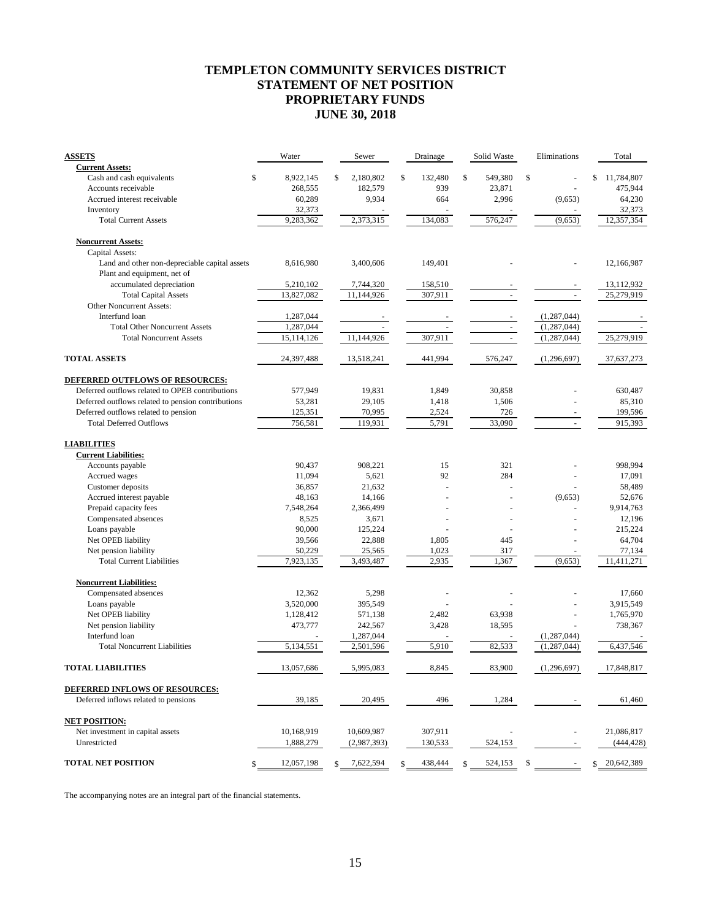# TEMPLETON COMMUNITY SERVICES DISTRICT
# STATEMENT OF NET POSITION
# PROPRIETARY FUNDS
# JUNE 30, 2018

| **ASSETS** | Water | Sewer | Drainage | Solid Waste | Eliminations | Total |
|---|---|---|---|---|---|---|
| **Current Assets:** | | | | | | |
| Cash and cash equivalents | $ 8,922,145 | $ 2,180,802 | $ 132,480 | $ 549,380 | $ - | $ 11,784,807 |
| Accounts receivable | 268,555 | 182,579 | 939 | 23,871 | - | 475,944 |
| Accrued interest receivable | 60,289 | 9,934 | 664 | 2,996 | (9,653) | 64,230 |
| Inventory | 32,373 | - | - | - | - | 32,373 |
| Total Current Assets | 9,283,362 | 2,373,315 | 134,083 | 576,247 | (9,653) | 12,357,354 |
| **Noncurrent Assets:** | | | | | | |
| Capital Assets: | | | | | | |
| Land and other non-depreciable capital assets | 8,616,980 | 3,400,606 | 149,401 | - | - | 12,166,987 |
| Plant and equipment, net of accumulated depreciation | 5,210,102 | 7,744,320 | 158,510 | - | - | 13,112,932 |
| Total Capital Assets | 13,827,082 | 11,144,926 | 307,911 | - | - | 25,279,919 |
| Other Noncurrent Assets: | | | | | | |
| Interfund loan | 1,287,044 | - | - | - | (1,287,044) | - |
| Total Other Noncurrent Assets | 1,287,044 | - | - | - | (1,287,044) | - |
| Total Noncurrent Assets | 15,114,126 | 11,144,926 | 307,911 | - | (1,287,044) | 25,279,919 |
| **TOTAL ASSETS** | 24,397,488 | 13,518,241 | 441,994 | 576,247 | (1,296,697) | 37,637,273 |
| **DEFERRED OUTFLOWS OF RESOURCES:** | | | | | | |
| Deferred outflows related to OPEB contributions | 577,949 | 19,831 | 1,849 | 30,858 | - | 630,487 |
| Deferred outflows related to pension contributions | 53,281 | 29,105 | 1,418 | 1,506 | - | 85,310 |
| Deferred outflows related to pension | 125,351 | 70,995 | 2,524 | 726 | - | 199,596 |
| Total Deferred Outflows | 756,581 | 119,931 | 5,791 | 33,090 | - | 915,393 |
| **LIABILITIES** | | | | | | |
| **Current Liabilities:** | | | | | | |
| Accounts payable | 90,437 | 908,221 | 15 | 321 | - | 998,994 |
| Accrued wages | 11,094 | 5,621 | 92 | 284 | - | 17,091 |
| Customer deposits | 36,857 | 21,632 | - | - | - | 58,489 |
| Accrued interest payable | 48,163 | 14,166 | - | - | (9,653) | 52,676 |
| Prepaid capacity fees | 7,548,264 | 2,366,499 | - | - | - | 9,914,763 |
| Compensated absences | 8,525 | 3,671 | - | - | - | 12,196 |
| Loans payable | 90,000 | 125,224 | - | - | - | 215,224 |
| Net OPEB liability | 39,566 | 22,888 | 1,805 | 445 | - | 64,704 |
| Net pension liability | 50,229 | 25,565 | 1,023 | 317 | - | 77,134 |
| Total Current Liabilities | 7,923,135 | 3,493,487 | 2,935 | 1,367 | (9,653) | 11,411,271 |
| **Noncurrent Liabilities:** | | | | | | |
| Compensated absences | 12,362 | 5,298 | - | - | - | 17,660 |
| Loans payable | 3,520,000 | 395,549 | - | - | - | 3,915,549 |
| Net OPEB liability | 1,128,412 | 571,138 | 2,482 | 63,938 | - | 1,765,970 |
| Net pension liability | 473,777 | 242,567 | 3,428 | 18,595 | - | 738,367 |
| Interfund loan | - | 1,287,044 | - | - | (1,287,044) | - |
| Total Noncurrent Liabilities | 5,134,551 | 2,501,596 | 5,910 | 82,533 | (1,287,044) | 6,437,546 |
| **TOTAL LIABILITIES** | 13,057,686 | 5,995,083 | 8,845 | 83,900 | (1,296,697) | 17,848,817 |
| **DEFERRED INFLOWS OF RESOURCES:** | | | | | | |
| Deferred inflows related to pensions | 39,185 | 20,495 | 496 | 1,284 | - | 61,460 |
| **NET POSITION:** | | | | | | |
| Net investment in capital assets | 10,168,919 | 10,609,987 | 307,911 | - | - | 21,086,817 |
| Unrestricted | 1,888,279 | (2,987,393) | 130,533 | 524,153 | - | (444,428) |
| **TOTAL NET POSITION** | $ 12,057,198 | $ 7,622,594 | $ 438,444 | $ 524,153 | $ - | $ 20,642,389 |

The accompanying notes are an integral part of the financial statements.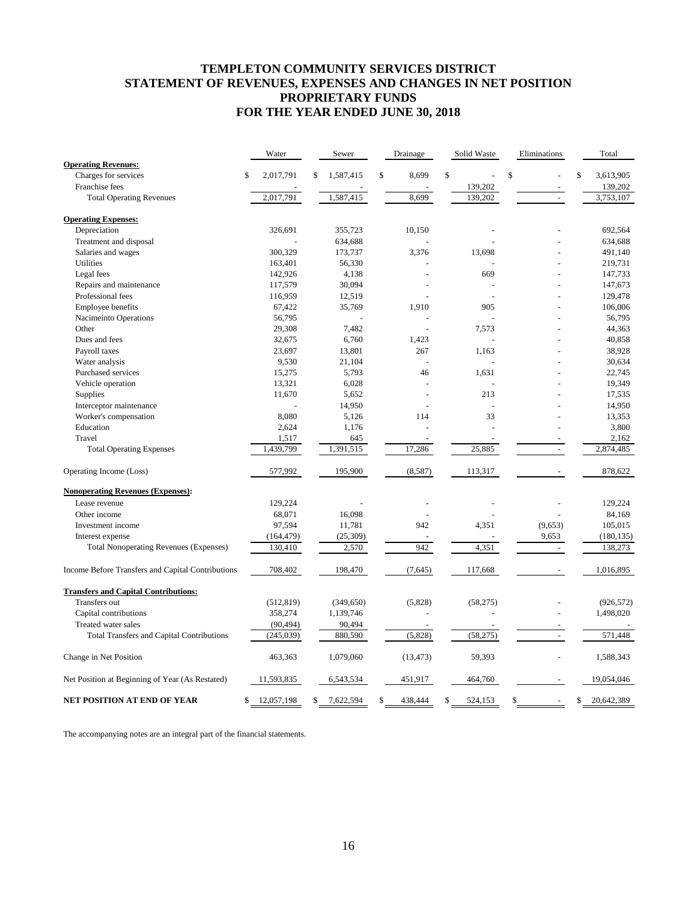# TEMPLETON COMMUNITY SERVICES DISTRICT
# STATEMENT OF REVENUES, EXPENSES AND CHANGES IN NET POSITION
# PROPRIETARY FUNDS
# FOR THE YEAR ENDED JUNE 30, 2018

| | Water | Sewer | Drainage | Solid Waste | Eliminations | Total |
|---|---|---|---|---|---|---|
| **Operating Revenues:** | | | | | | |
| Charges for services | $ 2,017,791 | $ 1,587,415 | $ 8,699 | $ - | $ - | $ 3,613,905 |
| Franchise fees | - | - | - | 139,202 | - | 139,202 |
| Total Operating Revenues | 2,017,791 | 1,587,415 | 8,699 | 139,202 | - | 3,753,107 |
| **Operating Expenses:** | | | | | | |
| Depreciation | 326,691 | 355,723 | 10,150 | - | - | 692,564 |
| Treatment and disposal | - | 634,688 | - | - | - | 634,688 |
| Salaries and wages | 300,329 | 173,737 | 3,376 | 13,698 | - | 491,140 |
| Utilities | 163,401 | 56,330 | - | - | - | 219,731 |
| Legal fees | 142,926 | 4,138 | - | 669 | - | 147,733 |
| Repairs and maintenance | 117,579 | 30,094 | - | - | - | 147,673 |
| Professional fees | 116,959 | 12,519 | - | - | - | 129,478 |
| Employee benefits | 67,422 | 35,769 | 1,910 | 905 | - | 106,006 |
| Nacimeinto Operations | 56,795 | - | - | - | - | 56,795 |
| Other | 29,308 | 7,482 | - | 7,573 | - | 44,363 |
| Dues and fees | 32,675 | 6,760 | 1,423 | - | - | 40,858 |
| Payroll taxes | 23,697 | 13,801 | 267 | 1,163 | - | 38,928 |
| Water analysis | 9,530 | 21,104 | - | - | - | 30,634 |
| Purchased services | 15,275 | 5,793 | 46 | 1,631 | - | 22,745 |
| Vehicle operation | 13,321 | 6,028 | - | - | - | 19,349 |
| Supplies | 11,670 | 5,652 | - | 213 | - | 17,535 |
| Interceptor maintenance | - | 14,950 | - | - | - | 14,950 |
| Worker's compensation | 8,080 | 5,126 | 114 | 33 | - | 13,353 |
| Education | 2,624 | 1,176 | - | - | - | 3,800 |
| Travel | 1,517 | 645 | - | - | - | 2,162 |
| Total Operating Expenses | 1,439,799 | 1,391,515 | 17,286 | 25,885 | - | 2,874,485 |
| Operating Income (Loss) | 577,992 | 195,900 | (8,587) | 113,317 | - | 878,622 |
| **Nonoperating Revenues (Expenses):** | | | | | | |
| Lease revenue | 129,224 | - | - | - | - | 129,224 |
| Other income | 68,071 | 16,098 | - | - | - | 84,169 |
| Investment income | 97,594 | 11,781 | 942 | 4,351 | (9,653) | 105,015 |
| Interest expense | (164,479) | (25,309) | - | - | 9,653 | (180,135) |
| Total Nonoperating Revenues (Expenses) | 130,410 | 2,570 | 942 | 4,351 | - | 138,273 |
| Income Before Transfers and Capital Contributions | 708,402 | 198,470 | (7,645) | 117,668 | - | 1,016,895 |
| **Transfers and Capital Contributions:** | | | | | | |
| Transfers out | (512,819) | (349,650) | (5,828) | (58,275) | - | (926,572) |
| Capital contributions | 358,274 | 1,139,746 | - | - | - | 1,498,020 |
| Treated water sales | (90,494) | 90,494 | - | - | - | - |
| Total Transfers and Capital Contributions | (245,039) | 880,590 | (5,828) | (58,275) | - | 571,448 |
| Change in Net Position | 463,363 | 1,079,060 | (13,473) | 59,393 | - | 1,588,343 |
| Net Position at Beginning of Year (As Restated) | 11,593,835 | 6,543,534 | 451,917 | 464,760 | - | 19,054,046 |
| **NET POSITION AT END OF YEAR** | $ 12,057,198 | $ 7,622,594 | $ 438,444 | $ 524,153 | $ - | $ 20,642,389 |

The accompanying notes are an integral part of the financial statements.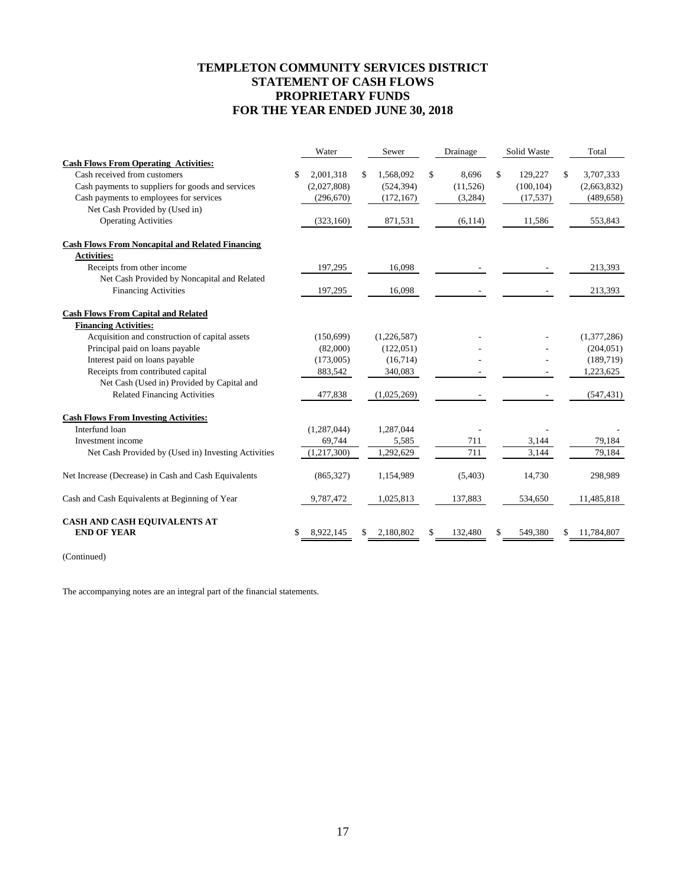# TEMPLETON COMMUNITY SERVICES DISTRICT
# STATEMENT OF CASH FLOWS
# PROPRIETARY FUNDS
# FOR THE YEAR ENDED JUNE 30, 2018

| | Water | Sewer | Drainage | Solid Waste | Total |
|---|---|---|---|---|---|
| **Cash Flows From Operating Activities:** | | | | | |
| Cash received from customers | $ 2,001,318 | $ 1,568,092 | $ 8,696 | $ 129,227 | $ 3,707,333 |
| Cash payments to suppliers for goods and services | (2,027,808) | (524,394) | (11,526) | (100,104) | (2,663,832) |
| Cash payments to employees for services | (296,670) | (172,167) | (3,284) | (17,537) | (489,658) |
| Net Cash Provided by (Used in) Operating Activities | (323,160) | 871,531 | (6,114) | 11,586 | 553,843 |
| **Cash Flows From Noncapital and Related Financing Activities:** | | | | | |
| Receipts from other income | 197,295 | 16,098 | - | - | 213,393 |
| Net Cash Provided by Noncapital and Related Financing Activities | 197,295 | 16,098 | - | - | 213,393 |
| **Cash Flows From Capital and Related Financing Activities:** | | | | | |
| Acquisition and construction of capital assets | (150,699) | (1,226,587) | - | - | (1,377,286) |
| Principal paid on loans payable | (82,000) | (122,051) | - | - | (204,051) |
| Interest paid on loans payable | (173,005) | (16,714) | - | - | (189,719) |
| Receipts from contributed capital | 883,542 | 340,083 | - | - | 1,223,625 |
| Net Cash (Used in) Provided by Capital and Related Financing Activities | 477,838 | (1,025,269) | - | - | (547,431) |
| **Cash Flows From Investing Activities:** | | | | | |
| Interfund loan | (1,287,044) | 1,287,044 | - | - | - |
| Investment income | 69,744 | 5,585 | 711 | 3,144 | 79,184 |
| Net Cash Provided by (Used in) Investing Activities | (1,217,300) | 1,292,629 | 711 | 3,144 | 79,184 |
| Net Increase (Decrease) in Cash and Cash Equivalents | (865,327) | 1,154,989 | (5,403) | 14,730 | 298,989 |
| Cash and Cash Equivalents at Beginning of Year | 9,787,472 | 1,025,813 | 137,883 | 534,650 | 11,485,818 |
| **CASH AND CASH EQUIVALENTS AT END OF YEAR** | $ 8,922,145 | $ 2,180,802 | $ 132,480 | $ 549,380 | $ 11,784,807 |

(Continued)

The accompanying notes are an integral part of the financial statements.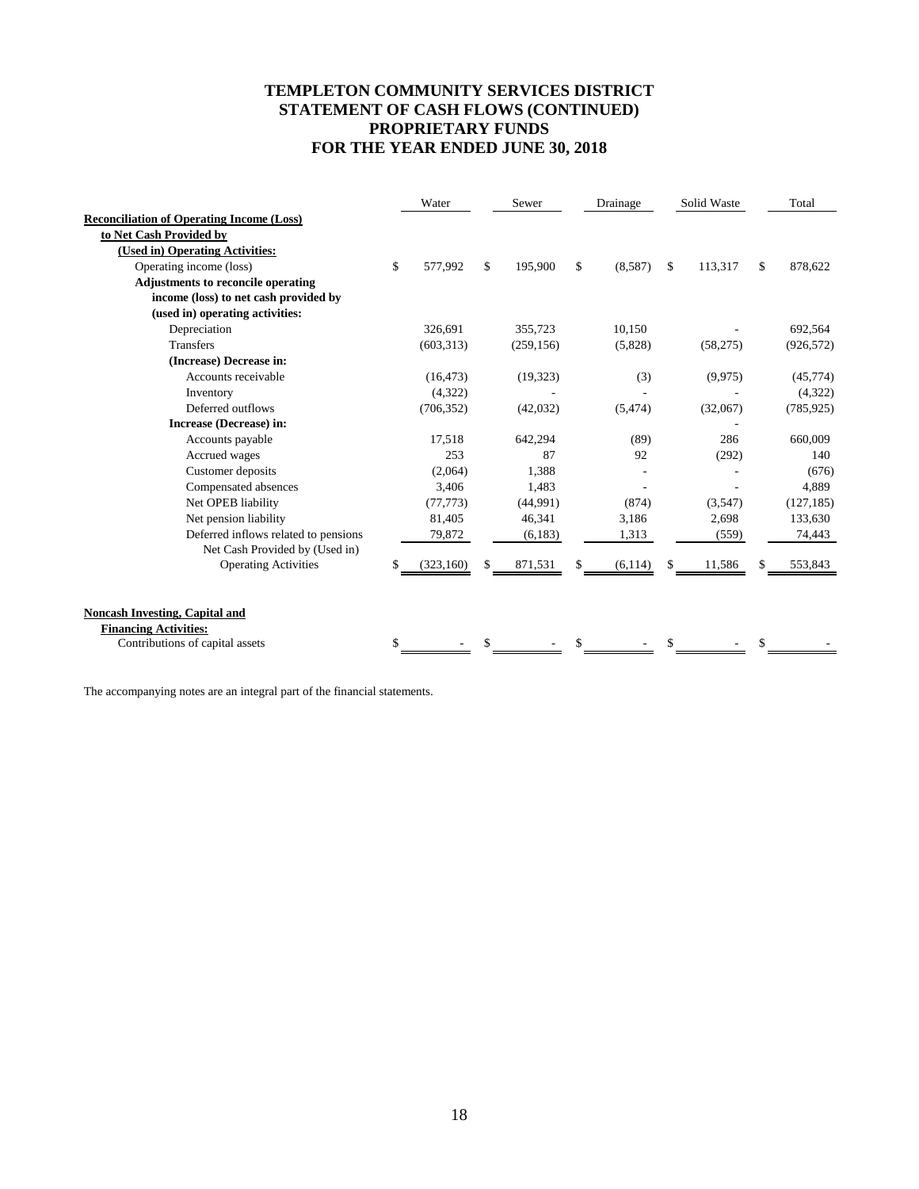# TEMPLETON COMMUNITY SERVICES DISTRICT
# STATEMENT OF CASH FLOWS (CONTINUED)
# PROPRIETARY FUNDS
# FOR THE YEAR ENDED JUNE 30, 2018

| | Water | Sewer | Drainage | Solid Waste | Total |
|---|---|---|---|---|---|
| **Reconciliation of Operating Income (Loss) to Net Cash Provided by (Used in) Operating Activities:** | | | | | |
| Operating income (loss) | $ 577,992 | $ 195,900 | $ (8,587) | $ 113,317 | $ 878,622 |
| **Adjustments to reconcile operating income (loss) to net cash provided by (used in) operating activities:** | | | | | |
| Depreciation | 326,691 | 355,723 | 10,150 | - | 692,564 |
| Transfers | (603,313) | (259,156) | (5,828) | (58,275) | (926,572) |
| **(Increase) Decrease in:** | | | | | |
| Accounts receivable | (16,473) | (19,323) | (3) | (9,975) | (45,774) |
| Inventory | (4,322) | - | - | - | (4,322) |
| Deferred outflows | (706,352) | (42,032) | (5,474) | (32,067) | (785,925) |
| **Increase (Decrease) in:** | | | | - | |
| Accounts payable | 17,518 | 642,294 | (89) | 286 | 660,009 |
| Accrued wages | 253 | 87 | 92 | (292) | 140 |
| Customer deposits | (2,064) | 1,388 | - | - | (676) |
| Compensated absences | 3,406 | 1,483 | - | - | 4,889 |
| Net OPEB liability | (77,773) | (44,991) | (874) | (3,547) | (127,185) |
| Net pension liability | 81,405 | 46,341 | 3,186 | 2,698 | 133,630 |
| Deferred inflows related to pensions | 79,872 | (6,183) | 1,313 | (559) | 74,443 |
| Net Cash Provided by (Used in) Operating Activities | $ (323,160) | $ 871,531 | $ (6,114) | $ 11,586 | $ 553,843 |
| | | | | | |
| **Noncash Investing, Capital and Financing Activities:** | | | | | |
| Contributions of capital assets | $ - | $ - | $ - | $ - | $ - |

The accompanying notes are an integral part of the financial statements.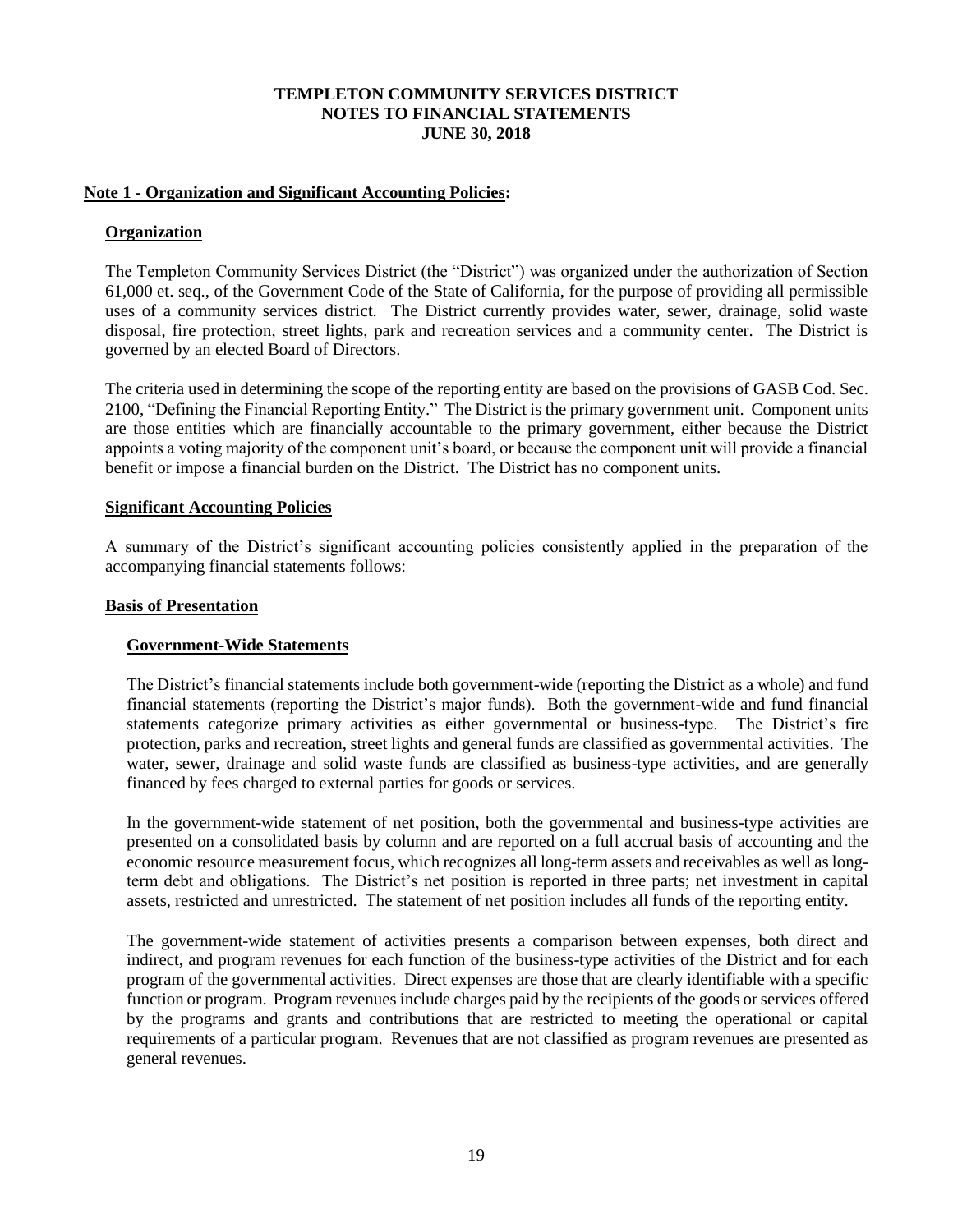**TEMPLETON COMMUNITY SERVICES DISTRICT**
**NOTES TO FINANCIAL STATEMENTS**
**JUNE 30, 2018**

## Note 1 - Organization and Significant Accounting Policies:

### Organization

The Templeton Community Services District (the "District") was organized under the authorization of Section 61,000 et. seq., of the Government Code of the State of California, for the purpose of providing all permissible uses of a community services district. The District currently provides water, sewer, drainage, solid waste disposal, fire protection, street lights, park and recreation services and a community center. The District is governed by an elected Board of Directors.

The criteria used in determining the scope of the reporting entity are based on the provisions of GASB Cod. Sec. 2100, "Defining the Financial Reporting Entity." The District is the primary government unit. Component units are those entities which are financially accountable to the primary government, either because the District appoints a voting majority of the component unit's board, or because the component unit will provide a financial benefit or impose a financial burden on the District. The District has no component units.

### Significant Accounting Policies

A summary of the District's significant accounting policies consistently applied in the preparation of the accompanying financial statements follows:

### Basis of Presentation

#### Government-Wide Statements

The District's financial statements include both government-wide (reporting the District as a whole) and fund financial statements (reporting the District's major funds). Both the government-wide and fund financial statements categorize primary activities as either governmental or business-type. The District's fire protection, parks and recreation, street lights and general funds are classified as governmental activities. The water, sewer, drainage and solid waste funds are classified as business-type activities, and are generally financed by fees charged to external parties for goods or services.

In the government-wide statement of net position, both the governmental and business-type activities are presented on a consolidated basis by column and are reported on a full accrual basis of accounting and the economic resource measurement focus, which recognizes all long-term assets and receivables as well as long-term debt and obligations. The District's net position is reported in three parts; net investment in capital assets, restricted and unrestricted. The statement of net position includes all funds of the reporting entity.

The government-wide statement of activities presents a comparison between expenses, both direct and indirect, and program revenues for each function of the business-type activities of the District and for each program of the governmental activities. Direct expenses are those that are clearly identifiable with a specific function or program. Program revenues include charges paid by the recipients of the goods or services offered by the programs and grants and contributions that are restricted to meeting the operational or capital requirements of a particular program. Revenues that are not classified as program revenues are presented as general revenues.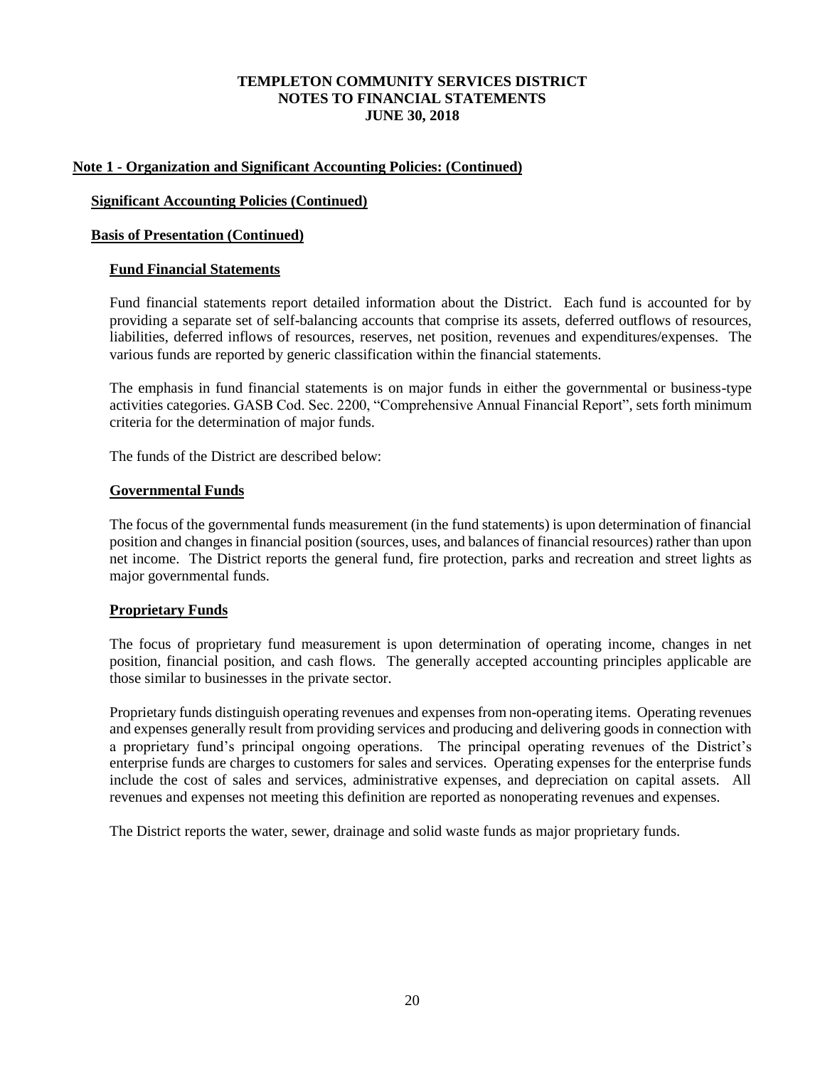**TEMPLETON COMMUNITY SERVICES DISTRICT**
**NOTES TO FINANCIAL STATEMENTS**
**JUNE 30, 2018**

## Note 1 - Organization and Significant Accounting Policies: (Continued)

### Significant Accounting Policies (Continued)

### Basis of Presentation (Continued)

#### Fund Financial Statements

Fund financial statements report detailed information about the District. Each fund is accounted for by providing a separate set of self-balancing accounts that comprise its assets, deferred outflows of resources, liabilities, deferred inflows of resources, reserves, net position, revenues and expenditures/expenses. The various funds are reported by generic classification within the financial statements.

The emphasis in fund financial statements is on major funds in either the governmental or business-type activities categories. GASB Cod. Sec. 2200, "Comprehensive Annual Financial Report", sets forth minimum criteria for the determination of major funds.

The funds of the District are described below:

#### Governmental Funds

The focus of the governmental funds measurement (in the fund statements) is upon determination of financial position and changes in financial position (sources, uses, and balances of financial resources) rather than upon net income. The District reports the general fund, fire protection, parks and recreation and street lights as major governmental funds.

#### Proprietary Funds

The focus of proprietary fund measurement is upon determination of operating income, changes in net position, financial position, and cash flows. The generally accepted accounting principles applicable are those similar to businesses in the private sector.

Proprietary funds distinguish operating revenues and expenses from non-operating items. Operating revenues and expenses generally result from providing services and producing and delivering goods in connection with a proprietary fund's principal ongoing operations. The principal operating revenues of the District's enterprise funds are charges to customers for sales and services. Operating expenses for the enterprise funds include the cost of sales and services, administrative expenses, and depreciation on capital assets. All revenues and expenses not meeting this definition are reported as nonoperating revenues and expenses.

The District reports the water, sewer, drainage and solid waste funds as major proprietary funds.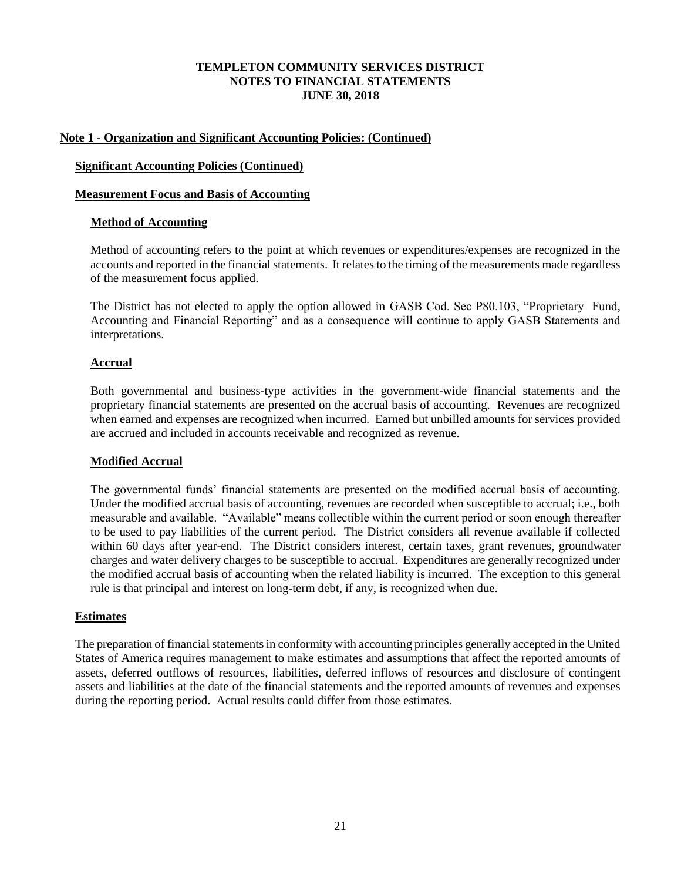**TEMPLETON COMMUNITY SERVICES DISTRICT**
**NOTES TO FINANCIAL STATEMENTS**
**JUNE 30, 2018**

## Note 1 - Organization and Significant Accounting Policies: (Continued)

### Significant Accounting Policies (Continued)

### Measurement Focus and Basis of Accounting

#### Method of Accounting

Method of accounting refers to the point at which revenues or expenditures/expenses are recognized in the accounts and reported in the financial statements. It relates to the timing of the measurements made regardless of the measurement focus applied.

The District has not elected to apply the option allowed in GASB Cod. Sec P80.103, "Proprietary Fund, Accounting and Financial Reporting" and as a consequence will continue to apply GASB Statements and interpretations.

#### Accrual

Both governmental and business-type activities in the government-wide financial statements and the proprietary financial statements are presented on the accrual basis of accounting. Revenues are recognized when earned and expenses are recognized when incurred. Earned but unbilled amounts for services provided are accrued and included in accounts receivable and recognized as revenue.

#### Modified Accrual

The governmental funds' financial statements are presented on the modified accrual basis of accounting. Under the modified accrual basis of accounting, revenues are recorded when susceptible to accrual; i.e., both measurable and available. "Available" means collectible within the current period or soon enough thereafter to be used to pay liabilities of the current period. The District considers all revenue available if collected within 60 days after year-end. The District considers interest, certain taxes, grant revenues, groundwater charges and water delivery charges to be susceptible to accrual. Expenditures are generally recognized under the modified accrual basis of accounting when the related liability is incurred. The exception to this general rule is that principal and interest on long-term debt, if any, is recognized when due.

### Estimates

The preparation of financial statements in conformity with accounting principles generally accepted in the United States of America requires management to make estimates and assumptions that affect the reported amounts of assets, deferred outflows of resources, liabilities, deferred inflows of resources and disclosure of contingent assets and liabilities at the date of the financial statements and the reported amounts of revenues and expenses during the reporting period. Actual results could differ from those estimates.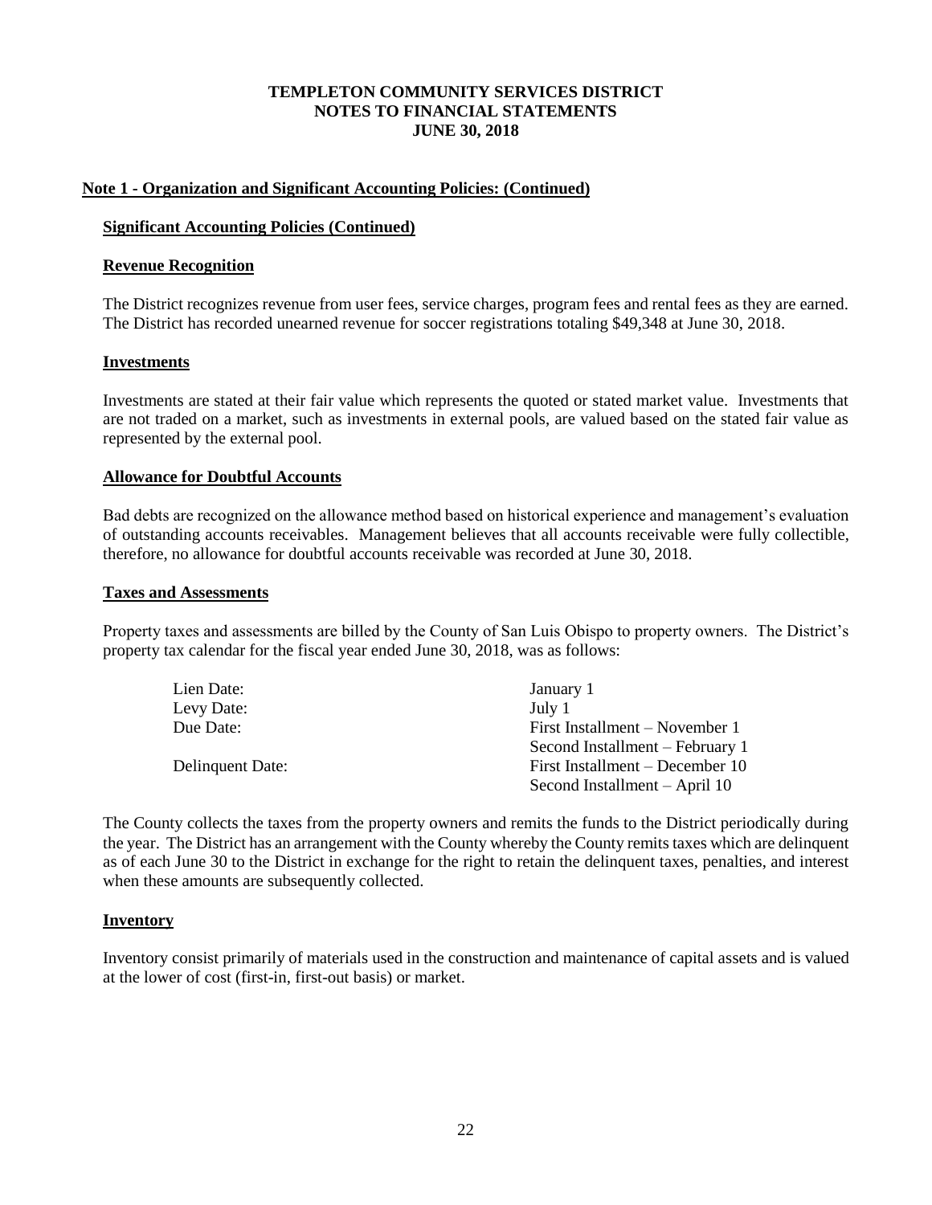**TEMPLETON COMMUNITY SERVICES DISTRICT**
**NOTES TO FINANCIAL STATEMENTS**
**JUNE 30, 2018**

## Note 1 - Organization and Significant Accounting Policies: (Continued)

### Significant Accounting Policies (Continued)

### Revenue Recognition

The District recognizes revenue from user fees, service charges, program fees and rental fees as they are earned. The District has recorded unearned revenue for soccer registrations totaling $49,348 at June 30, 2018.

### Investments

Investments are stated at their fair value which represents the quoted or stated market value. Investments that are not traded on a market, such as investments in external pools, are valued based on the stated fair value as represented by the external pool.

### Allowance for Doubtful Accounts

Bad debts are recognized on the allowance method based on historical experience and management's evaluation of outstanding accounts receivables. Management believes that all accounts receivable were fully collectible, therefore, no allowance for doubtful accounts receivable was recorded at June 30, 2018.

### Taxes and Assessments

Property taxes and assessments are billed by the County of San Luis Obispo to property owners. The District's property tax calendar for the fiscal year ended June 30, 2018, was as follows:

| | |
|---|---|
| Lien Date: | January 1 |
| Levy Date: | July 1 |
| Due Date: | First Installment – November 1 |
| | Second Installment – February 1 |
| Delinquent Date: | First Installment – December 10 |
| | Second Installment – April 10 |

The County collects the taxes from the property owners and remits the funds to the District periodically during the year. The District has an arrangement with the County whereby the County remits taxes which are delinquent as of each June 30 to the District in exchange for the right to retain the delinquent taxes, penalties, and interest when these amounts are subsequently collected.

### Inventory

Inventory consist primarily of materials used in the construction and maintenance of capital assets and is valued at the lower of cost (first-in, first-out basis) or market.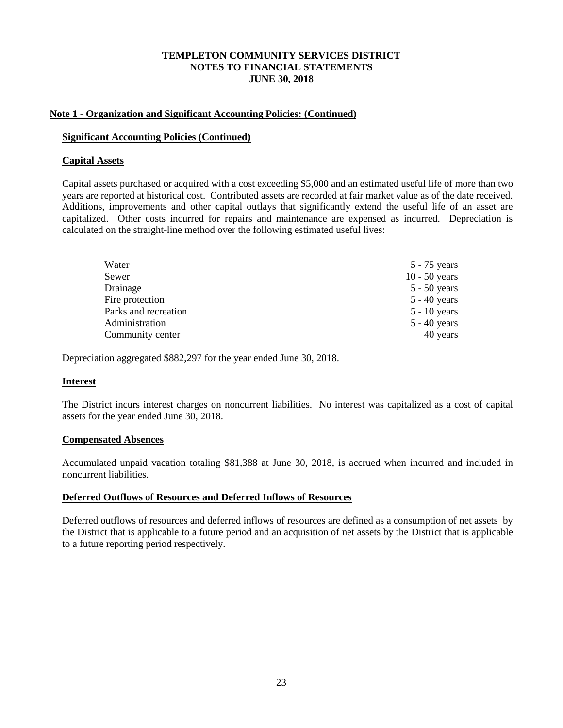### Note 1 - Organization and Significant Accounting Policies: (Continued)

#### Significant Accounting Policies (Continued)

#### Capital Assets

Capital assets purchased or acquired with a cost exceeding $5,000 and an estimated useful life of more than two years are reported at historical cost. Contributed assets are recorded at fair market value as of the date received. Additions, improvements and other capital outlays that significantly extend the useful life of an asset are capitalized. Other costs incurred for repairs and maintenance are expensed as incurred. Depreciation is calculated on the straight-line method over the following estimated useful lives:

| | |
|---|---|
| Water | 5 - 75 years |
| Sewer | 10 - 50 years |
| Drainage | 5 - 50 years |
| Fire protection | 5 - 40 years |
| Parks and recreation | 5 - 10 years |
| Administration | 5 - 40 years |
| Community center | 40 years |

Depreciation aggregated $882,297 for the year ended June 30, 2018.

#### Interest

The District incurs interest charges on noncurrent liabilities. No interest was capitalized as a cost of capital assets for the year ended June 30, 2018.

#### Compensated Absences

Accumulated unpaid vacation totaling $81,388 at June 30, 2018, is accrued when incurred and included in noncurrent liabilities.

#### Deferred Outflows of Resources and Deferred Inflows of Resources

Deferred outflows of resources and deferred inflows of resources are defined as a consumption of net assets by the District that is applicable to a future period and an acquisition of net assets by the District that is applicable to a future reporting period respectively.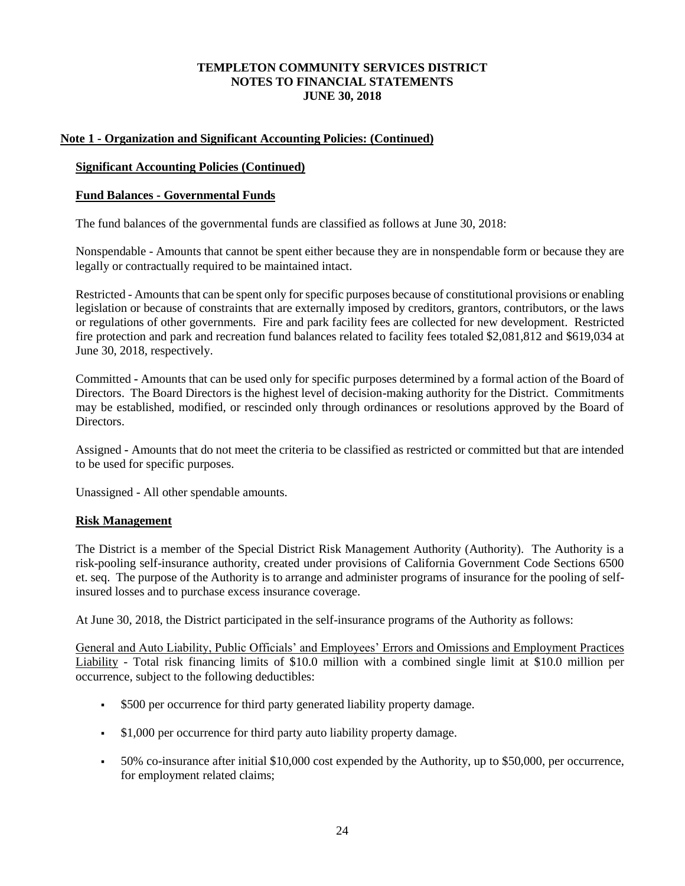**TEMPLETON COMMUNITY SERVICES DISTRICT**
**NOTES TO FINANCIAL STATEMENTS**
**JUNE 30, 2018**

## Note 1 - Organization and Significant Accounting Policies: (Continued)

### Significant Accounting Policies (Continued)

### Fund Balances - Governmental Funds

The fund balances of the governmental funds are classified as follows at June 30, 2018:

Nonspendable - Amounts that cannot be spent either because they are in nonspendable form or because they are legally or contractually required to be maintained intact.

Restricted - Amounts that can be spent only for specific purposes because of constitutional provisions or enabling legislation or because of constraints that are externally imposed by creditors, grantors, contributors, or the laws or regulations of other governments. Fire and park facility fees are collected for new development. Restricted fire protection and park and recreation fund balances related to facility fees totaled $2,081,812 and $619,034 at June 30, 2018, respectively.

Committed - Amounts that can be used only for specific purposes determined by a formal action of the Board of Directors. The Board Directors is the highest level of decision-making authority for the District. Commitments may be established, modified, or rescinded only through ordinances or resolutions approved by the Board of Directors.

Assigned - Amounts that do not meet the criteria to be classified as restricted or committed but that are intended to be used for specific purposes.

Unassigned - All other spendable amounts.

### Risk Management

The District is a member of the Special District Risk Management Authority (Authority). The Authority is a risk-pooling self-insurance authority, created under provisions of California Government Code Sections 6500 et. seq. The purpose of the Authority is to arrange and administer programs of insurance for the pooling of self-insured losses and to purchase excess insurance coverage.

At June 30, 2018, the District participated in the self-insurance programs of the Authority as follows:

General and Auto Liability, Public Officials' and Employees' Errors and Omissions and Employment Practices Liability - Total risk financing limits of $10.0 million with a combined single limit at $10.0 million per occurrence, subject to the following deductibles:

- $500 per occurrence for third party generated liability property damage.
- $1,000 per occurrence for third party auto liability property damage.
- 50% co-insurance after initial $10,000 cost expended by the Authority, up to $50,000, per occurrence, for employment related claims;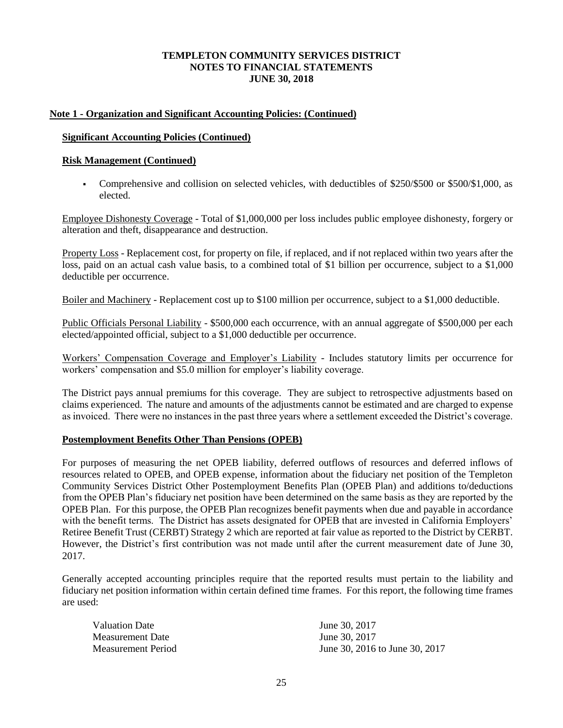**Note 1 - Organization and Significant Accounting Policies: (Continued)**

**Significant Accounting Policies (Continued)**

**Risk Management (Continued)**

- Comprehensive and collision on selected vehicles, with deductibles of $250/$500 or $500/$1,000, as elected.

Employee Dishonesty Coverage - Total of $1,000,000 per loss includes public employee dishonesty, forgery or alteration and theft, disappearance and destruction.

Property Loss - Replacement cost, for property on file, if replaced, and if not replaced within two years after the loss, paid on an actual cash value basis, to a combined total of $1 billion per occurrence, subject to a $1,000 deductible per occurrence.

Boiler and Machinery - Replacement cost up to $100 million per occurrence, subject to a $1,000 deductible.

Public Officials Personal Liability - $500,000 each occurrence, with an annual aggregate of $500,000 per each elected/appointed official, subject to a $1,000 deductible per occurrence.

Workers' Compensation Coverage and Employer's Liability - Includes statutory limits per occurrence for workers' compensation and $5.0 million for employer's liability coverage.

The District pays annual premiums for this coverage. They are subject to retrospective adjustments based on claims experienced. The nature and amounts of the adjustments cannot be estimated and are charged to expense as invoiced. There were no instances in the past three years where a settlement exceeded the District's coverage.

**Postemployment Benefits Other Than Pensions (OPEB)**

For purposes of measuring the net OPEB liability, deferred outflows of resources and deferred inflows of resources related to OPEB, and OPEB expense, information about the fiduciary net position of the Templeton Community Services District Other Postemployment Benefits Plan (OPEB Plan) and additions to/deductions from the OPEB Plan's fiduciary net position have been determined on the same basis as they are reported by the OPEB Plan. For this purpose, the OPEB Plan recognizes benefit payments when due and payable in accordance with the benefit terms. The District has assets designated for OPEB that are invested in California Employers' Retiree Benefit Trust (CERBT) Strategy 2 which are reported at fair value as reported to the District by CERBT. However, the District's first contribution was not made until after the current measurement date of June 30, 2017.

Generally accepted accounting principles require that the reported results must pertain to the liability and fiduciary net position information within certain defined time frames. For this report, the following time frames are used:

| | |
|---|---|
| Valuation Date | June 30, 2017 |
| Measurement Date | June 30, 2017 |
| Measurement Period | June 30, 2016 to June 30, 2017 |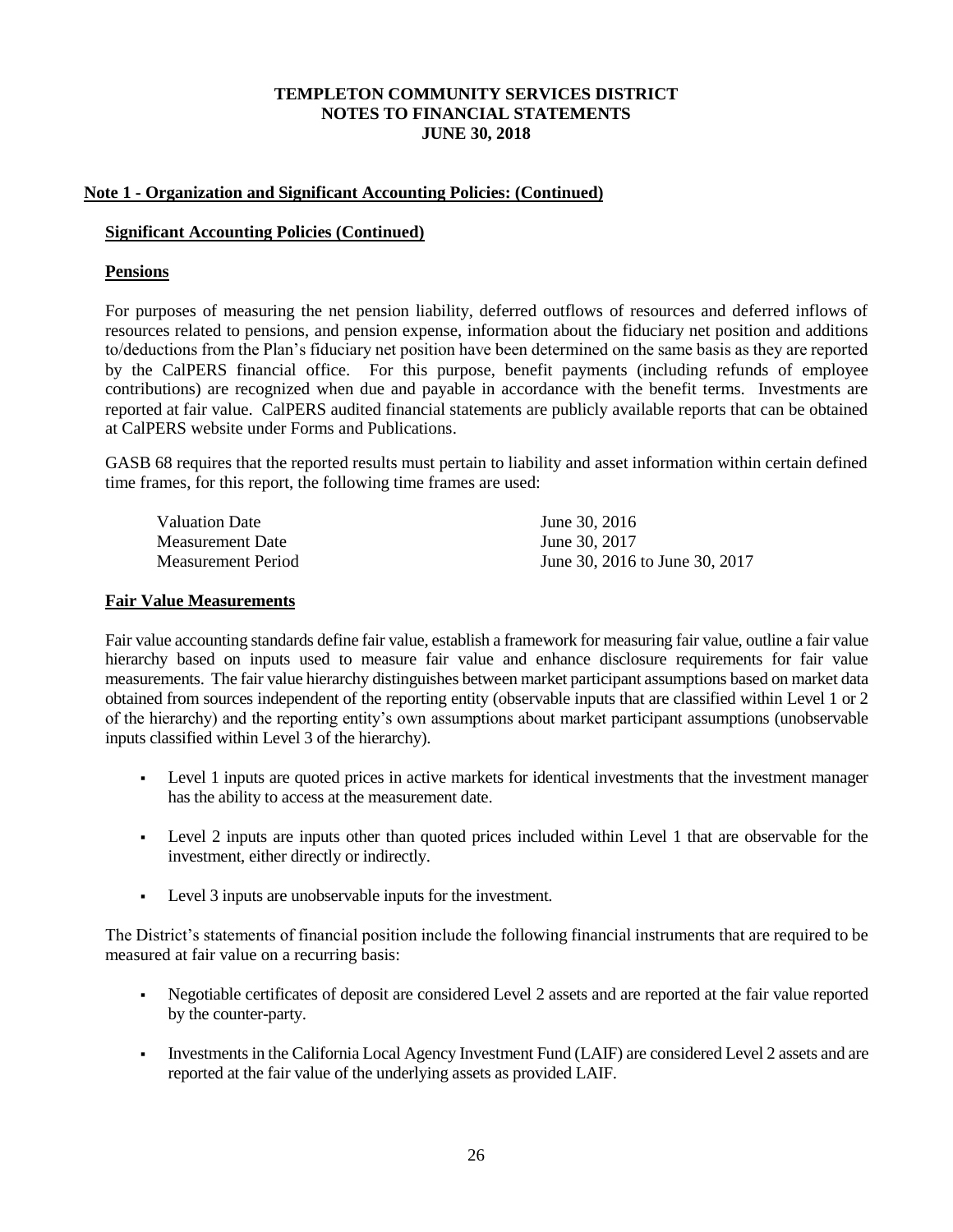# TEMPLETON COMMUNITY SERVICES DISTRICT
# NOTES TO FINANCIAL STATEMENTS
# JUNE 30, 2018

## Note 1 - Organization and Significant Accounting Policies: (Continued)

### Significant Accounting Policies (Continued)

### Pensions

For purposes of measuring the net pension liability, deferred outflows of resources and deferred inflows of resources related to pensions, and pension expense, information about the fiduciary net position and additions to/deductions from the Plan's fiduciary net position have been determined on the same basis as they are reported by the CalPERS financial office. For this purpose, benefit payments (including refunds of employee contributions) are recognized when due and payable in accordance with the benefit terms. Investments are reported at fair value. CalPERS audited financial statements are publicly available reports that can be obtained at CalPERS website under Forms and Publications.

GASB 68 requires that the reported results must pertain to liability and asset information within certain defined time frames, for this report, the following time frames are used:

| | |
|---|---|
| Valuation Date | June 30, 2016 |
| Measurement Date | June 30, 2017 |
| Measurement Period | June 30, 2016 to June 30, 2017 |

### Fair Value Measurements

Fair value accounting standards define fair value, establish a framework for measuring fair value, outline a fair value hierarchy based on inputs used to measure fair value and enhance disclosure requirements for fair value measurements. The fair value hierarchy distinguishes between market participant assumptions based on market data obtained from sources independent of the reporting entity (observable inputs that are classified within Level 1 or 2 of the hierarchy) and the reporting entity's own assumptions about market participant assumptions (unobservable inputs classified within Level 3 of the hierarchy).

- Level 1 inputs are quoted prices in active markets for identical investments that the investment manager has the ability to access at the measurement date.
- Level 2 inputs are inputs other than quoted prices included within Level 1 that are observable for the investment, either directly or indirectly.
- Level 3 inputs are unobservable inputs for the investment.

The District's statements of financial position include the following financial instruments that are required to be measured at fair value on a recurring basis:

- Negotiable certificates of deposit are considered Level 2 assets and are reported at the fair value reported by the counter-party.
- Investments in the California Local Agency Investment Fund (LAIF) are considered Level 2 assets and are reported at the fair value of the underlying assets as provided LAIF.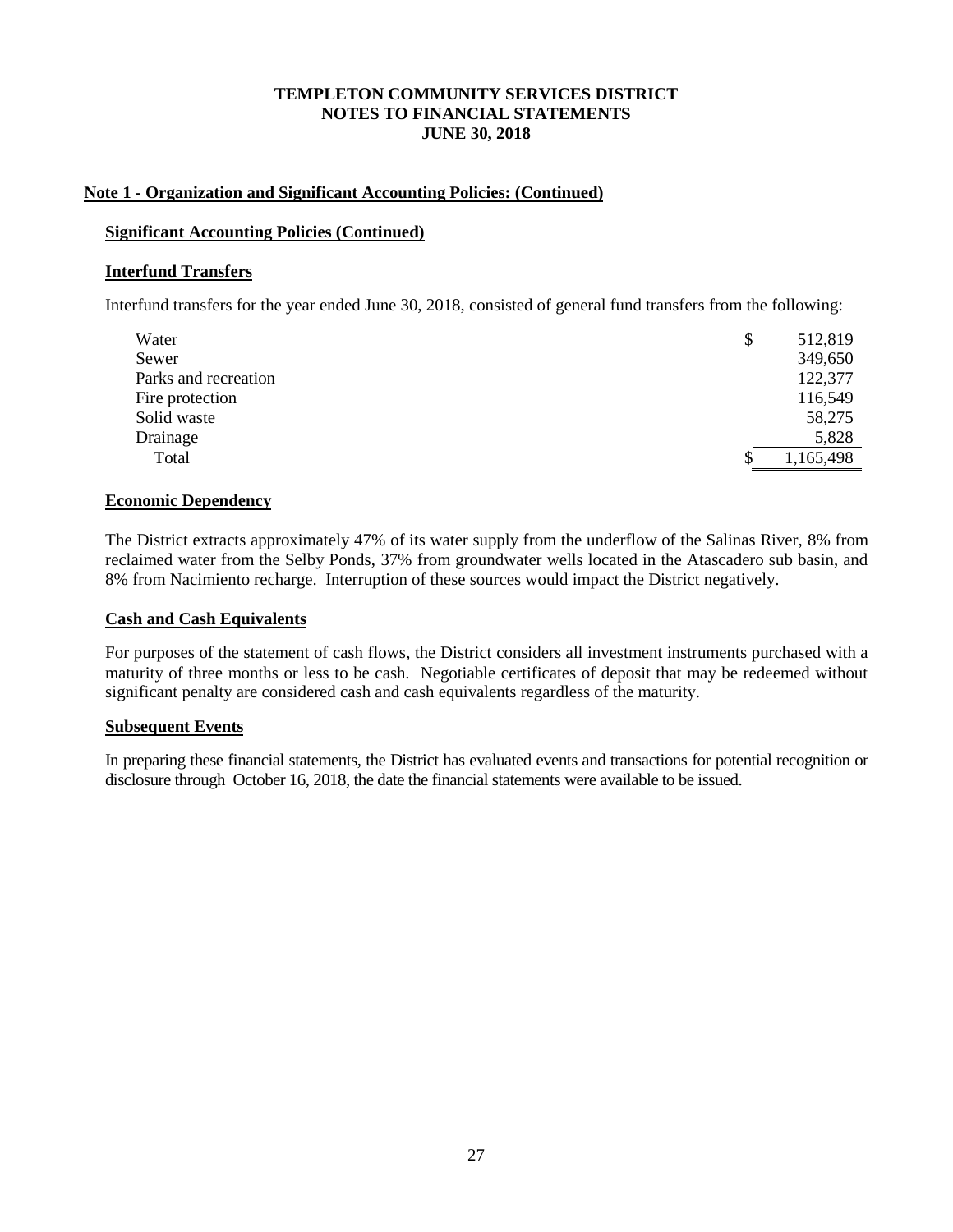# TEMPLETON COMMUNITY SERVICES DISTRICT
# NOTES TO FINANCIAL STATEMENTS
# JUNE 30, 2018

## Note 1 - Organization and Significant Accounting Policies: (Continued)

### Significant Accounting Policies (Continued)

### Interfund Transfers

Interfund transfers for the year ended June 30, 2018, consisted of general fund transfers from the following:

| | |
|---|---|
| Water | $ 512,819 |
| Sewer | 349,650 |
| Parks and recreation | 122,377 |
| Fire protection | 116,549 |
| Solid waste | 58,275 |
| Drainage | 5,828 |
| Total | $ 1,165,498 |

### Economic Dependency

The District extracts approximately 47% of its water supply from the underflow of the Salinas River, 8% from reclaimed water from the Selby Ponds, 37% from groundwater wells located in the Atascadero sub basin, and 8% from Nacimiento recharge. Interruption of these sources would impact the District negatively.

### Cash and Cash Equivalents

For purposes of the statement of cash flows, the District considers all investment instruments purchased with a maturity of three months or less to be cash. Negotiable certificates of deposit that may be redeemed without significant penalty are considered cash and cash equivalents regardless of the maturity.

### Subsequent Events

In preparing these financial statements, the District has evaluated events and transactions for potential recognition or disclosure through October 16, 2018, the date the financial statements were available to be issued.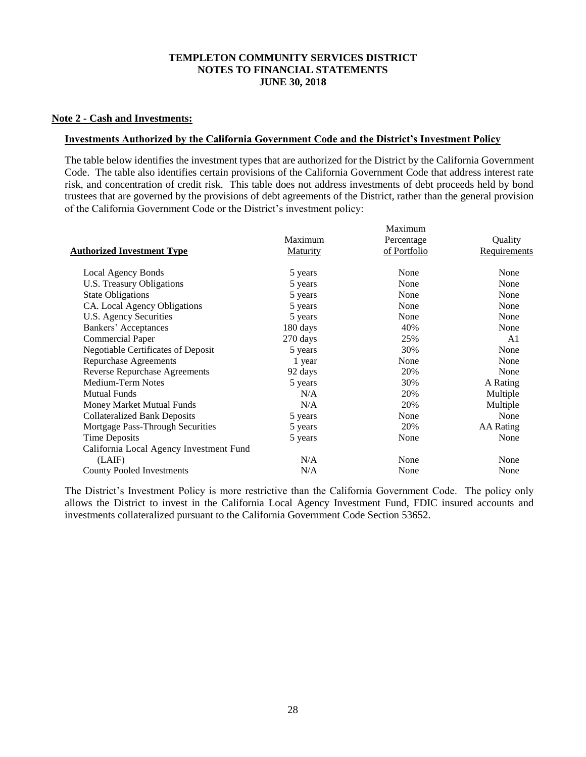**TEMPLETON COMMUNITY SERVICES DISTRICT**
**NOTES TO FINANCIAL STATEMENTS**
**JUNE 30, 2018**

**Note 2 - Cash and Investments:**

**Investments Authorized by the California Government Code and the District's Investment Policy**

The table below identifies the investment types that are authorized for the District by the California Government Code. The table also identifies certain provisions of the California Government Code that address interest rate risk, and concentration of credit risk. This table does not address investments of debt proceeds held by bond trustees that are governed by the provisions of debt agreements of the District, rather than the general provision of the California Government Code or the District's investment policy:

| Authorized Investment Type | Maximum Maturity | Maximum Percentage of Portfolio | Quality Requirements |
|---|---|---|---|
| Local Agency Bonds | 5 years | None | None |
| U.S. Treasury Obligations | 5 years | None | None |
| State Obligations | 5 years | None | None |
| CA. Local Agency Obligations | 5 years | None | None |
| U.S. Agency Securities | 5 years | None | None |
| Bankers' Acceptances | 180 days | 40% | None |
| Commercial Paper | 270 days | 25% | A1 |
| Negotiable Certificates of Deposit | 5 years | 30% | None |
| Repurchase Agreements | 1 year | None | None |
| Reverse Repurchase Agreements | 92 days | 20% | None |
| Medium-Term Notes | 5 years | 30% | A Rating |
| Mutual Funds | N/A | 20% | Multiple |
| Money Market Mutual Funds | N/A | 20% | Multiple |
| Collateralized Bank Deposits | 5 years | None | None |
| Mortgage Pass-Through Securities | 5 years | 20% | AA Rating |
| Time Deposits | 5 years | None | None |
| California Local Agency Investment Fund (LAIF) | N/A | None | None |
| County Pooled Investments | N/A | None | None |

The District's Investment Policy is more restrictive than the California Government Code. The policy only allows the District to invest in the California Local Agency Investment Fund, FDIC insured accounts and investments collateralized pursuant to the California Government Code Section 53652.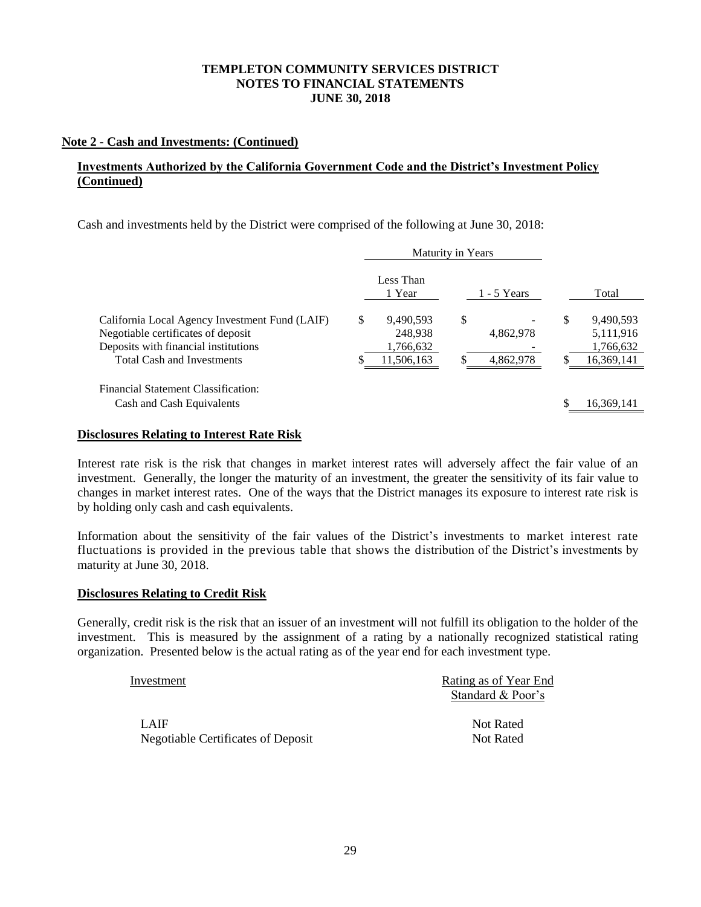## TEMPLETON COMMUNITY SERVICES DISTRICT
## NOTES TO FINANCIAL STATEMENTS
## JUNE 30, 2018

**Note 2 - Cash and Investments: (Continued)**

**Investments Authorized by the California Government Code and the District's Investment Policy (Continued)**

Cash and investments held by the District were comprised of the following at June 30, 2018:

| | Maturity in Years | | |
|---|---|---|---|
| | Less Than 1 Year | 1 - 5 Years | Total |
| California Local Agency Investment Fund (LAIF) | $ 9,490,593 | $ - | $ 9,490,593 |
| Negotiable certificates of deposit | 248,938 | 4,862,978 | 5,111,916 |
| Deposits with financial institutions | 1,766,632 | - | 1,766,632 |
| Total Cash and Investments | $ 11,506,163 | $ 4,862,978 | $ 16,369,141 |
| Financial Statement Classification: | | | |
| Cash and Cash Equivalents | | | $ 16,369,141 |

**Disclosures Relating to Interest Rate Risk**

Interest rate risk is the risk that changes in market interest rates will adversely affect the fair value of an investment. Generally, the longer the maturity of an investment, the greater the sensitivity of its fair value to changes in market interest rates. One of the ways that the District manages its exposure to interest rate risk is by holding only cash and cash equivalents.

Information about the sensitivity of the fair values of the District's investments to market interest rate fluctuations is provided in the previous table that shows the distribution of the District's investments by maturity at June 30, 2018.

**Disclosures Relating to Credit Risk**

Generally, credit risk is the risk that an issuer of an investment will not fulfill its obligation to the holder of the investment. This is measured by the assignment of a rating by a nationally recognized statistical rating organization. Presented below is the actual rating as of the year end for each investment type.

| Investment | Rating as of Year End Standard & Poor's |
|---|---|
| LAIF | Not Rated |
| Negotiable Certificates of Deposit | Not Rated |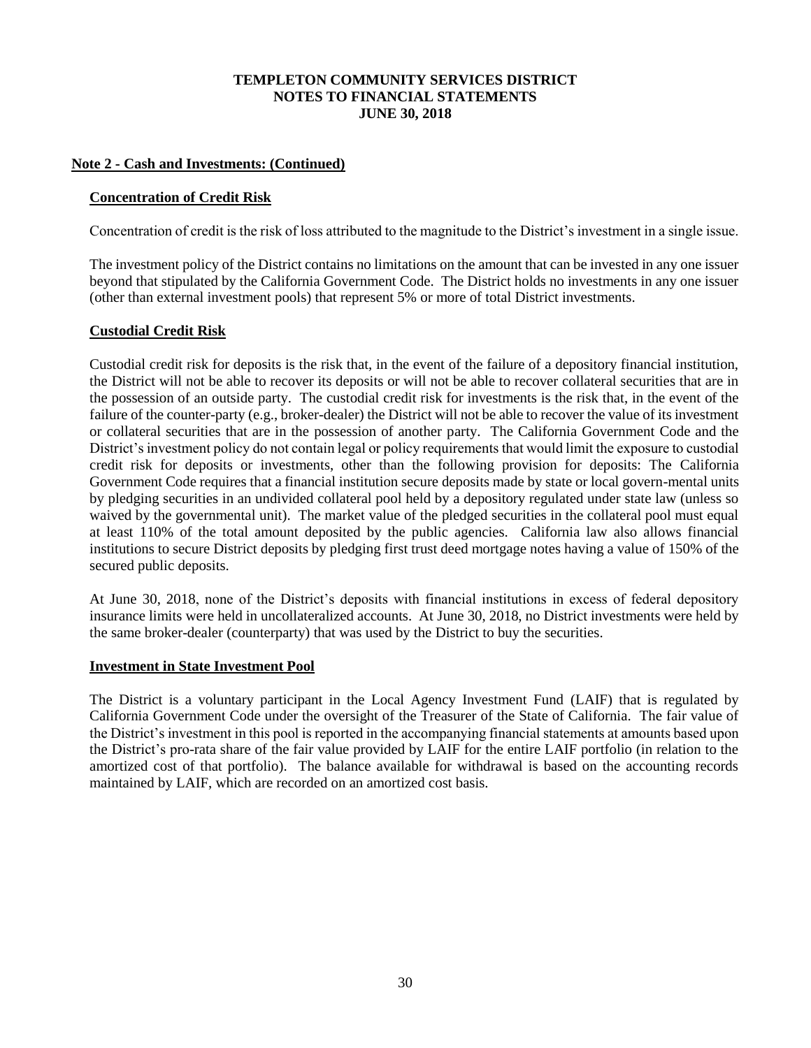## Note 2 - Cash and Investments: (Continued)

### Concentration of Credit Risk

Concentration of credit is the risk of loss attributed to the magnitude to the District's investment in a single issue.

The investment policy of the District contains no limitations on the amount that can be invested in any one issuer beyond that stipulated by the California Government Code. The District holds no investments in any one issuer (other than external investment pools) that represent 5% or more of total District investments.

### Custodial Credit Risk

Custodial credit risk for deposits is the risk that, in the event of the failure of a depository financial institution, the District will not be able to recover its deposits or will not be able to recover collateral securities that are in the possession of an outside party. The custodial credit risk for investments is the risk that, in the event of the failure of the counter-party (e.g., broker-dealer) the District will not be able to recover the value of its investment or collateral securities that are in the possession of another party. The California Government Code and the District's investment policy do not contain legal or policy requirements that would limit the exposure to custodial credit risk for deposits or investments, other than the following provision for deposits: The California Government Code requires that a financial institution secure deposits made by state or local govern-mental units by pledging securities in an undivided collateral pool held by a depository regulated under state law (unless so waived by the governmental unit). The market value of the pledged securities in the collateral pool must equal at least 110% of the total amount deposited by the public agencies. California law also allows financial institutions to secure District deposits by pledging first trust deed mortgage notes having a value of 150% of the secured public deposits.

At June 30, 2018, none of the District's deposits with financial institutions in excess of federal depository insurance limits were held in uncollateralized accounts. At June 30, 2018, no District investments were held by the same broker-dealer (counterparty) that was used by the District to buy the securities.

### Investment in State Investment Pool

The District is a voluntary participant in the Local Agency Investment Fund (LAIF) that is regulated by California Government Code under the oversight of the Treasurer of the State of California. The fair value of the District's investment in this pool is reported in the accompanying financial statements at amounts based upon the District's pro-rata share of the fair value provided by LAIF for the entire LAIF portfolio (in relation to the amortized cost of that portfolio). The balance available for withdrawal is based on the accounting records maintained by LAIF, which are recorded on an amortized cost basis.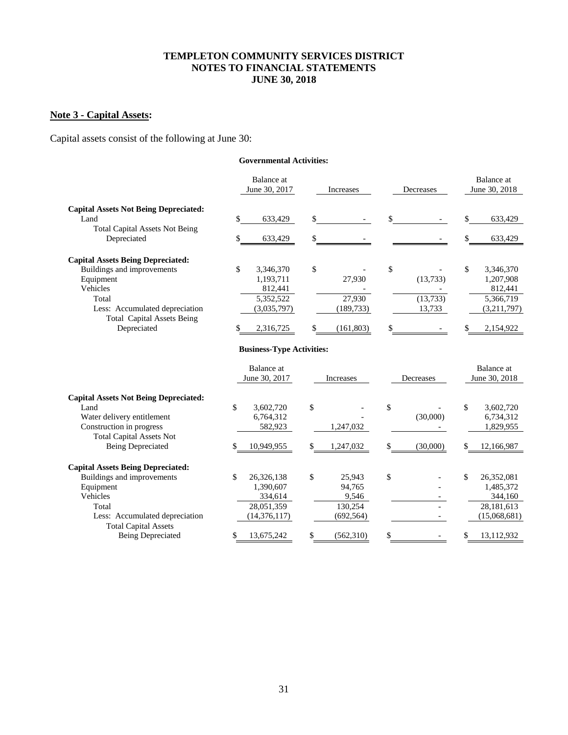**TEMPLETON COMMUNITY SERVICES DISTRICT**
**NOTES TO FINANCIAL STATEMENTS**
**JUNE 30, 2018**

## Note 3 - Capital Assets:

Capital assets consist of the following at June 30:

**Governmental Activities:**

| | Balance at June 30, 2017 | Increases | Decreases | Balance at June 30, 2018 |
|---|---|---|---|---|
| **Capital Assets Not Being Depreciated:** | | | | |
| Land | $ 633,429 | $ - | $ - | $ 633,429 |
| Total Capital Assets Not Being Depreciated | $ 633,429 | $ - | - | $ 633,429 |
| **Capital Assets Being Depreciated:** | | | | |
| Buildings and improvements | $ 3,346,370 | $ - | $ - | $ 3,346,370 |
| Equipment | 1,193,711 | 27,930 | (13,733) | 1,207,908 |
| Vehicles | 812,441 | - | - | 812,441 |
| Total | 5,352,522 | 27,930 | (13,733) | 5,366,719 |
| Less: Accumulated depreciation | (3,035,797) | (189,733) | 13,733 | (3,211,797) |
| Total Capital Assets Being Depreciated | $ 2,316,725 | $ (161,803) | $ - | $ 2,154,922 |

**Business-Type Activities:**

| | Balance at June 30, 2017 | Increases | Decreases | Balance at June 30, 2018 |
|---|---|---|---|---|
| **Capital Assets Not Being Depreciated:** | | | | |
| Land | $ 3,602,720 | $ - | $ - | $ 3,602,720 |
| Water delivery entitlement | 6,764,312 | - | (30,000) | 6,734,312 |
| Construction in progress | 582,923 | 1,247,032 | - | 1,829,955 |
| Total Capital Assets Not Being Depreciated | $ 10,949,955 | $ 1,247,032 | $ (30,000) | $ 12,166,987 |
| **Capital Assets Being Depreciated:** | | | | |
| Buildings and improvements | $ 26,326,138 | $ 25,943 | $ - | $ 26,352,081 |
| Equipment | 1,390,607 | 94,765 | - | 1,485,372 |
| Vehicles | 334,614 | 9,546 | - | 344,160 |
| Total | 28,051,359 | 130,254 | - | 28,181,613 |
| Less: Accumulated depreciation | (14,376,117) | (692,564) | - | (15,068,681) |
| Total Capital Assets Being Depreciated | $ 13,675,242 | $ (562,310) | $ - | $ 13,112,932 |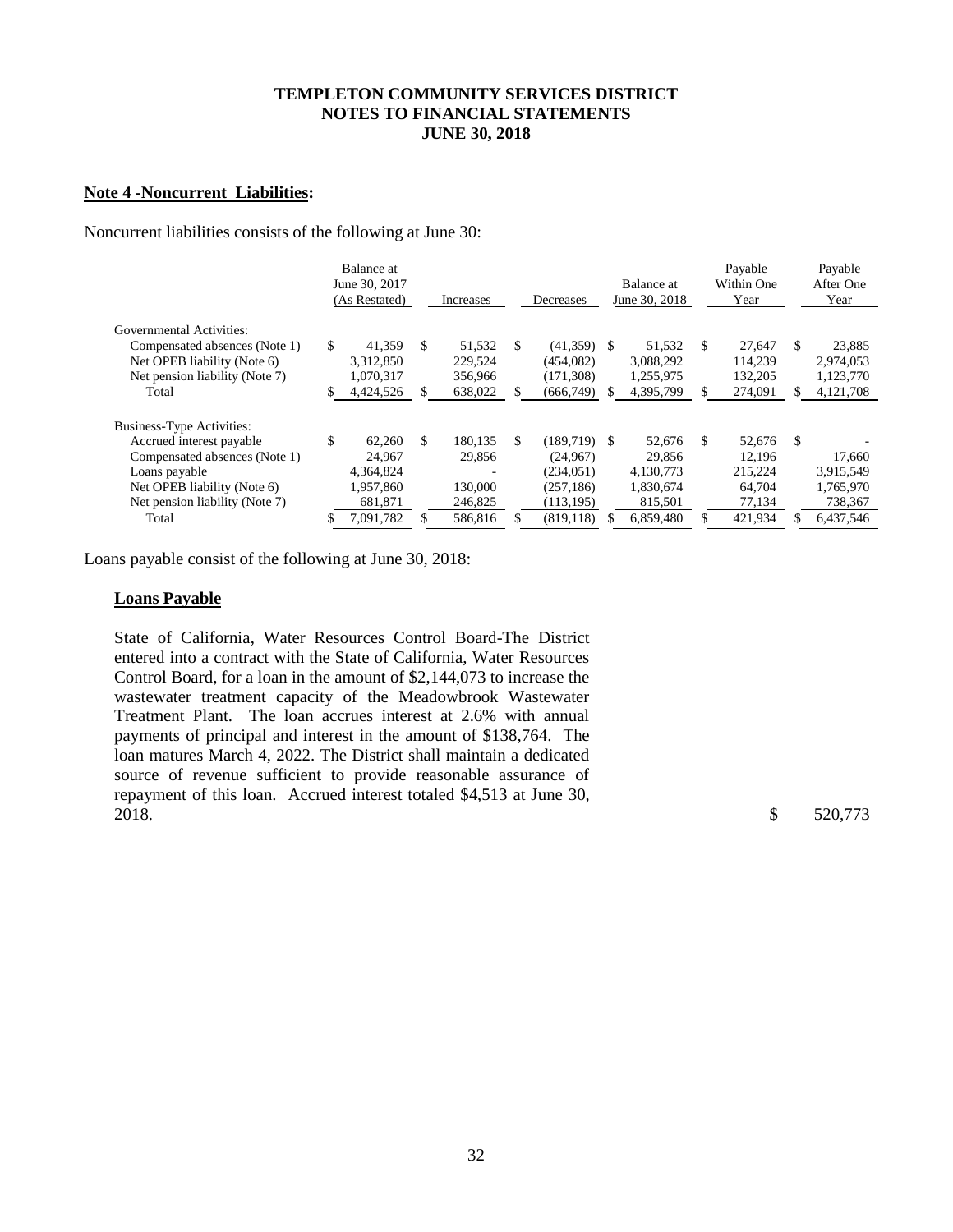**TEMPLETON COMMUNITY SERVICES DISTRICT**
**NOTES TO FINANCIAL STATEMENTS**
**JUNE 30, 2018**

**Note 4 -Noncurrent Liabilities:**

Noncurrent liabilities consists of the following at June 30:

| | Balance at June 30, 2017 (As Restated) | Increases | Decreases | Balance at June 30, 2018 | Payable Within One Year | Payable After One Year |
|---|---|---|---|---|---|---|
| Governmental Activities: | | | | | | |
| Compensated absences (Note 1) | $ 41,359 | $ 51,532 | $ (41,359) | $ 51,532 | $ 27,647 | $ 23,885 |
| Net OPEB liability (Note 6) | 3,312,850 | 229,524 | (454,082) | 3,088,292 | 114,239 | 2,974,053 |
| Net pension liability (Note 7) | 1,070,317 | 356,966 | (171,308) | 1,255,975 | 132,205 | 1,123,770 |
| Total | $ 4,424,526 | $ 638,022 | $ (666,749) | $ 4,395,799 | $ 274,091 | $ 4,121,708 |
| Business-Type Activities: | | | | | | |
| Accrued interest payable | $ 62,260 | $ 180,135 | $ (189,719) | $ 52,676 | $ 52,676 | $ - |
| Compensated absences (Note 1) | 24,967 | 29,856 | (24,967) | 29,856 | 12,196 | 17,660 |
| Loans payable | 4,364,824 | - | (234,051) | 4,130,773 | 215,224 | 3,915,549 |
| Net OPEB liability (Note 6) | 1,957,860 | 130,000 | (257,186) | 1,830,674 | 64,704 | 1,765,970 |
| Net pension liability (Note 7) | 681,871 | 246,825 | (113,195) | 815,501 | 77,134 | 738,367 |
| Total | $ 7,091,782 | $ 586,816 | $ (819,118) | $ 6,859,480 | $ 421,934 | $ 6,437,546 |

Loans payable consist of the following at June 30, 2018:

**Loans Payable**

| | |
|---|---|
| State of California, Water Resources Control Board-The District entered into a contract with the State of California, Water Resources Control Board, for a loan in the amount of $2,144,073 to increase the wastewater treatment capacity of the Meadowbrook Wastewater Treatment Plant. The loan accrues interest at 2.6% with annual payments of principal and interest in the amount of $138,764. The loan matures March 4, 2022. The District shall maintain a dedicated source of revenue sufficient to provide reasonable assurance of repayment of this loan. Accrued interest totaled $4,513 at June 30, 2018. | $ 520,773 |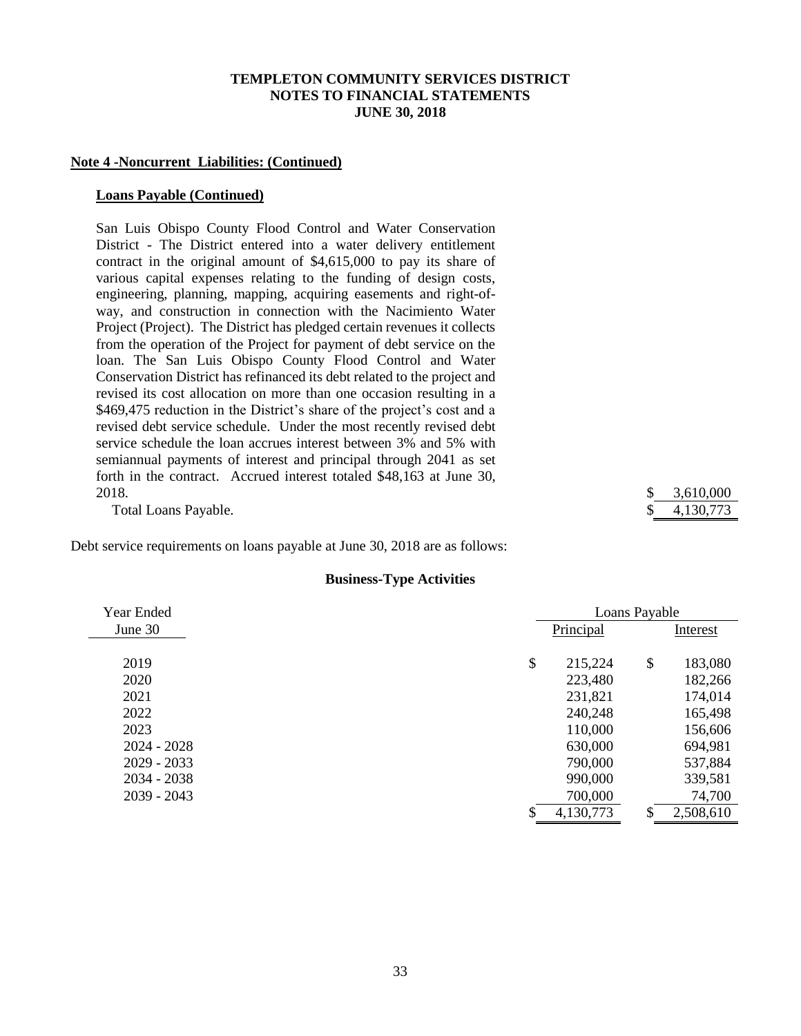**Note 4 -Noncurrent Liabilities: (Continued)**

**Loans Payable (Continued)**

| | |
|---|---|
| San Luis Obispo County Flood Control and Water Conservation District - The District entered into a water delivery entitlement contract in the original amount of $4,615,000 to pay its share of various capital expenses relating to the funding of design costs, engineering, planning, mapping, acquiring easements and right-of-way, and construction in connection with the Nacimiento Water Project (Project). The District has pledged certain revenues it collects from the operation of the Project for payment of debt service on the loan. The San Luis Obispo County Flood Control and Water Conservation District has refinanced its debt related to the project and revised its cost allocation on more than one occasion resulting in a $469,475 reduction in the District's share of the project's cost and a revised debt service schedule. Under the most recently revised debt service schedule the loan accrues interest between 3% and 5% with semiannual payments of interest and principal through 2041 as set forth in the contract. Accrued interest totaled $48,163 at June 30, 2018. | $ 3,610,000 |
| Total Loans Payable. | $ 4,130,773 |

Debt service requirements on loans payable at June 30, 2018 are as follows:

**Business-Type Activities**

| Year Ended June 30 | Loans Payable Principal | Loans Payable Interest |
|---|---|---|
| 2019 | $ 215,224 | $ 183,080 |
| 2020 | 223,480 | 182,266 |
| 2021 | 231,821 | 174,014 |
| 2022 | 240,248 | 165,498 |
| 2023 | 110,000 | 156,606 |
| 2024 - 2028 | 630,000 | 694,981 |
| 2029 - 2033 | 790,000 | 537,884 |
| 2034 - 2038 | 990,000 | 339,581 |
| 2039 - 2043 | 700,000 | 74,700 |
| | $ 4,130,773 | $ 2,508,610 |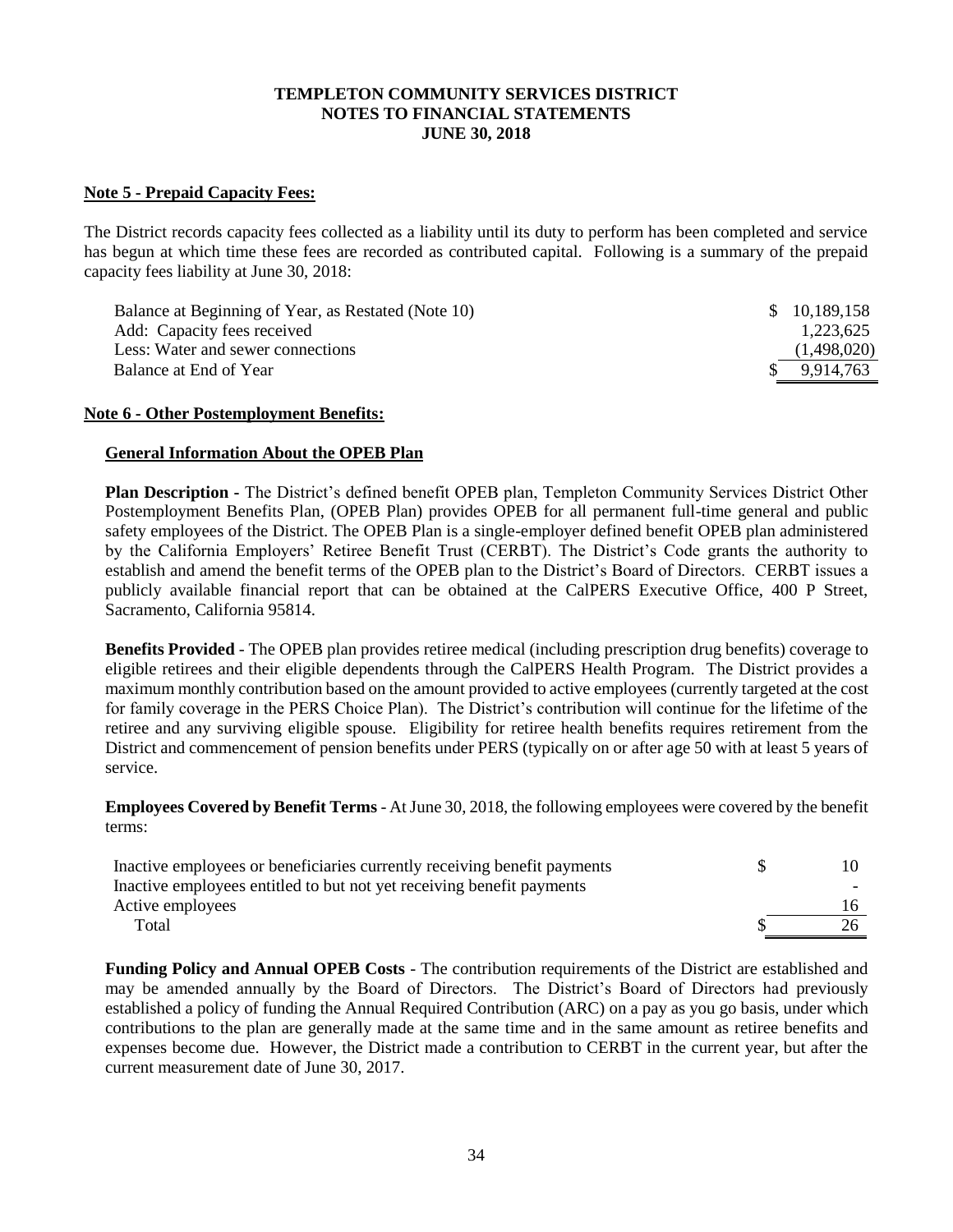**Note 5 - Prepaid Capacity Fees:**

The District records capacity fees collected as a liability until its duty to perform has been completed and service has begun at which time these fees are recorded as contributed capital. Following is a summary of the prepaid capacity fees liability at June 30, 2018:

| | |
|---|---|
| Balance at Beginning of Year, as Restated (Note 10) | $ 10,189,158 |
| Add: Capacity fees received | 1,223,625 |
| Less: Water and sewer connections | (1,498,020) |
| Balance at End of Year | $ 9,914,763 |

**Note 6 - Other Postemployment Benefits:**

**General Information About the OPEB Plan**

**Plan Description** - The District's defined benefit OPEB plan, Templeton Community Services District Other Postemployment Benefits Plan, (OPEB Plan) provides OPEB for all permanent full-time general and public safety employees of the District. The OPEB Plan is a single-employer defined benefit OPEB plan administered by the California Employers' Retiree Benefit Trust (CERBT). The District's Code grants the authority to establish and amend the benefit terms of the OPEB plan to the District's Board of Directors. CERBT issues a publicly available financial report that can be obtained at the CalPERS Executive Office, 400 P Street, Sacramento, California 95814.

**Benefits Provided** - The OPEB plan provides retiree medical (including prescription drug benefits) coverage to eligible retirees and their eligible dependents through the CalPERS Health Program. The District provides a maximum monthly contribution based on the amount provided to active employees (currently targeted at the cost for family coverage in the PERS Choice Plan). The District's contribution will continue for the lifetime of the retiree and any surviving eligible spouse. Eligibility for retiree health benefits requires retirement from the District and commencement of pension benefits under PERS (typically on or after age 50 with at least 5 years of service.

**Employees Covered by Benefit Terms** - At June 30, 2018, the following employees were covered by the benefit terms:

| | |
|---|---|
| Inactive employees or beneficiaries currently receiving benefit payments | $ 10 |
| Inactive employees entitled to but not yet receiving benefit payments | - |
| Active employees | 16 |
| Total | $ 26 |

**Funding Policy and Annual OPEB Costs** - The contribution requirements of the District are established and may be amended annually by the Board of Directors. The District's Board of Directors had previously established a policy of funding the Annual Required Contribution (ARC) on a pay as you go basis, under which contributions to the plan are generally made at the same time and in the same amount as retiree benefits and expenses become due. However, the District made a contribution to CERBT in the current year, but after the current measurement date of June 30, 2017.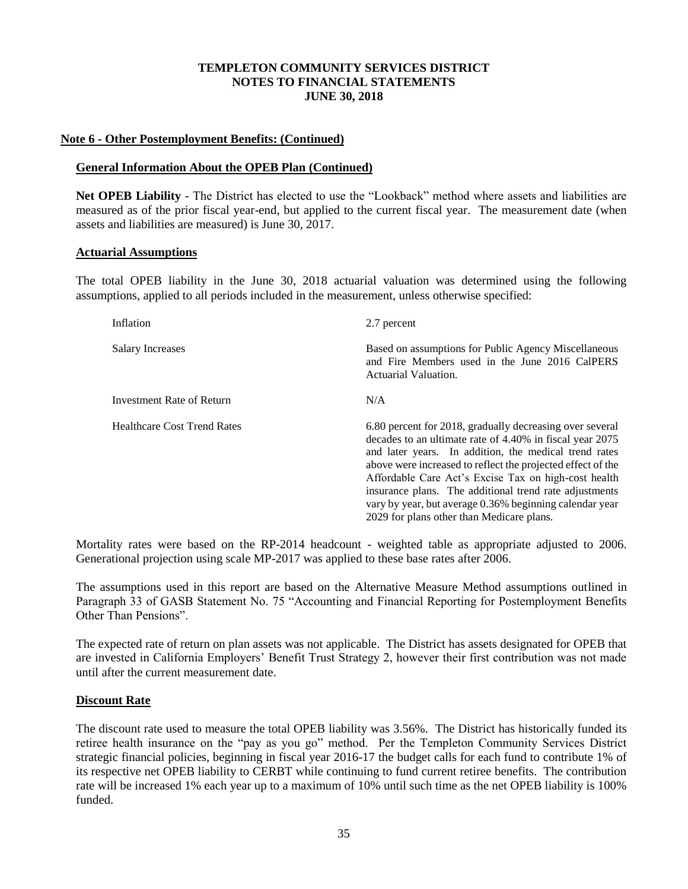## Note 6 - Other Postemployment Benefits: (Continued)

### General Information About the OPEB Plan (Continued)

**Net OPEB Liability** - The District has elected to use the "Lookback" method where assets and liabilities are measured as of the prior fiscal year-end, but applied to the current fiscal year. The measurement date (when assets and liabilities are measured) is June 30, 2017.

### Actuarial Assumptions

The total OPEB liability in the June 30, 2018 actuarial valuation was determined using the following assumptions, applied to all periods included in the measurement, unless otherwise specified:

| | |
|---|---|
| Inflation | 2.7 percent |
| Salary Increases | Based on assumptions for Public Agency Miscellaneous and Fire Members used in the June 2016 CalPERS Actuarial Valuation. |
| Investment Rate of Return | N/A |
| Healthcare Cost Trend Rates | 6.80 percent for 2018, gradually decreasing over several decades to an ultimate rate of 4.40% in fiscal year 2075 and later years. In addition, the medical trend rates above were increased to reflect the projected effect of the Affordable Care Act's Excise Tax on high-cost health insurance plans. The additional trend rate adjustments vary by year, but average 0.36% beginning calendar year 2029 for plans other than Medicare plans. |

Mortality rates were based on the RP-2014 headcount - weighted table as appropriate adjusted to 2006. Generational projection using scale MP-2017 was applied to these base rates after 2006.

The assumptions used in this report are based on the Alternative Measure Method assumptions outlined in Paragraph 33 of GASB Statement No. 75 "Accounting and Financial Reporting for Postemployment Benefits Other Than Pensions".

The expected rate of return on plan assets was not applicable. The District has assets designated for OPEB that are invested in California Employers' Benefit Trust Strategy 2, however their first contribution was not made until after the current measurement date.

### Discount Rate

The discount rate used to measure the total OPEB liability was 3.56%. The District has historically funded its retiree health insurance on the "pay as you go" method. Per the Templeton Community Services District strategic financial policies, beginning in fiscal year 2016-17 the budget calls for each fund to contribute 1% of its respective net OPEB liability to CERBT while continuing to fund current retiree benefits. The contribution rate will be increased 1% each year up to a maximum of 10% until such time as the net OPEB liability is 100% funded.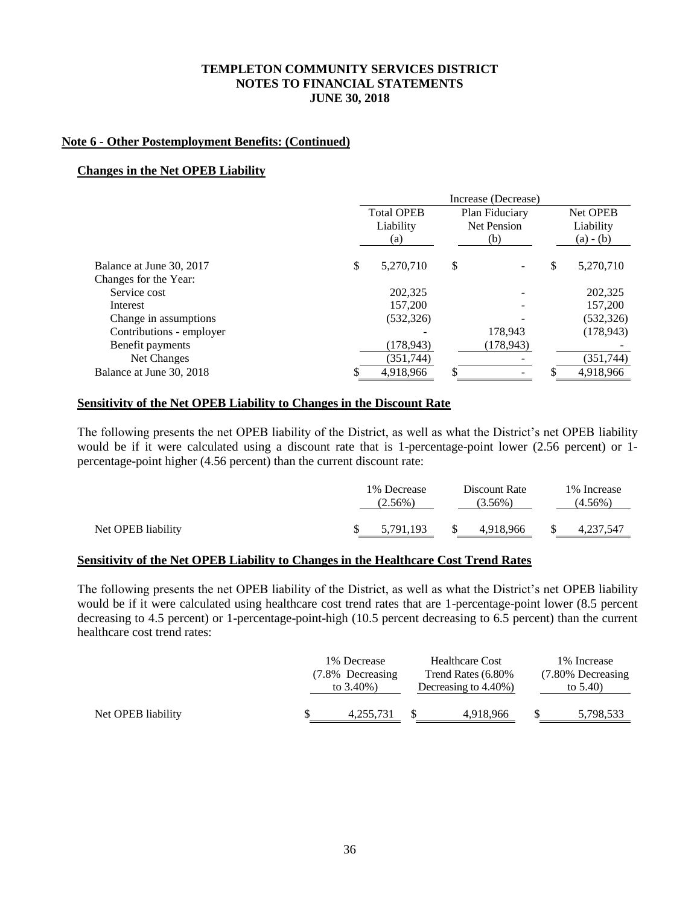**TEMPLETON COMMUNITY SERVICES DISTRICT**
**NOTES TO FINANCIAL STATEMENTS**
**JUNE 30, 2018**

**Note 6 - Other Postemployment Benefits: (Continued)**

**Changes in the Net OPEB Liability**

| | Increase (Decrease) | | |
|---|---|---|---|
| | Total OPEB Liability (a) | Plan Fiduciary Net Pension (b) | Net OPEB Liability (a) - (b) |
| Balance at June 30, 2017 | $ 5,270,710 | $ - | $ 5,270,710 |
| Changes for the Year: | | | |
| Service cost | 202,325 | - | 202,325 |
| Interest | 157,200 | - | 157,200 |
| Change in assumptions | (532,326) | - | (532,326) |
| Contributions - employer | - | 178,943 | (178,943) |
| Benefit payments | (178,943) | (178,943) | - |
| Net Changes | (351,744) | - | (351,744) |
| Balance at June 30, 2018 | $ 4,918,966 | $ - | $ 4,918,966 |

**Sensitivity of the Net OPEB Liability to Changes in the Discount Rate**

The following presents the net OPEB liability of the District, as well as what the District's net OPEB liability would be if it were calculated using a discount rate that is 1-percentage-point lower (2.56 percent) or 1-percentage-point higher (4.56 percent) than the current discount rate:

| | 1% Decrease (2.56%) | Discount Rate (3.56%) | 1% Increase (4.56%) |
|---|---|---|---|
| Net OPEB liability | $ 5,791,193 | $ 4,918,966 | $ 4,237,547 |

**Sensitivity of the Net OPEB Liability to Changes in the Healthcare Cost Trend Rates**

The following presents the net OPEB liability of the District, as well as what the District's net OPEB liability would be if it were calculated using healthcare cost trend rates that are 1-percentage-point lower (8.5 percent decreasing to 4.5 percent) or 1-percentage-point-high (10.5 percent decreasing to 6.5 percent) than the current healthcare cost trend rates:

| | 1% Decrease (7.8% Decreasing to 3.40%) | Healthcare Cost Trend Rates (6.80% Decreasing to 4.40%) | 1% Increase (7.80% Decreasing to 5.40) |
|---|---|---|---|
| Net OPEB liability | $ 4,255,731 | $ 4,918,966 | $ 5,798,533 |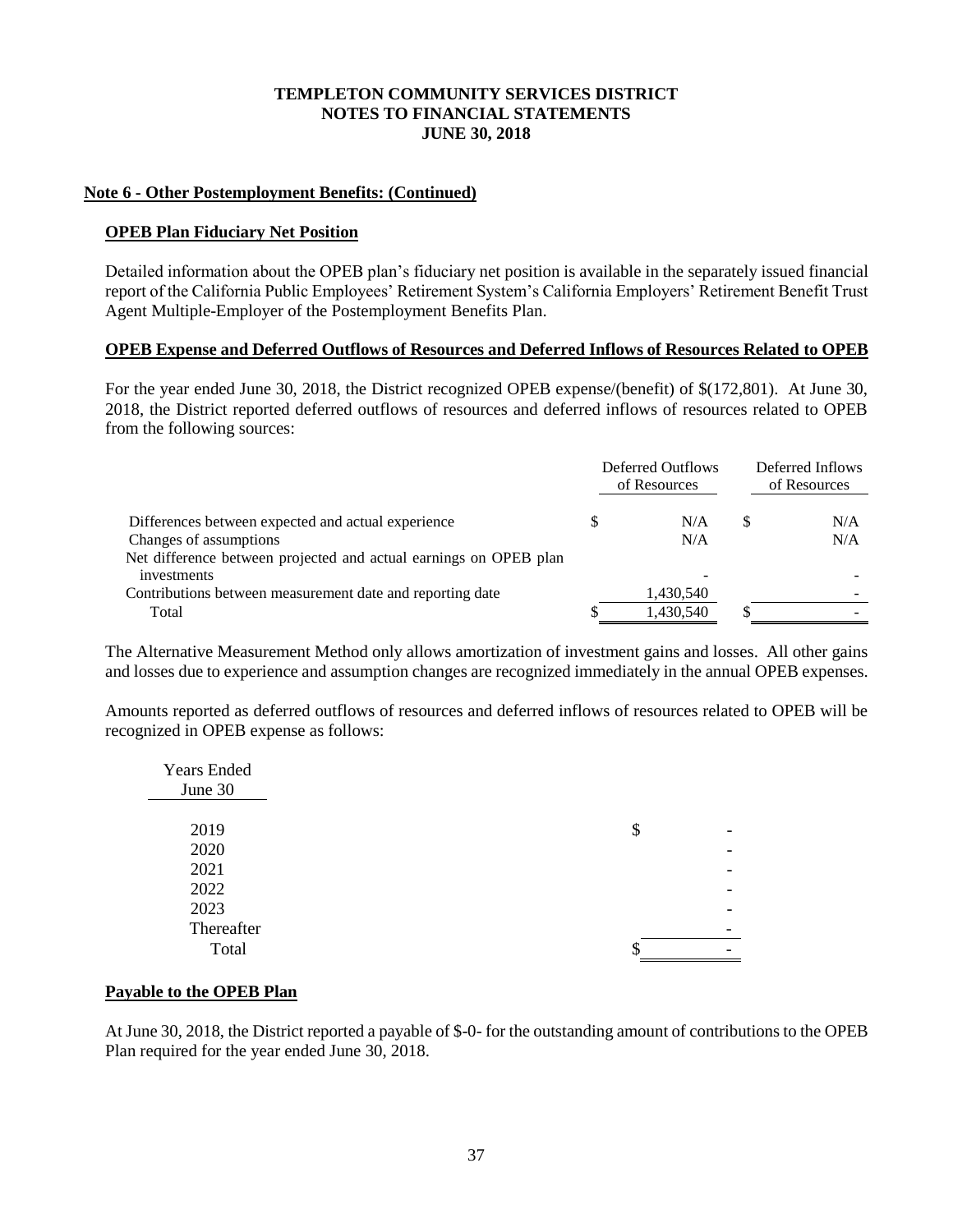**TEMPLETON COMMUNITY SERVICES DISTRICT**
**NOTES TO FINANCIAL STATEMENTS**
**JUNE 30, 2018**

**Note 6 - Other Postemployment Benefits: (Continued)**

**OPEB Plan Fiduciary Net Position**

Detailed information about the OPEB plan's fiduciary net position is available in the separately issued financial report of the California Public Employees' Retirement System's California Employers' Retirement Benefit Trust Agent Multiple-Employer of the Postemployment Benefits Plan.

**OPEB Expense and Deferred Outflows of Resources and Deferred Inflows of Resources Related to OPEB**

For the year ended June 30, 2018, the District recognized OPEB expense/(benefit) of $(172,801). At June 30, 2018, the District reported deferred outflows of resources and deferred inflows of resources related to OPEB from the following sources:

| | Deferred Outflows of Resources | Deferred Inflows of Resources |
|---|---|---|
| Differences between expected and actual experience | $ N/A | $ N/A |
| Changes of assumptions | N/A | N/A |
| Net difference between projected and actual earnings on OPEB plan investments | - | - |
| Contributions between measurement date and reporting date | 1,430,540 | - |
| Total | $ 1,430,540 | $ - |

The Alternative Measurement Method only allows amortization of investment gains and losses. All other gains and losses due to experience and assumption changes are recognized immediately in the annual OPEB expenses.

Amounts reported as deferred outflows of resources and deferred inflows of resources related to OPEB will be recognized in OPEB expense as follows:

| Years Ended June 30 | |
|---|---|
| 2019 | $ - |
| 2020 | - |
| 2021 | - |
| 2022 | - |
| 2023 | - |
| Thereafter | - |
| Total | $ - |

**Payable to the OPEB Plan**

At June 30, 2018, the District reported a payable of $-0- for the outstanding amount of contributions to the OPEB Plan required for the year ended June 30, 2018.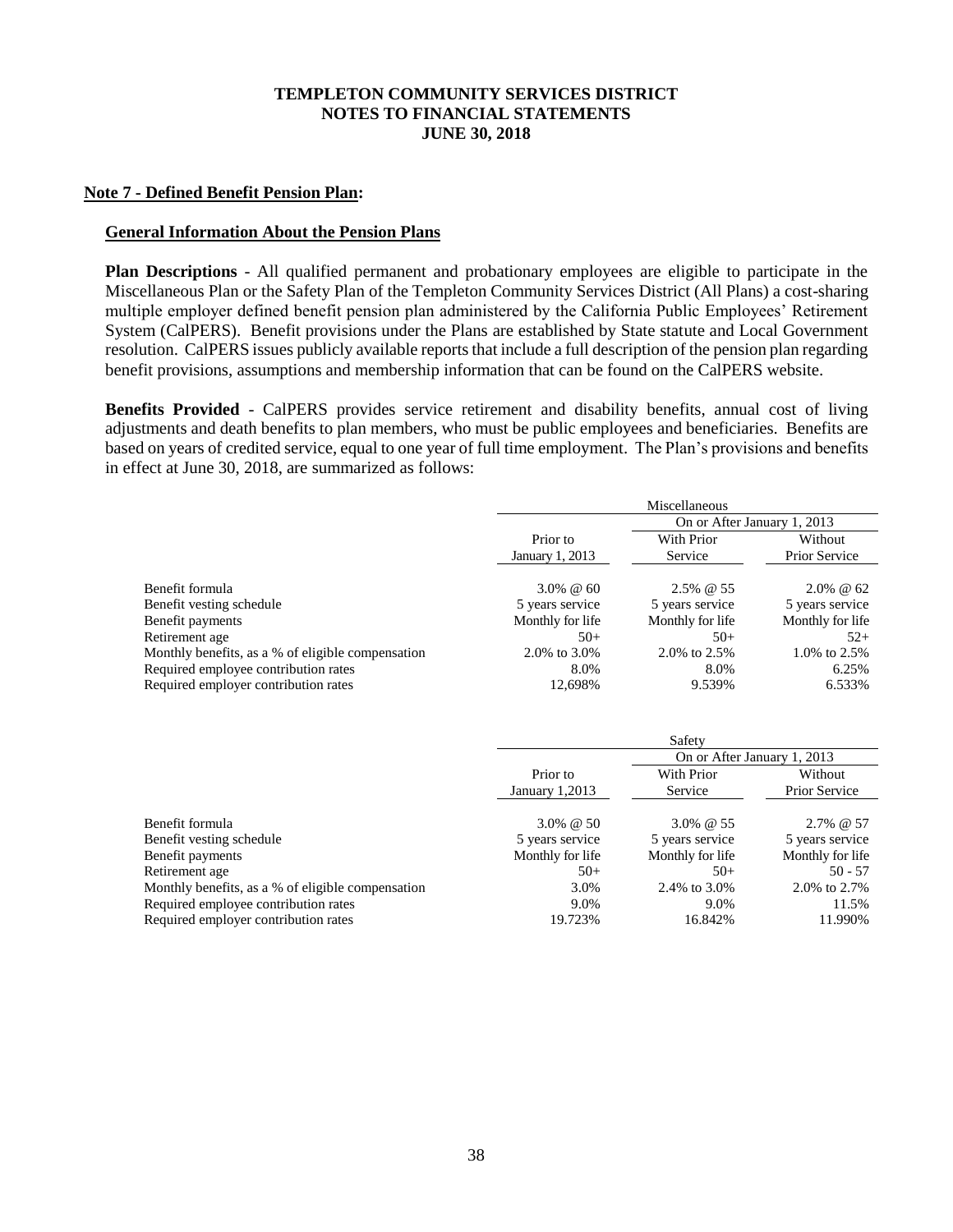**Note 7 - Defined Benefit Pension Plan:**

**General Information About the Pension Plans**

**Plan Descriptions** - All qualified permanent and probationary employees are eligible to participate in the Miscellaneous Plan or the Safety Plan of the Templeton Community Services District (All Plans) a cost-sharing multiple employer defined benefit pension plan administered by the California Public Employees' Retirement System (CalPERS). Benefit provisions under the Plans are established by State statute and Local Government resolution. CalPERS issues publicly available reports that include a full description of the pension plan regarding benefit provisions, assumptions and membership information that can be found on the CalPERS website.

**Benefits Provided** - CalPERS provides service retirement and disability benefits, annual cost of living adjustments and death benefits to plan members, who must be public employees and beneficiaries. Benefits are based on years of credited service, equal to one year of full time employment. The Plan's provisions and benefits in effect at June 30, 2018, are summarized as follows:

| | Miscellaneous | | |
|---|---|---|---|
| | | On or After January 1, 2013 | |
| | Prior to January 1, 2013 | With Prior Service | Without Prior Service |
| Benefit formula | 3.0% @ 60 | 2.5% @ 55 | 2.0% @ 62 |
| Benefit vesting schedule | 5 years service | 5 years service | 5 years service |
| Benefit payments | Monthly for life | Monthly for life | Monthly for life |
| Retirement age | 50+ | 50+ | 52+ |
| Monthly benefits, as a % of eligible compensation | 2.0% to 3.0% | 2.0% to 2.5% | 1.0% to 2.5% |
| Required employee contribution rates | 8.0% | 8.0% | 6.25% |
| Required employer contribution rates | 12,698% | 9.539% | 6.533% |

| | Safety | | |
|---|---|---|---|
| | | On or After January 1, 2013 | |
| | Prior to January 1,2013 | With Prior Service | Without Prior Service |
| Benefit formula | 3.0% @ 50 | 3.0% @ 55 | 2.7% @ 57 |
| Benefit vesting schedule | 5 years service | 5 years service | 5 years service |
| Benefit payments | Monthly for life | Monthly for life | Monthly for life |
| Retirement age | 50+ | 50+ | 50 - 57 |
| Monthly benefits, as a % of eligible compensation | 3.0% | 2.4% to 3.0% | 2.0% to 2.7% |
| Required employee contribution rates | 9.0% | 9.0% | 11.5% |
| Required employer contribution rates | 19.723% | 16.842% | 11.990% |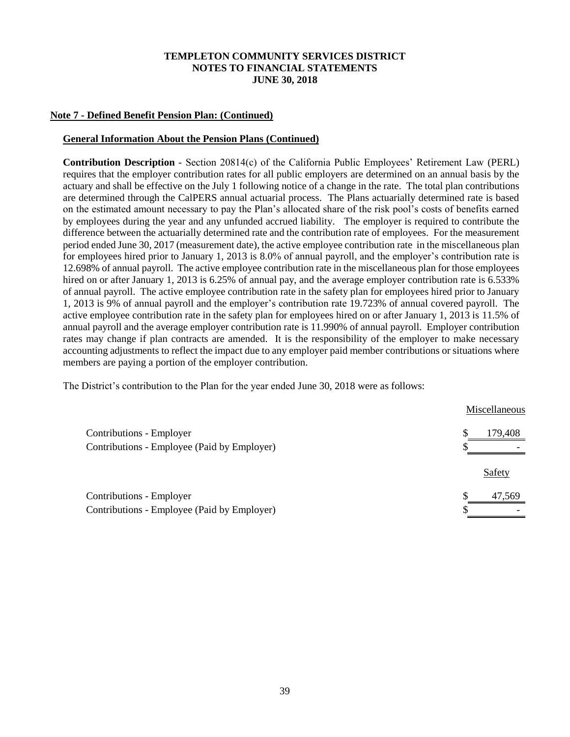**TEMPLETON COMMUNITY SERVICES DISTRICT**
**NOTES TO FINANCIAL STATEMENTS**
**JUNE 30, 2018**

## Note 7 - Defined Benefit Pension Plan: (Continued)

### General Information About the Pension Plans (Continued)

**Contribution Description** - Section 20814(c) of the California Public Employees' Retirement Law (PERL) requires that the employer contribution rates for all public employers are determined on an annual basis by the actuary and shall be effective on the July 1 following notice of a change in the rate. The total plan contributions are determined through the CalPERS annual actuarial process. The Plans actuarially determined rate is based on the estimated amount necessary to pay the Plan's allocated share of the risk pool's costs of benefits earned by employees during the year and any unfunded accrued liability. The employer is required to contribute the difference between the actuarially determined rate and the contribution rate of employees. For the measurement period ended June 30, 2017 (measurement date), the active employee contribution rate in the miscellaneous plan for employees hired prior to January 1, 2013 is 8.0% of annual payroll, and the employer's contribution rate is 12.698% of annual payroll. The active employee contribution rate in the miscellaneous plan for those employees hired on or after January 1, 2013 is 6.25% of annual pay, and the average employer contribution rate is 6.533% of annual payroll. The active employee contribution rate in the safety plan for employees hired prior to January 1, 2013 is 9% of annual payroll and the employer's contribution rate 19.723% of annual covered payroll. The active employee contribution rate in the safety plan for employees hired on or after January 1, 2013 is 11.5% of annual payroll and the average employer contribution rate is 11.990% of annual payroll. Employer contribution rates may change if plan contracts are amended. It is the responsibility of the employer to make necessary accounting adjustments to reflect the impact due to any employer paid member contributions or situations where members are paying a portion of the employer contribution.

The District's contribution to the Plan for the year ended June 30, 2018 were as follows:

| | Miscellaneous |
|---|---|
| Contributions - Employer | $ 179,408 |
| Contributions - Employee (Paid by Employer) | $ - |

| | Safety |
|---|---|
| Contributions - Employer | $ 47,569 |
| Contributions - Employee (Paid by Employer) | $ - |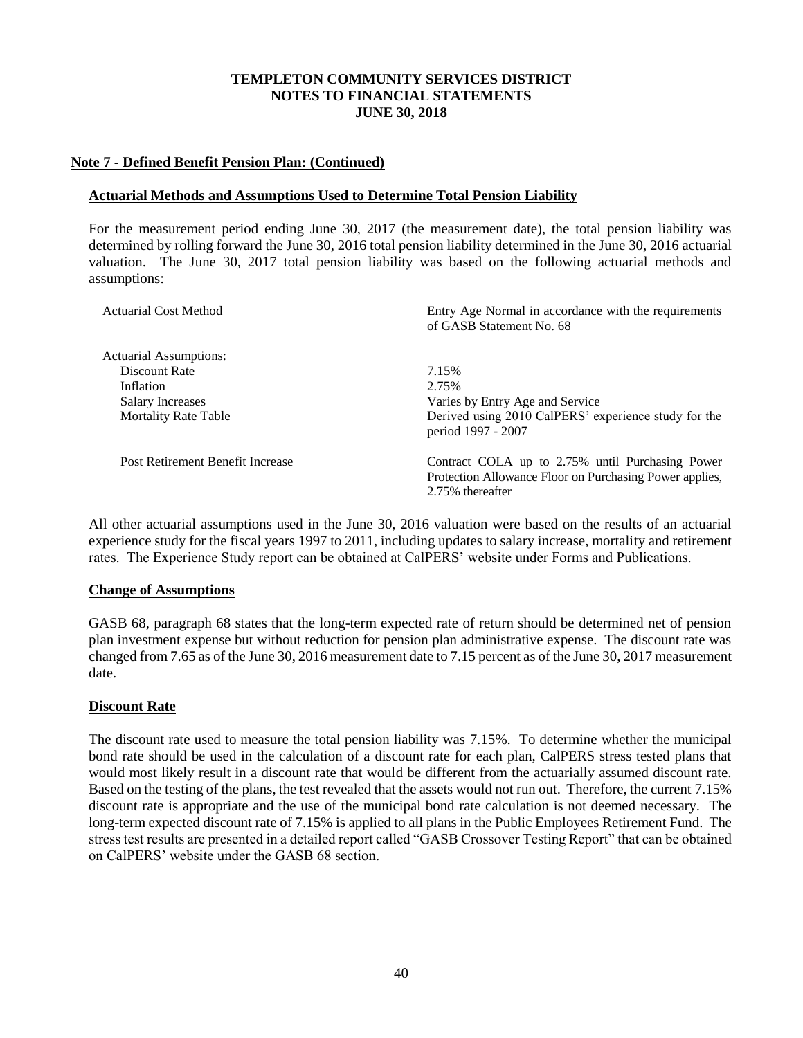**TEMPLETON COMMUNITY SERVICES DISTRICT**
**NOTES TO FINANCIAL STATEMENTS**
**JUNE 30, 2018**

## Note 7 - Defined Benefit Pension Plan: (Continued)

### Actuarial Methods and Assumptions Used to Determine Total Pension Liability

For the measurement period ending June 30, 2017 (the measurement date), the total pension liability was determined by rolling forward the June 30, 2016 total pension liability determined in the June 30, 2016 actuarial valuation. The June 30, 2017 total pension liability was based on the following actuarial methods and assumptions:

| | |
|---|---|
| Actuarial Cost Method | Entry Age Normal in accordance with the requirements of GASB Statement No. 68 |
| Actuarial Assumptions: | |
| Discount Rate | 7.15% |
| Inflation | 2.75% |
| Salary Increases | Varies by Entry Age and Service |
| Mortality Rate Table | Derived using 2010 CalPERS' experience study for the period 1997 - 2007 |
| Post Retirement Benefit Increase | Contract COLA up to 2.75% until Purchasing Power Protection Allowance Floor on Purchasing Power applies, 2.75% thereafter |

All other actuarial assumptions used in the June 30, 2016 valuation were based on the results of an actuarial experience study for the fiscal years 1997 to 2011, including updates to salary increase, mortality and retirement rates. The Experience Study report can be obtained at CalPERS' website under Forms and Publications.

### Change of Assumptions

GASB 68, paragraph 68 states that the long-term expected rate of return should be determined net of pension plan investment expense but without reduction for pension plan administrative expense. The discount rate was changed from 7.65 as of the June 30, 2016 measurement date to 7.15 percent as of the June 30, 2017 measurement date.

### Discount Rate

The discount rate used to measure the total pension liability was 7.15%. To determine whether the municipal bond rate should be used in the calculation of a discount rate for each plan, CalPERS stress tested plans that would most likely result in a discount rate that would be different from the actuarially assumed discount rate. Based on the testing of the plans, the test revealed that the assets would not run out. Therefore, the current 7.15% discount rate is appropriate and the use of the municipal bond rate calculation is not deemed necessary. The long-term expected discount rate of 7.15% is applied to all plans in the Public Employees Retirement Fund. The stress test results are presented in a detailed report called "GASB Crossover Testing Report" that can be obtained on CalPERS' website under the GASB 68 section.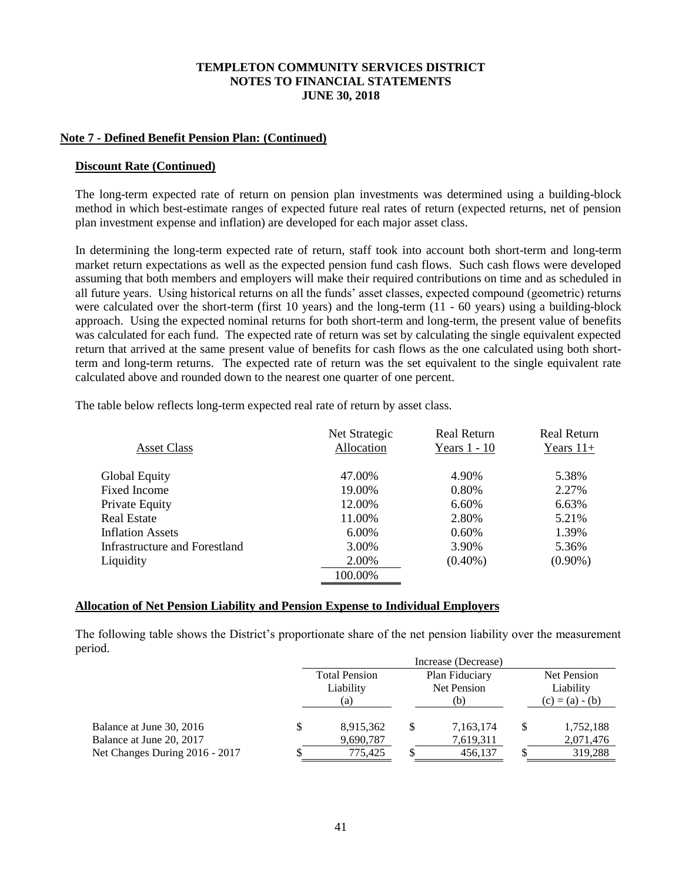**TEMPLETON COMMUNITY SERVICES DISTRICT**
**NOTES TO FINANCIAL STATEMENTS**
**JUNE 30, 2018**

## Note 7 - Defined Benefit Pension Plan: (Continued)

### Discount Rate (Continued)

The long-term expected rate of return on pension plan investments was determined using a building-block method in which best-estimate ranges of expected future real rates of return (expected returns, net of pension plan investment expense and inflation) are developed for each major asset class.

In determining the long-term expected rate of return, staff took into account both short-term and long-term market return expectations as well as the expected pension fund cash flows. Such cash flows were developed assuming that both members and employers will make their required contributions on time and as scheduled in all future years. Using historical returns on all the funds' asset classes, expected compound (geometric) returns were calculated over the short-term (first 10 years) and the long-term (11 - 60 years) using a building-block approach. Using the expected nominal returns for both short-term and long-term, the present value of benefits was calculated for each fund. The expected rate of return was set by calculating the single equivalent expected return that arrived at the same present value of benefits for cash flows as the one calculated using both short-term and long-term returns. The expected rate of return was the set equivalent to the single equivalent rate calculated above and rounded down to the nearest one quarter of one percent.

The table below reflects long-term expected real rate of return by asset class.

| Asset Class | Net Strategic Allocation | Real Return Years 1 - 10 | Real Return Years 11+ |
|---|---|---|---|
| Global Equity | 47.00% | 4.90% | 5.38% |
| Fixed Income | 19.00% | 0.80% | 2.27% |
| Private Equity | 12.00% | 6.60% | 6.63% |
| Real Estate | 11.00% | 2.80% | 5.21% |
| Inflation Assets | 6.00% | 0.60% | 1.39% |
| Infrastructure and Forestland | 3.00% | 3.90% | 5.36% |
| Liquidity | 2.00% | (0.40%) | (0.90%) |
| | 100.00% | | |

### Allocation of Net Pension Liability and Pension Expense to Individual Employers

The following table shows the District's proportionate share of the net pension liability over the measurement period.

| | Increase (Decrease) | | |
|---|---|---|---|
| | Total Pension Liability (a) | Plan Fiduciary Net Pension (b) | Net Pension Liability (c) = (a) - (b) |
| Balance at June 30, 2016 | $ 8,915,362 | $ 7,163,174 | $ 1,752,188 |
| Balance at June 20, 2017 | 9,690,787 | 7,619,311 | 2,071,476 |
| Net Changes During 2016 - 2017 | $ 775,425 | $ 456,137 | $ 319,288 |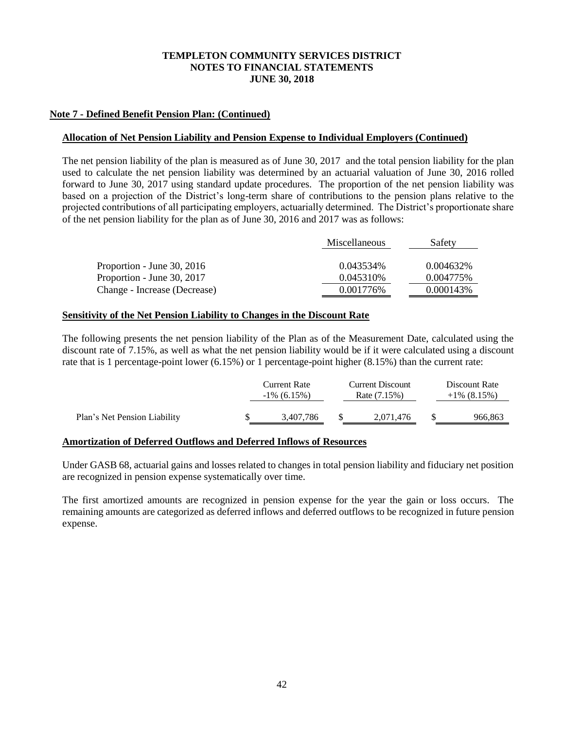**TEMPLETON COMMUNITY SERVICES DISTRICT**
**NOTES TO FINANCIAL STATEMENTS**
**JUNE 30, 2018**

## Note 7 - Defined Benefit Pension Plan: (Continued)

### Allocation of Net Pension Liability and Pension Expense to Individual Employers (Continued)

The net pension liability of the plan is measured as of June 30, 2017 and the total pension liability for the plan used to calculate the net pension liability was determined by an actuarial valuation of June 30, 2016 rolled forward to June 30, 2017 using standard update procedures. The proportion of the net pension liability was based on a projection of the District's long-term share of contributions to the pension plans relative to the projected contributions of all participating employers, actuarially determined. The District's proportionate share of the net pension liability for the plan as of June 30, 2016 and 2017 was as follows:

| | Miscellaneous | Safety |
|---|---|---|
| Proportion - June 30, 2016 | 0.043534% | 0.004632% |
| Proportion - June 30, 2017 | 0.045310% | 0.004775% |
| Change - Increase (Decrease) | 0.001776% | 0.000143% |

### Sensitivity of the Net Pension Liability to Changes in the Discount Rate

The following presents the net pension liability of the Plan as of the Measurement Date, calculated using the discount rate of 7.15%, as well as what the net pension liability would be if it were calculated using a discount rate that is 1 percentage-point lower (6.15%) or 1 percentage-point higher (8.15%) than the current rate:

| | Current Rate -1% (6.15%) | Current Discount Rate (7.15%) | Discount Rate +1% (8.15%) |
|---|---|---|---|
| Plan's Net Pension Liability | $ 3,407,786 | $ 2,071,476 | $ 966,863 |

### Amortization of Deferred Outflows and Deferred Inflows of Resources

Under GASB 68, actuarial gains and losses related to changes in total pension liability and fiduciary net position are recognized in pension expense systematically over time.

The first amortized amounts are recognized in pension expense for the year the gain or loss occurs. The remaining amounts are categorized as deferred inflows and deferred outflows to be recognized in future pension expense.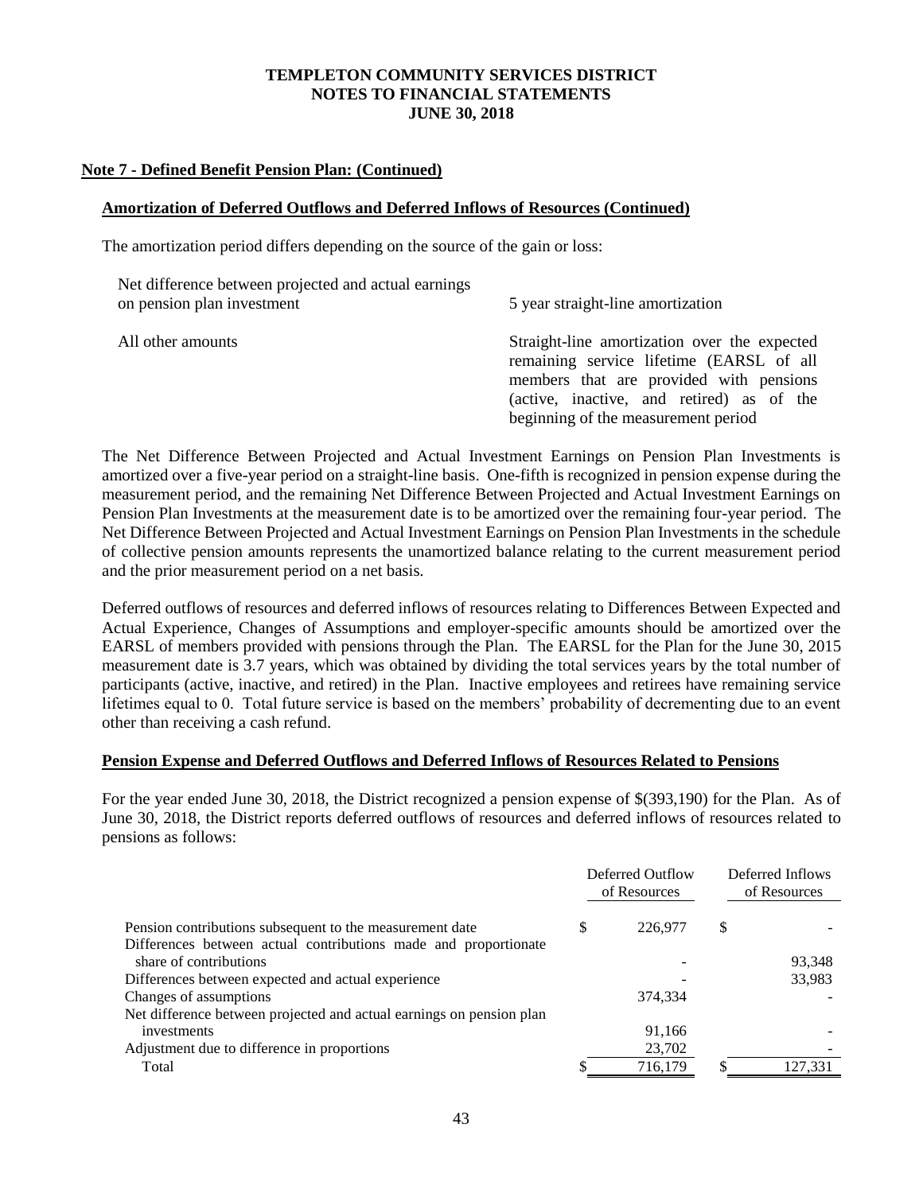# TEMPLETON COMMUNITY SERVICES DISTRICT
# NOTES TO FINANCIAL STATEMENTS
# JUNE 30, 2018

## Note 7 - Defined Benefit Pension Plan: (Continued)

### Amortization of Deferred Outflows and Deferred Inflows of Resources (Continued)

The amortization period differs depending on the source of the gain or loss:

| | |
|---|---|
| Net difference between projected and actual earnings on pension plan investment | 5 year straight-line amortization |
| All other amounts | Straight-line amortization over the expected remaining service lifetime (EARSL of all members that are provided with pensions (active, inactive, and retired) as of the beginning of the measurement period |

The Net Difference Between Projected and Actual Investment Earnings on Pension Plan Investments is amortized over a five-year period on a straight-line basis. One-fifth is recognized in pension expense during the measurement period, and the remaining Net Difference Between Projected and Actual Investment Earnings on Pension Plan Investments at the measurement date is to be amortized over the remaining four-year period. The Net Difference Between Projected and Actual Investment Earnings on Pension Plan Investments in the schedule of collective pension amounts represents the unamortized balance relating to the current measurement period and the prior measurement period on a net basis.

Deferred outflows of resources and deferred inflows of resources relating to Differences Between Expected and Actual Experience, Changes of Assumptions and employer-specific amounts should be amortized over the EARSL of members provided with pensions through the Plan. The EARSL for the Plan for the June 30, 2015 measurement date is 3.7 years, which was obtained by dividing the total services years by the total number of participants (active, inactive, and retired) in the Plan. Inactive employees and retirees have remaining service lifetimes equal to 0. Total future service is based on the members' probability of decrementing due to an event other than receiving a cash refund.

### Pension Expense and Deferred Outflows and Deferred Inflows of Resources Related to Pensions

For the year ended June 30, 2018, the District recognized a pension expense of $(393,190) for the Plan. As of June 30, 2018, the District reports deferred outflows of resources and deferred inflows of resources related to pensions as follows:

| | Deferred Outflow of Resources | Deferred Inflows of Resources |
|---|---|---|
| Pension contributions subsequent to the measurement date | $ 226,977 | $ - |
| Differences between actual contributions made and proportionate share of contributions | - | 93,348 |
| Differences between expected and actual experience | - | 33,983 |
| Changes of assumptions | 374,334 | - |
| Net difference between projected and actual earnings on pension plan investments | 91,166 | - |
| Adjustment due to difference in proportions | 23,702 | - |
| Total | $ 716,179 | $ 127,331 |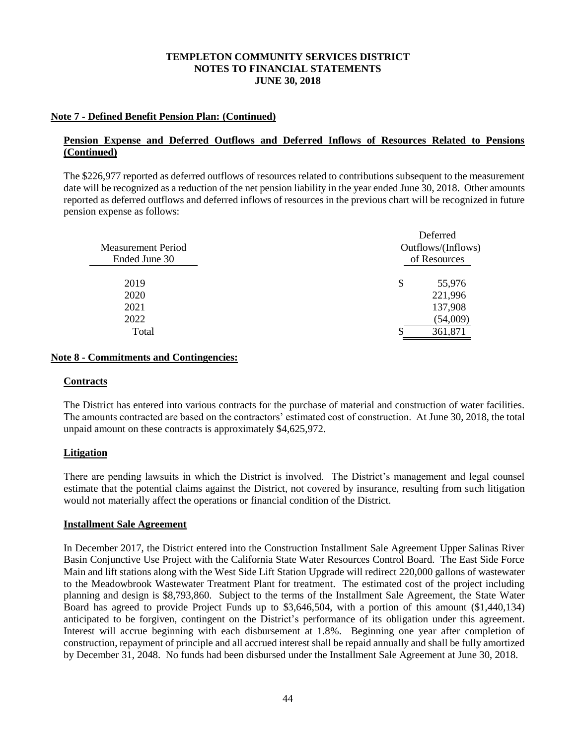**Note 7 - Defined Benefit Pension Plan: (Continued)**

**Pension Expense and Deferred Outflows and Deferred Inflows of Resources Related to Pensions (Continued)**

The $226,977 reported as deferred outflows of resources related to contributions subsequent to the measurement date will be recognized as a reduction of the net pension liability in the year ended June 30, 2018. Other amounts reported as deferred outflows and deferred inflows of resources in the previous chart will be recognized in future pension expense as follows:

| Measurement Period Ended June 30 | Deferred Outflows/(Inflows) of Resources |
|---|---|
| 2019 | $ 55,976 |
| 2020 | 221,996 |
| 2021 | 137,908 |
| 2022 | (54,009) |
| Total | $ 361,871 |

**Note 8 - Commitments and Contingencies:**

**Contracts**

The District has entered into various contracts for the purchase of material and construction of water facilities. The amounts contracted are based on the contractors' estimated cost of construction. At June 30, 2018, the total unpaid amount on these contracts is approximately $4,625,972.

**Litigation**

There are pending lawsuits in which the District is involved. The District's management and legal counsel estimate that the potential claims against the District, not covered by insurance, resulting from such litigation would not materially affect the operations or financial condition of the District.

**Installment Sale Agreement**

In December 2017, the District entered into the Construction Installment Sale Agreement Upper Salinas River Basin Conjunctive Use Project with the California State Water Resources Control Board. The East Side Force Main and lift stations along with the West Side Lift Station Upgrade will redirect 220,000 gallons of wastewater to the Meadowbrook Wastewater Treatment Plant for treatment. The estimated cost of the project including planning and design is $8,793,860. Subject to the terms of the Installment Sale Agreement, the State Water Board has agreed to provide Project Funds up to $3,646,504, with a portion of this amount ($1,440,134) anticipated to be forgiven, contingent on the District's performance of its obligation under this agreement. Interest will accrue beginning with each disbursement at 1.8%. Beginning one year after completion of construction, repayment of principle and all accrued interest shall be repaid annually and shall be fully amortized by December 31, 2048. No funds had been disbursed under the Installment Sale Agreement at June 30, 2018.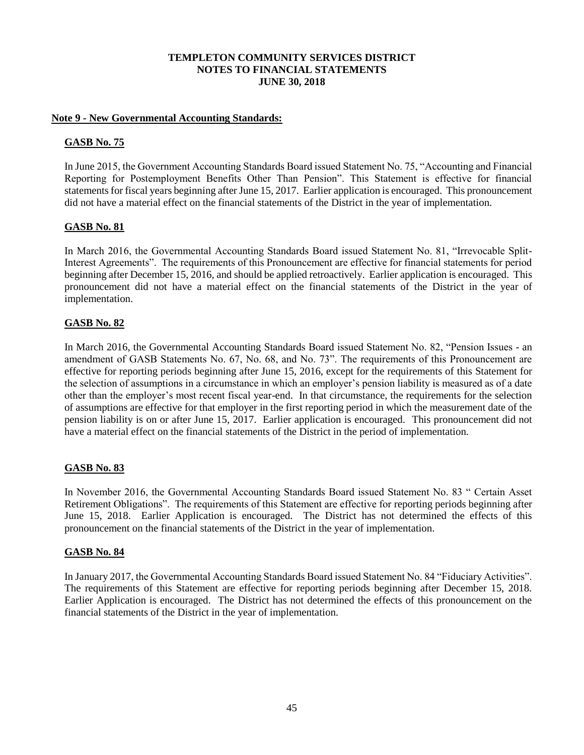**TEMPLETON COMMUNITY SERVICES DISTRICT**
**NOTES TO FINANCIAL STATEMENTS**
**JUNE 30, 2018**

## Note 9 - New Governmental Accounting Standards:

### GASB No. 75

In June 2015, the Government Accounting Standards Board issued Statement No. 75, "Accounting and Financial Reporting for Postemployment Benefits Other Than Pension". This Statement is effective for financial statements for fiscal years beginning after June 15, 2017. Earlier application is encouraged. This pronouncement did not have a material effect on the financial statements of the District in the year of implementation.

### GASB No. 81

In March 2016, the Governmental Accounting Standards Board issued Statement No. 81, "Irrevocable Split-Interest Agreements". The requirements of this Pronouncement are effective for financial statements for period beginning after December 15, 2016, and should be applied retroactively. Earlier application is encouraged. This pronouncement did not have a material effect on the financial statements of the District in the year of implementation.

### GASB No. 82

In March 2016, the Governmental Accounting Standards Board issued Statement No. 82, "Pension Issues - an amendment of GASB Statements No. 67, No. 68, and No. 73". The requirements of this Pronouncement are effective for reporting periods beginning after June 15, 2016, except for the requirements of this Statement for the selection of assumptions in a circumstance in which an employer's pension liability is measured as of a date other than the employer's most recent fiscal year-end. In that circumstance, the requirements for the selection of assumptions are effective for that employer in the first reporting period in which the measurement date of the pension liability is on or after June 15, 2017. Earlier application is encouraged. This pronouncement did not have a material effect on the financial statements of the District in the period of implementation.

### GASB No. 83

In November 2016, the Governmental Accounting Standards Board issued Statement No. 83 " Certain Asset Retirement Obligations". The requirements of this Statement are effective for reporting periods beginning after June 15, 2018. Earlier Application is encouraged. The District has not determined the effects of this pronouncement on the financial statements of the District in the year of implementation.

### GASB No. 84

In January 2017, the Governmental Accounting Standards Board issued Statement No. 84 "Fiduciary Activities". The requirements of this Statement are effective for reporting periods beginning after December 15, 2018. Earlier Application is encouraged. The District has not determined the effects of this pronouncement on the financial statements of the District in the year of implementation.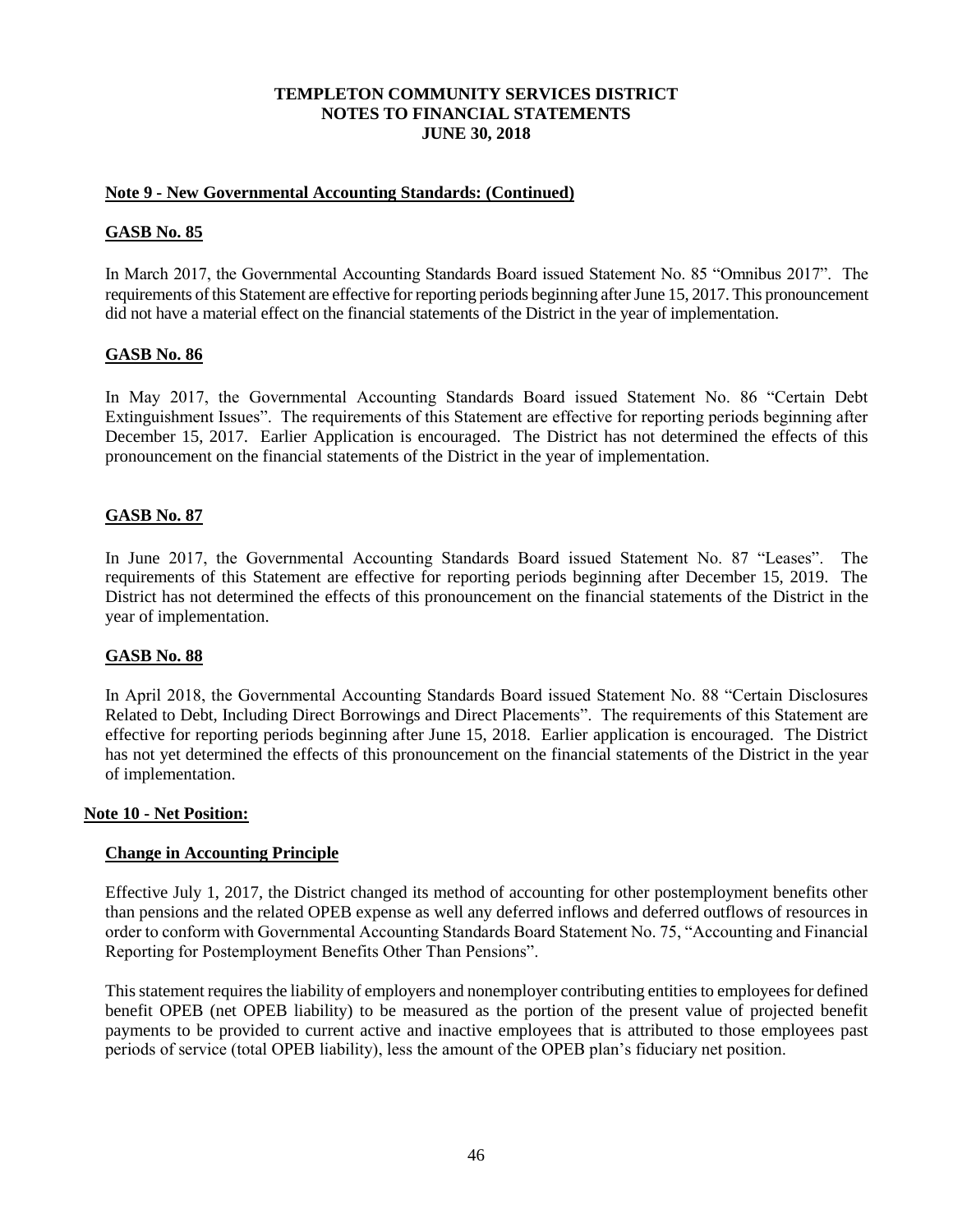**Note 9 - New Governmental Accounting Standards: (Continued)**

**GASB No. 85**

In March 2017, the Governmental Accounting Standards Board issued Statement No. 85 "Omnibus 2017". The requirements of this Statement are effective for reporting periods beginning after June 15, 2017. This pronouncement did not have a material effect on the financial statements of the District in the year of implementation.

**GASB No. 86**

In May 2017, the Governmental Accounting Standards Board issued Statement No. 86 "Certain Debt Extinguishment Issues". The requirements of this Statement are effective for reporting periods beginning after December 15, 2017. Earlier Application is encouraged. The District has not determined the effects of this pronouncement on the financial statements of the District in the year of implementation.

**GASB No. 87**

In June 2017, the Governmental Accounting Standards Board issued Statement No. 87 "Leases". The requirements of this Statement are effective for reporting periods beginning after December 15, 2019. The District has not determined the effects of this pronouncement on the financial statements of the District in the year of implementation.

**GASB No. 88**

In April 2018, the Governmental Accounting Standards Board issued Statement No. 88 "Certain Disclosures Related to Debt, Including Direct Borrowings and Direct Placements". The requirements of this Statement are effective for reporting periods beginning after June 15, 2018. Earlier application is encouraged. The District has not yet determined the effects of this pronouncement on the financial statements of the District in the year of implementation.

**Note 10 - Net Position:**

**Change in Accounting Principle**

Effective July 1, 2017, the District changed its method of accounting for other postemployment benefits other than pensions and the related OPEB expense as well any deferred inflows and deferred outflows of resources in order to conform with Governmental Accounting Standards Board Statement No. 75, "Accounting and Financial Reporting for Postemployment Benefits Other Than Pensions".

This statement requires the liability of employers and nonemployer contributing entities to employees for defined benefit OPEB (net OPEB liability) to be measured as the portion of the present value of projected benefit payments to be provided to current active and inactive employees that is attributed to those employees past periods of service (total OPEB liability), less the amount of the OPEB plan's fiduciary net position.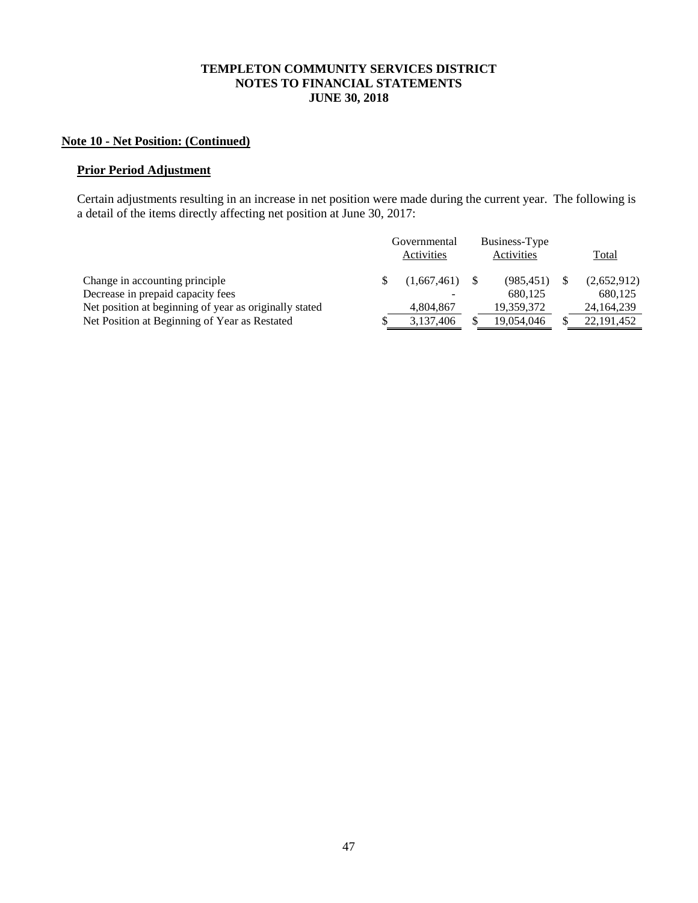**TEMPLETON COMMUNITY SERVICES DISTRICT**
**NOTES TO FINANCIAL STATEMENTS**
**JUNE 30, 2018**

## Note 10 - Net Position: (Continued)

### Prior Period Adjustment

Certain adjustments resulting in an increase in net position were made during the current year. The following is a detail of the items directly affecting net position at June 30, 2017:

| | Governmental Activities | Business-Type Activities | Total |
|---|---|---|---|
| Change in accounting principle | $ (1,667,461) | $ (985,451) | $ (2,652,912) |
| Decrease in prepaid capacity fees | - | 680,125 | 680,125 |
| Net position at beginning of year as originally stated | 4,804,867 | 19,359,372 | 24,164,239 |
| Net Position at Beginning of Year as Restated | $ 3,137,406 | $ 19,054,046 | $ 22,191,452 |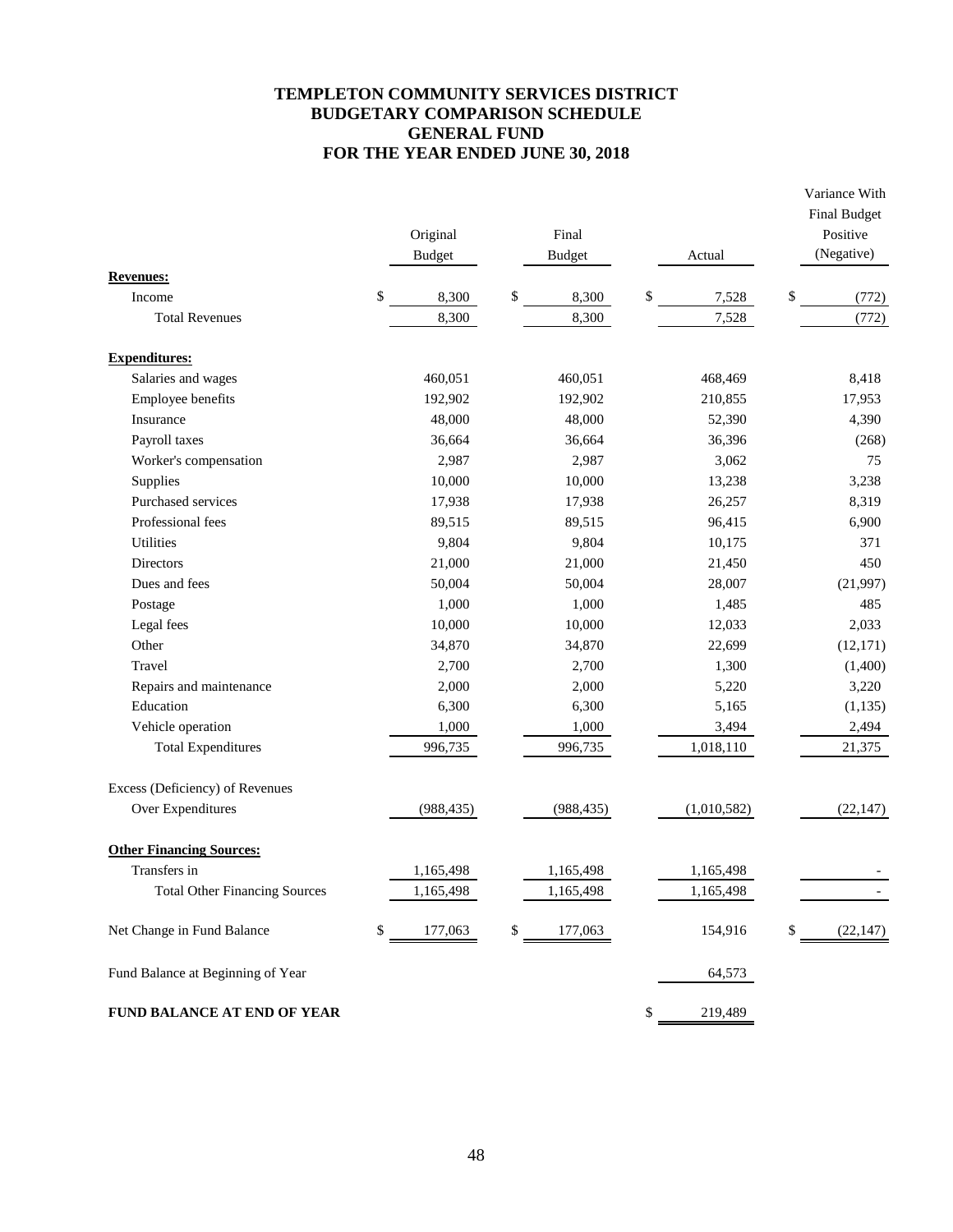# TEMPLETON COMMUNITY SERVICES DISTRICT
# BUDGETARY COMPARISON SCHEDULE
# GENERAL FUND
# FOR THE YEAR ENDED JUNE 30, 2018

| | Original Budget | Final Budget | Actual | Variance With Final Budget Positive (Negative) |
|---|---|---|---|---|
| **Revenues:** | | | | |
| Income | $ 8,300 | $ 8,300 | $ 7,528 | $ (772) |
| Total Revenues | 8,300 | 8,300 | 7,528 | (772) |
| **Expenditures:** | | | | |
| Salaries and wages | 460,051 | 460,051 | 468,469 | 8,418 |
| Employee benefits | 192,902 | 192,902 | 210,855 | 17,953 |
| Insurance | 48,000 | 48,000 | 52,390 | 4,390 |
| Payroll taxes | 36,664 | 36,664 | 36,396 | (268) |
| Worker's compensation | 2,987 | 2,987 | 3,062 | 75 |
| Supplies | 10,000 | 10,000 | 13,238 | 3,238 |
| Purchased services | 17,938 | 17,938 | 26,257 | 8,319 |
| Professional fees | 89,515 | 89,515 | 96,415 | 6,900 |
| Utilities | 9,804 | 9,804 | 10,175 | 371 |
| Directors | 21,000 | 21,000 | 21,450 | 450 |
| Dues and fees | 50,004 | 50,004 | 28,007 | (21,997) |
| Postage | 1,000 | 1,000 | 1,485 | 485 |
| Legal fees | 10,000 | 10,000 | 12,033 | 2,033 |
| Other | 34,870 | 34,870 | 22,699 | (12,171) |
| Travel | 2,700 | 2,700 | 1,300 | (1,400) |
| Repairs and maintenance | 2,000 | 2,000 | 5,220 | 3,220 |
| Education | 6,300 | 6,300 | 5,165 | (1,135) |
| Vehicle operation | 1,000 | 1,000 | 3,494 | 2,494 |
| Total Expenditures | 996,735 | 996,735 | 1,018,110 | 21,375 |
| Excess (Deficiency) of Revenues Over Expenditures | (988,435) | (988,435) | (1,010,582) | (22,147) |
| **Other Financing Sources:** | | | | |
| Transfers in | 1,165,498 | 1,165,498 | 1,165,498 | - |
| Total Other Financing Sources | 1,165,498 | 1,165,498 | 1,165,498 | - |
| Net Change in Fund Balance | $ 177,063 | $ 177,063 | 154,916 | $ (22,147) |
| Fund Balance at Beginning of Year | | | 64,573 | |
| **FUND BALANCE AT END OF YEAR** | | | $ 219,489 | |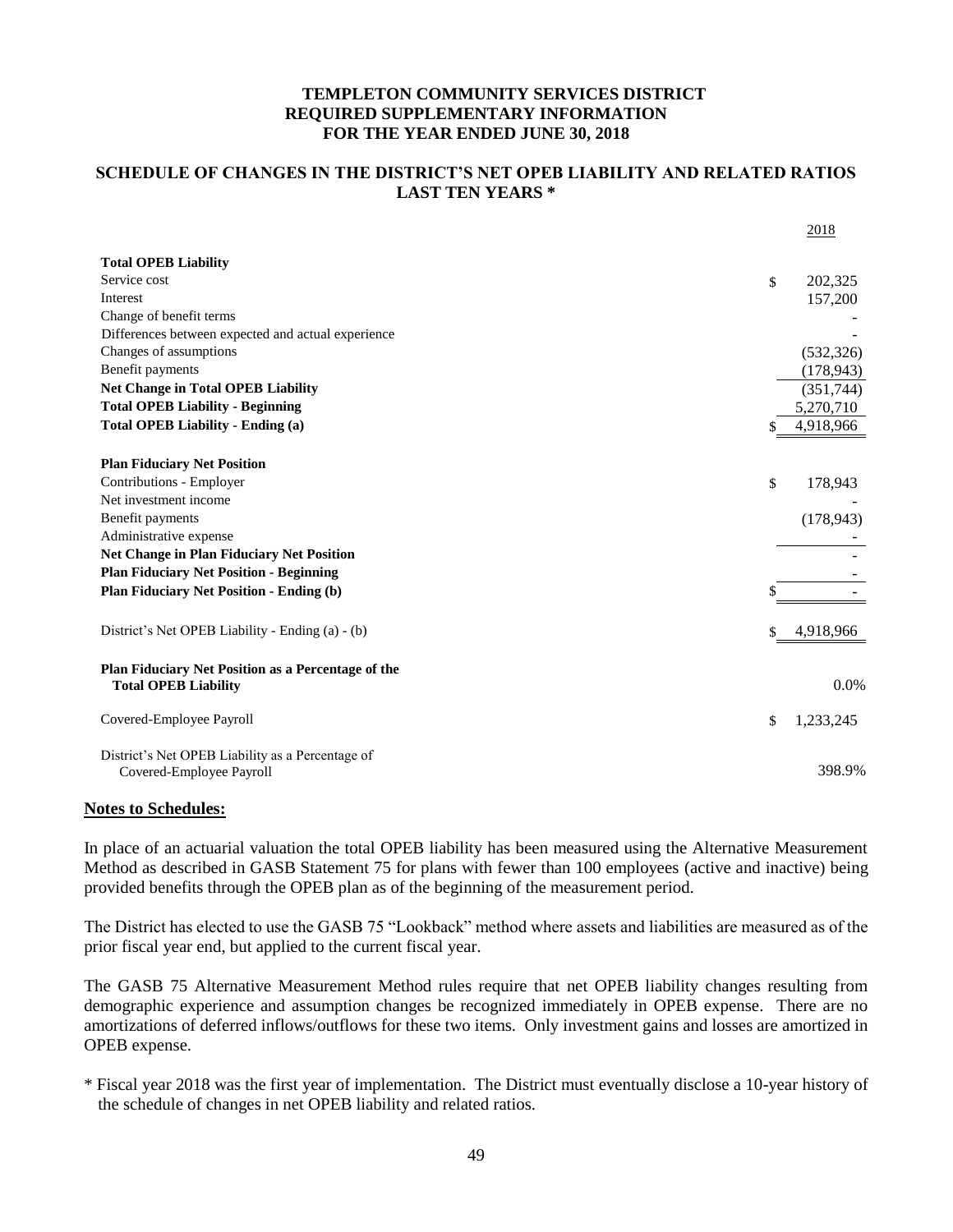# TEMPLETON COMMUNITY SERVICES DISTRICT
## REQUIRED SUPPLEMENTARY INFORMATION
## FOR THE YEAR ENDED JUNE 30, 2018

## SCHEDULE OF CHANGES IN THE DISTRICT'S NET OPEB LIABILITY AND RELATED RATIOS
## LAST TEN YEARS *

| | 2018 |
|---|---|
| **Total OPEB Liability** | |
| Service cost | $ 202,325 |
| Interest | 157,200 |
| Change of benefit terms | - |
| Differences between expected and actual experience | - |
| Changes of assumptions | (532,326) |
| Benefit payments | (178,943) |
| **Net Change in Total OPEB Liability** | (351,744) |
| **Total OPEB Liability - Beginning** | 5,270,710 |
| **Total OPEB Liability - Ending (a)** | $ 4,918,966 |
| | |
| **Plan Fiduciary Net Position** | |
| Contributions - Employer | $ 178,943 |
| Net investment income | - |
| Benefit payments | (178,943) |
| Administrative expense | - |
| **Net Change in Plan Fiduciary Net Position** | - |
| **Plan Fiduciary Net Position - Beginning** | - |
| **Plan Fiduciary Net Position - Ending (b)** | $ - |
| | |
| District's Net OPEB Liability - Ending (a) - (b) | $ 4,918,966 |
| | |
| **Plan Fiduciary Net Position as a Percentage of the Total OPEB Liability** | 0.0% |
| | |
| Covered-Employee Payroll | $ 1,233,245 |
| | |
| District's Net OPEB Liability as a Percentage of Covered-Employee Payroll | 398.9% |

**Notes to Schedules:**

In place of an actuarial valuation the total OPEB liability has been measured using the Alternative Measurement Method as described in GASB Statement 75 for plans with fewer than 100 employees (active and inactive) being provided benefits through the OPEB plan as of the beginning of the measurement period.

The District has elected to use the GASB 75 "Lookback" method where assets and liabilities are measured as of the prior fiscal year end, but applied to the current fiscal year.

The GASB 75 Alternative Measurement Method rules require that net OPEB liability changes resulting from demographic experience and assumption changes be recognized immediately in OPEB expense. There are no amortizations of deferred inflows/outflows for these two items. Only investment gains and losses are amortized in OPEB expense.

\* Fiscal year 2018 was the first year of implementation. The District must eventually disclose a 10-year history of the schedule of changes in net OPEB liability and related ratios.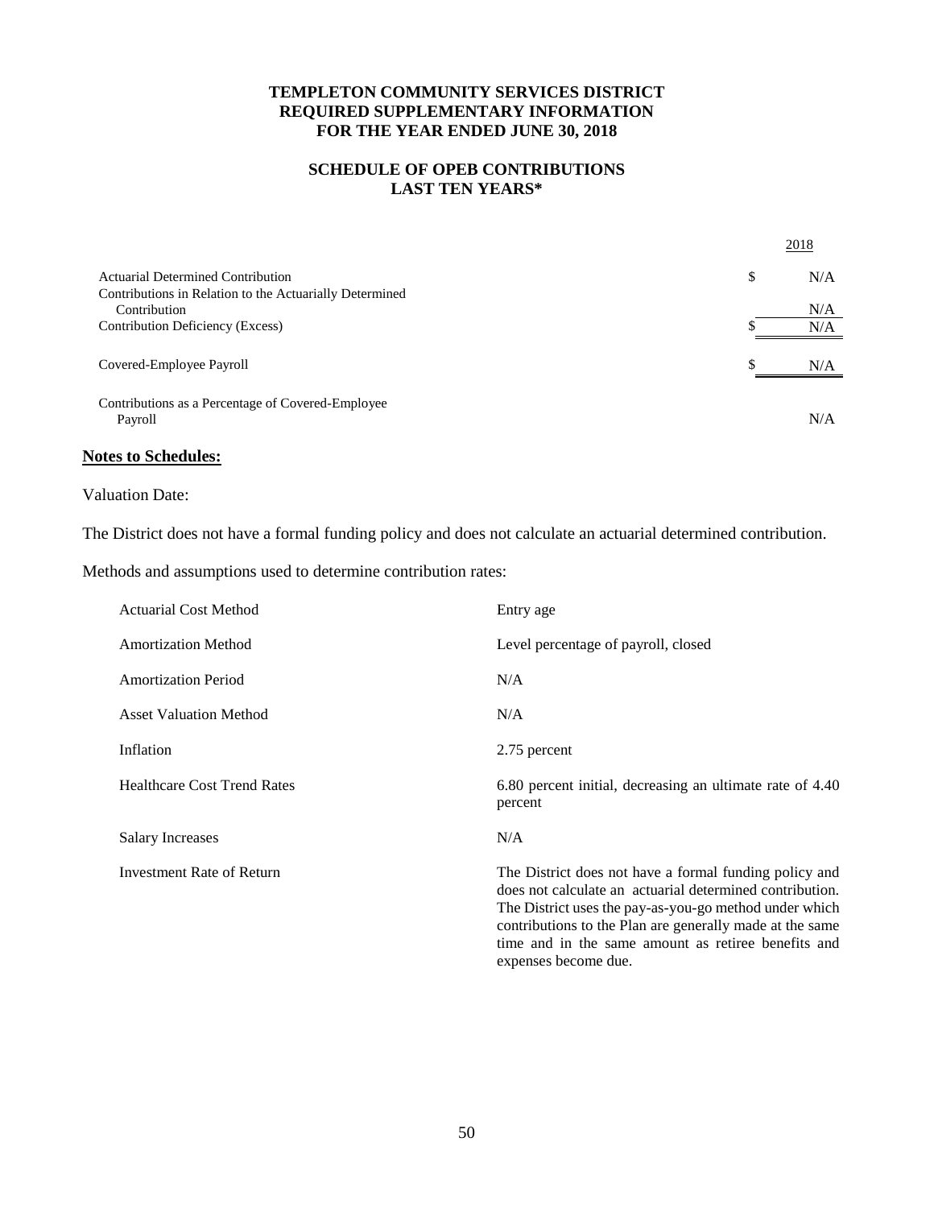**TEMPLETON COMMUNITY SERVICES DISTRICT**
**REQUIRED SUPPLEMENTARY INFORMATION**
**FOR THE YEAR ENDED JUNE 30, 2018**

**SCHEDULE OF OPEB CONTRIBUTIONS**
**LAST TEN YEARS***

| | 2018 |
|---|---|
| Actuarial Determined Contribution | $ N/A |
| Contributions in Relation to the Actuarially Determined Contribution | N/A |
| Contribution Deficiency (Excess) | $ N/A |
| Covered-Employee Payroll | $ N/A |
| Contributions as a Percentage of Covered-Employee Payroll | N/A |

**Notes to Schedules:**

Valuation Date:

The District does not have a formal funding policy and does not calculate an actuarial determined contribution.

Methods and assumptions used to determine contribution rates:

| | |
|---|---|
| Actuarial Cost Method | Entry age |
| Amortization Method | Level percentage of payroll, closed |
| Amortization Period | N/A |
| Asset Valuation Method | N/A |
| Inflation | 2.75 percent |
| Healthcare Cost Trend Rates | 6.80 percent initial, decreasing an ultimate rate of 4.40 percent |
| Salary Increases | N/A |
| Investment Rate of Return | The District does not have a formal funding policy and does not calculate an actuarial determined contribution. The District uses the pay-as-you-go method under which contributions to the Plan are generally made at the same time and in the same amount as retiree benefits and expenses become due. |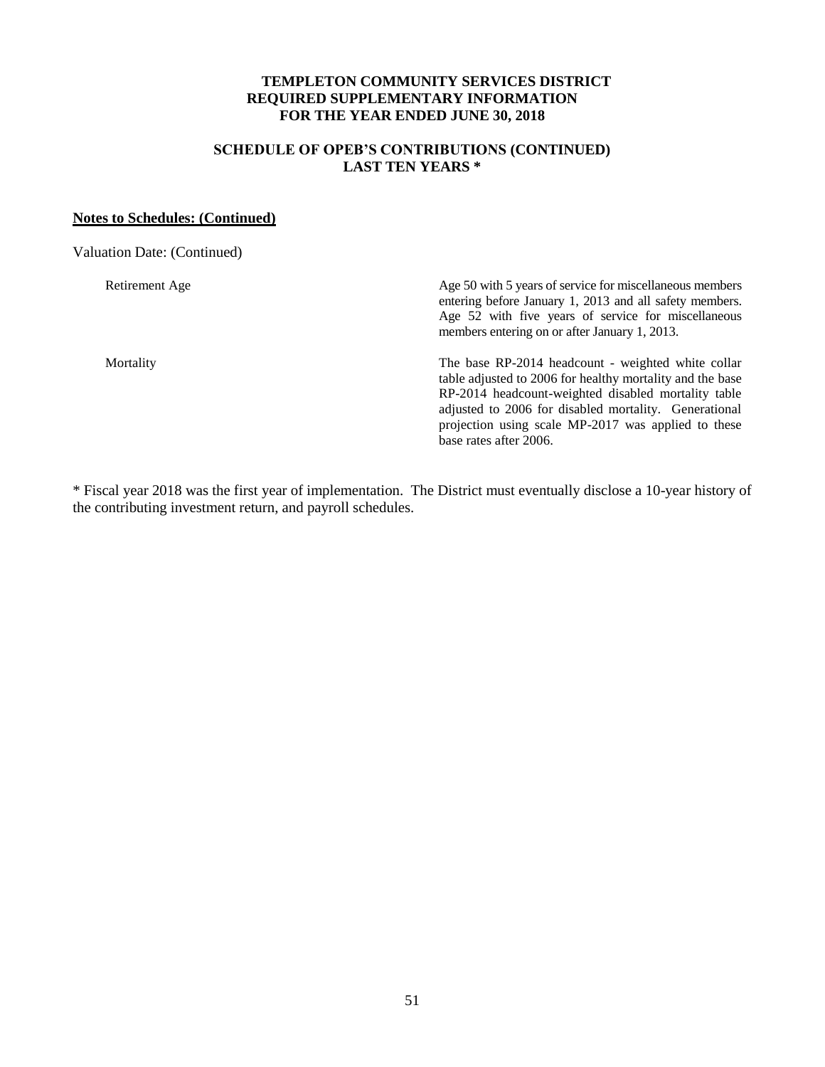# TEMPLETON COMMUNITY SERVICES DISTRICT
## REQUIRED SUPPLEMENTARY INFORMATION
## FOR THE YEAR ENDED JUNE 30, 2018

### SCHEDULE OF OPEB'S CONTRIBUTIONS (CONTINUED)
### LAST TEN YEARS *

**Notes to Schedules: (Continued)**

Valuation Date: (Continued)

| | |
|---|---|
| Retirement Age | Age 50 with 5 years of service for miscellaneous members entering before January 1, 2013 and all safety members. Age 52 with five years of service for miscellaneous members entering on or after January 1, 2013. |
| Mortality | The base RP-2014 headcount - weighted white collar table adjusted to 2006 for healthy mortality and the base RP-2014 headcount-weighted disabled mortality table adjusted to 2006 for disabled mortality. Generational projection using scale MP-2017 was applied to these base rates after 2006. |

* Fiscal year 2018 was the first year of implementation. The District must eventually disclose a 10-year history of the contributing investment return, and payroll schedules.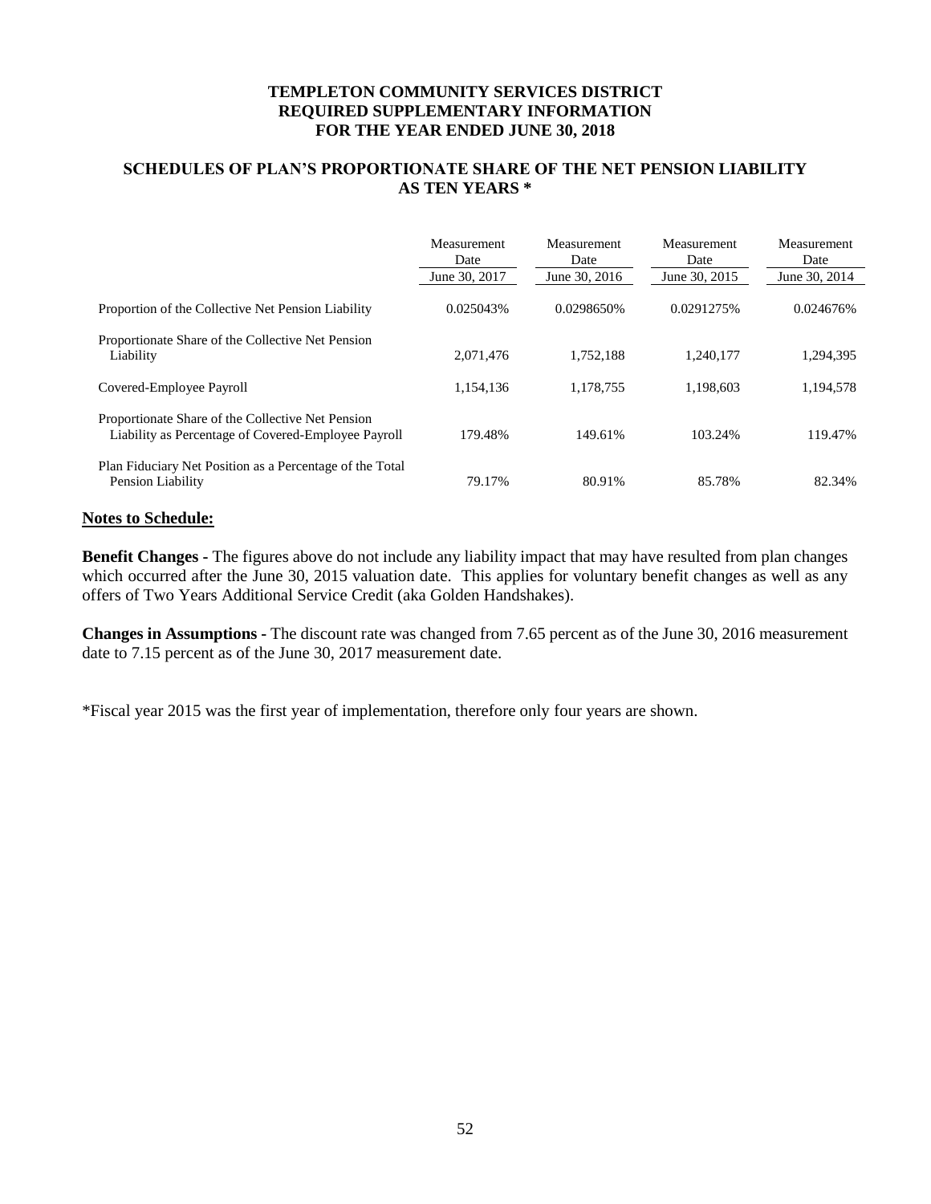**TEMPLETON COMMUNITY SERVICES DISTRICT**
**REQUIRED SUPPLEMENTARY INFORMATION**
**FOR THE YEAR ENDED JUNE 30, 2018**

## SCHEDULES OF PLAN'S PROPORTIONATE SHARE OF THE NET PENSION LIABILITY AS TEN YEARS *

| | Measurement Date June 30, 2017 | Measurement Date June 30, 2016 | Measurement Date June 30, 2015 | Measurement Date June 30, 2014 |
|---|---|---|---|---|
| Proportion of the Collective Net Pension Liability | 0.025043% | 0.0298650% | 0.0291275% | 0.024676% |
| Proportionate Share of the Collective Net Pension Liability | 2,071,476 | 1,752,188 | 1,240,177 | 1,294,395 |
| Covered-Employee Payroll | 1,154,136 | 1,178,755 | 1,198,603 | 1,194,578 |
| Proportionate Share of the Collective Net Pension Liability as Percentage of Covered-Employee Payroll | 179.48% | 149.61% | 103.24% | 119.47% |
| Plan Fiduciary Net Position as a Percentage of the Total Pension Liability | 79.17% | 80.91% | 85.78% | 82.34% |

**Notes to Schedule:**

**Benefit Changes -** The figures above do not include any liability impact that may have resulted from plan changes which occurred after the June 30, 2015 valuation date. This applies for voluntary benefit changes as well as any offers of Two Years Additional Service Credit (aka Golden Handshakes).

**Changes in Assumptions -** The discount rate was changed from 7.65 percent as of the June 30, 2016 measurement date to 7.15 percent as of the June 30, 2017 measurement date.

*Fiscal year 2015 was the first year of implementation, therefore only four years are shown.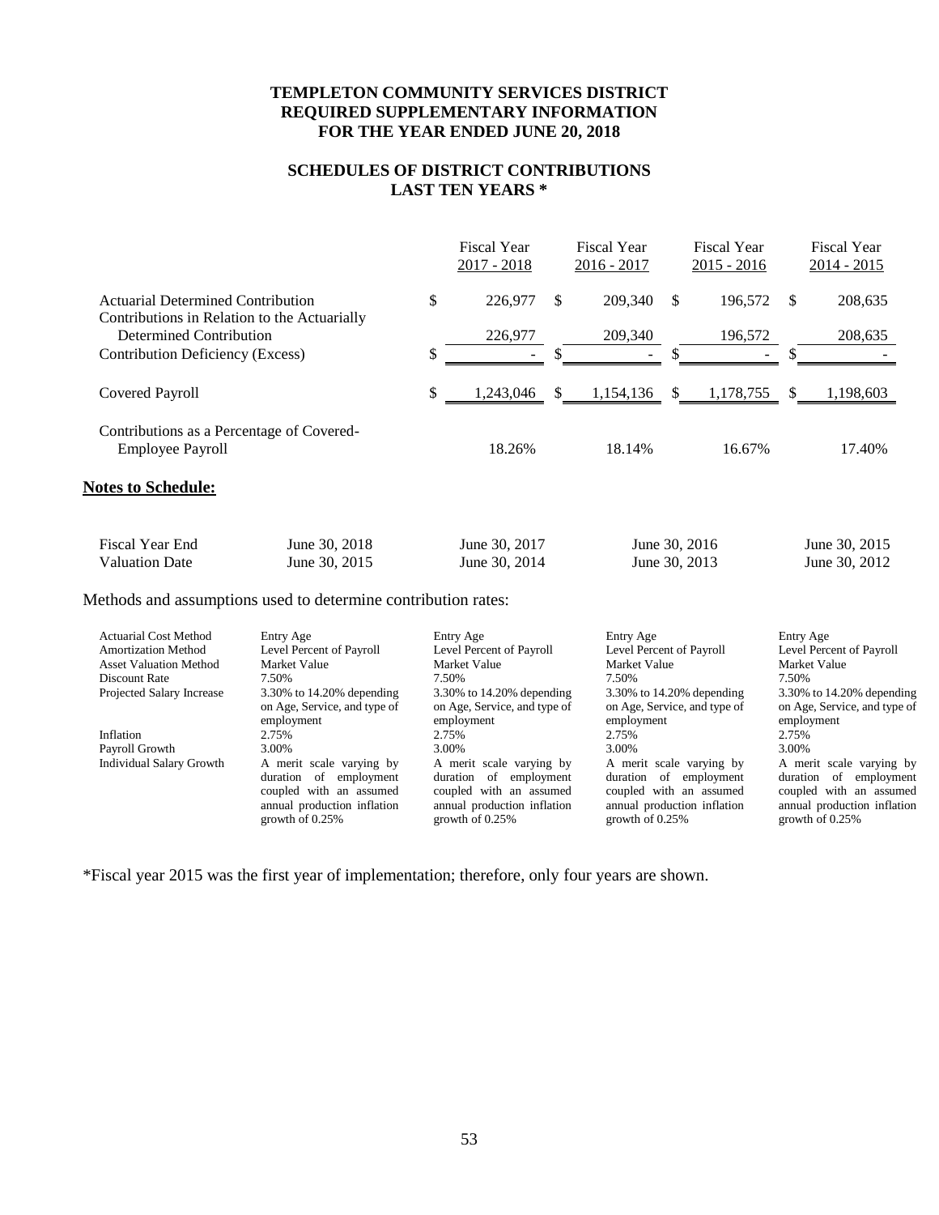# TEMPLETON COMMUNITY SERVICES DISTRICT
# REQUIRED SUPPLEMENTARY INFORMATION
# FOR THE YEAR ENDED JUNE 20, 2018

## SCHEDULES OF DISTRICT CONTRIBUTIONS
## LAST TEN YEARS *

| | Fiscal Year 2017 - 2018 | Fiscal Year 2016 - 2017 | Fiscal Year 2015 - 2016 | Fiscal Year 2014 - 2015 |
|---|---|---|---|---|
| Actuarial Determined Contribution | $ 226,977 | $ 209,340 | $ 196,572 | $ 208,635 |
| Contributions in Relation to the Actuarially Determined Contribution | 226,977 | 209,340 | 196,572 | 208,635 |
| Contribution Deficiency (Excess) | $ - | $ - | $ - | $ - |
| Covered Payroll | $ 1,243,046 | $ 1,154,136 | $ 1,178,755 | $ 1,198,603 |
| Contributions as a Percentage of Covered-Employee Payroll | 18.26% | 18.14% | 16.67% | 17.40% |

**Notes to Schedule:**

| | | | | |
|---|---|---|---|---|
| Fiscal Year End | June 30, 2018 | June 30, 2017 | June 30, 2016 | June 30, 2015 |
| Valuation Date | June 30, 2015 | June 30, 2014 | June 30, 2013 | June 30, 2012 |

Methods and assumptions used to determine contribution rates:

| | | | | |
|---|---|---|---|---|
| Actuarial Cost Method | Entry Age | Entry Age | Entry Age | Entry Age |
| Amortization Method | Level Percent of Payroll | Level Percent of Payroll | Level Percent of Payroll | Level Percent of Payroll |
| Asset Valuation Method | Market Value | Market Value | Market Value | Market Value |
| Discount Rate | 7.50% | 7.50% | 7.50% | 7.50% |
| Projected Salary Increase | 3.30% to 14.20% depending on Age, Service, and type of employment | 3.30% to 14.20% depending on Age, Service, and type of employment | 3.30% to 14.20% depending on Age, Service, and type of employment | 3.30% to 14.20% depending on Age, Service, and type of employment |
| Inflation | 2.75% | 2.75% | 2.75% | 2.75% |
| Payroll Growth | 3.00% | 3.00% | 3.00% | 3.00% |
| Individual Salary Growth | A merit scale varying by duration of employment coupled with an assumed annual production inflation growth of 0.25% | A merit scale varying by duration of employment coupled with an assumed annual production inflation growth of 0.25% | A merit scale varying by duration of employment coupled with an assumed annual production inflation growth of 0.25% | A merit scale varying by duration of employment coupled with an assumed annual production inflation growth of 0.25% |

*Fiscal year 2015 was the first year of implementation; therefore, only four years are shown.